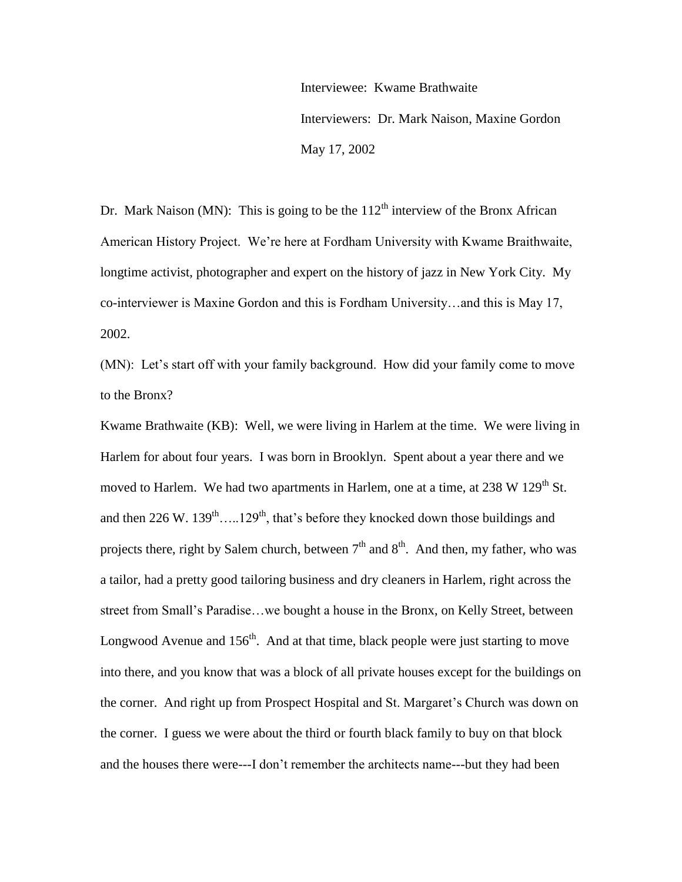Interviewee: Kwame Brathwaite

Interviewers: Dr. Mark Naison, Maxine Gordon

May 17, 2002

Dr. Mark Naison (MN): This is going to be the 112th interview of the Bronx African American History Project. We're here at Fordham University with Kwame Braithwaite, longtime activist, photographer and expert on the history of jazz in New York City. My co-interviewer is Maxine Gordon and this is Fordham University…and this is May 17, 2002.

(MN): Let's start off with your family background. How did your family come to move to the Bronx?

Kwame Brathwaite (KB): Well, we were living in Harlem at the time. We were living in Harlem for about four years. I was born in Brooklyn. Spent about a year there and we moved to Harlem. We had two apartments in Harlem, one at a time, at 238 W 129th St. and then 226 W. 139th…..129th, that's before they knocked down those buildings and projects there, right by Salem church, between 7th and 8th. And then, my father, who was a tailor, had a pretty good tailoring business and dry cleaners in Harlem, right across the street from Small's Paradise…we bought a house in the Bronx, on Kelly Street, between Longwood Avenue and 156th. And at that time, black people were just starting to move into there, and you know that was a block of all private houses except for the buildings on the corner. And right up from Prospect Hospital and St. Margaret's Church was down on the corner. I guess we were about the third or fourth black family to buy on that block and the houses there were---I don't remember the architects name---but they had been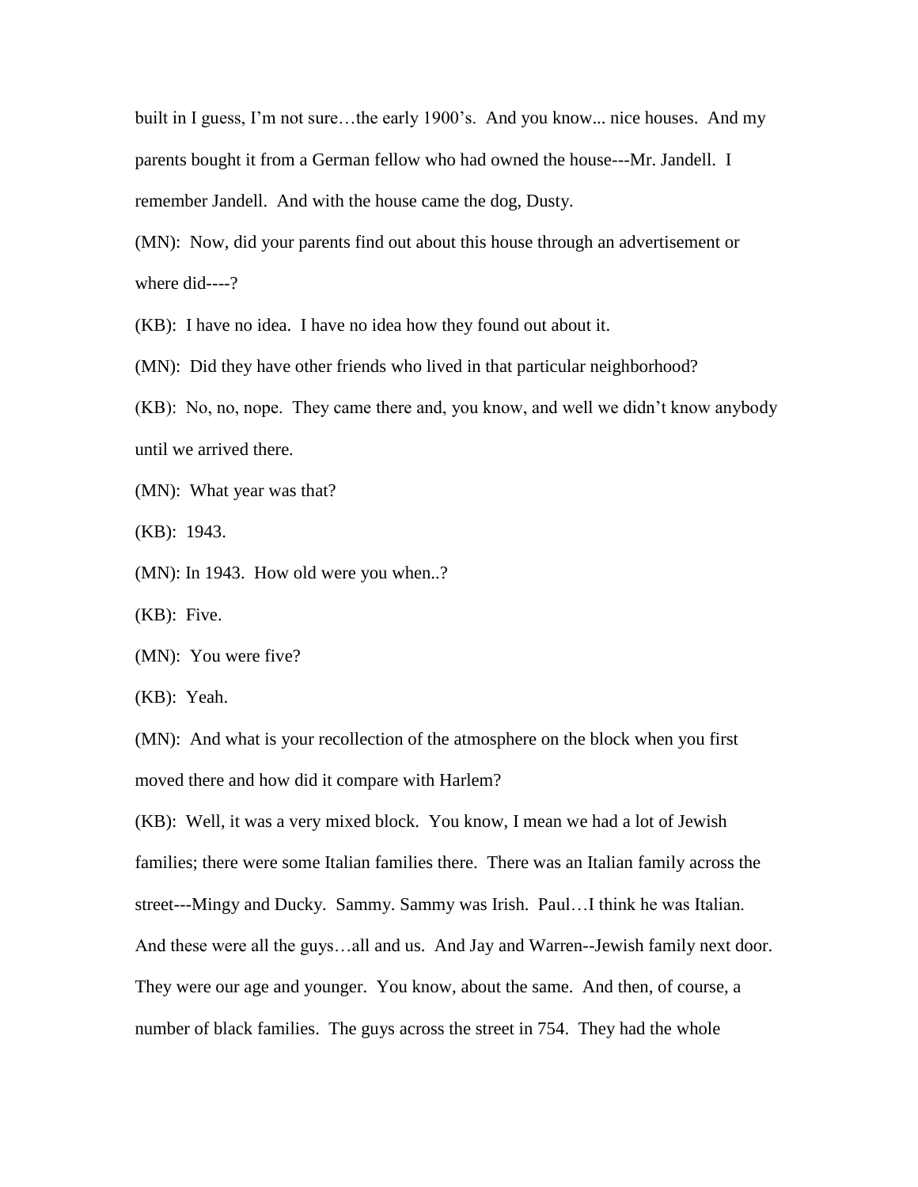built in I guess, I'm not sure…the early 1900's. And you know... nice houses. And my parents bought it from a German fellow who had owned the house---Mr. Jandell. I remember Jandell. And with the house came the dog, Dusty.

(MN): Now, did your parents find out about this house through an advertisement or where did----?

(KB): I have no idea. I have no idea how they found out about it.

(MN): Did they have other friends who lived in that particular neighborhood?

(KB): No, no, nope. They came there and, you know, and well we didn't know anybody until we arrived there.

(MN): What year was that?

(KB): 1943.

(MN): In 1943. How old were you when..?

(KB): Five.

(MN): You were five?

(KB): Yeah.

(MN): And what is your recollection of the atmosphere on the block when you first moved there and how did it compare with Harlem?

(KB): Well, it was a very mixed block. You know, I mean we had a lot of Jewish families; there were some Italian families there. There was an Italian family across the street---Mingy and Ducky. Sammy. Sammy was Irish. Paul…I think he was Italian. And these were all the guys…all and us. And Jay and Warren--Jewish family next door. They were our age and younger. You know, about the same. And then, of course, a number of black families. The guys across the street in 754. They had the whole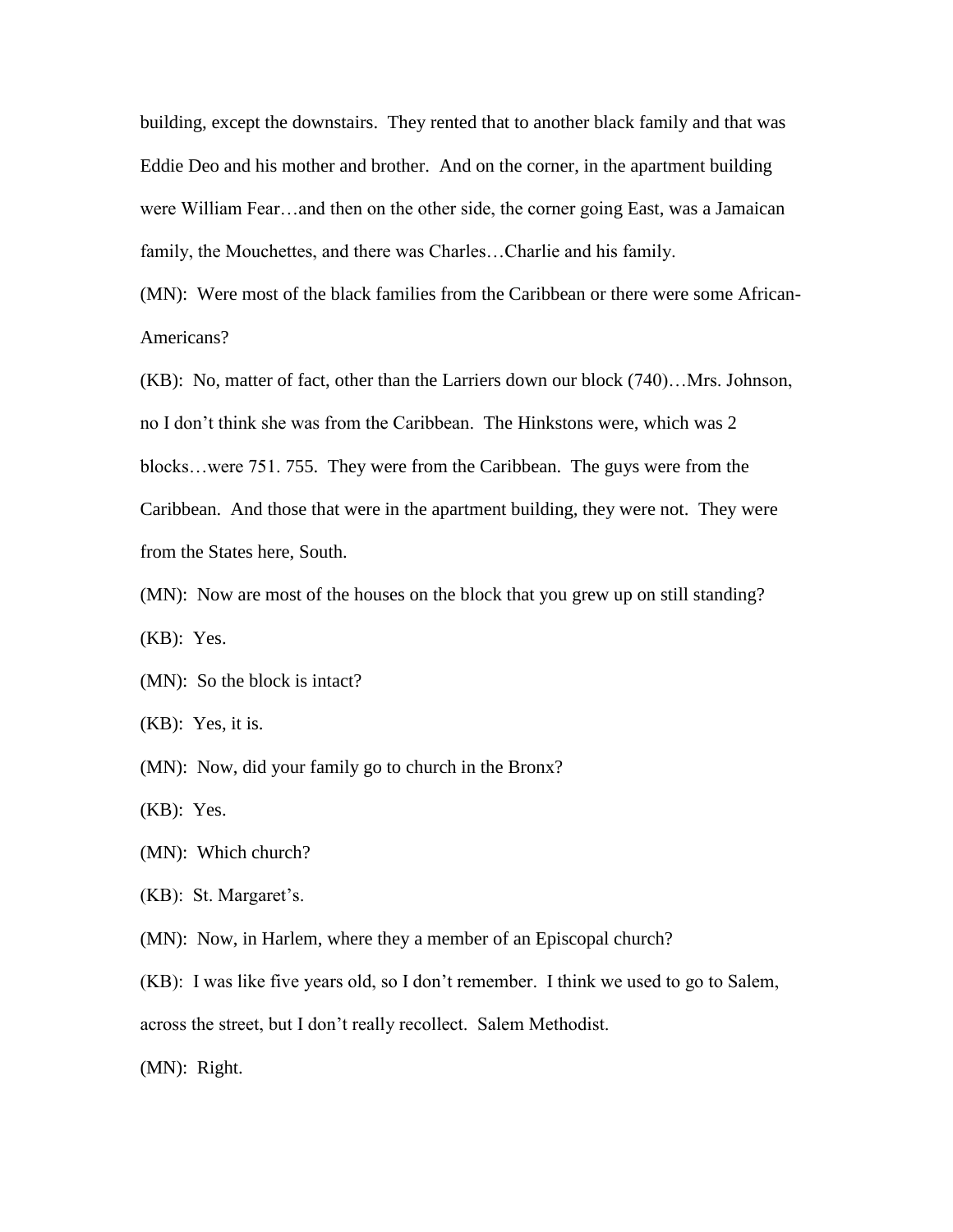building, except the downstairs. They rented that to another black family and that was Eddie Deo and his mother and brother. And on the corner, in the apartment building were William Fear…and then on the other side, the corner going East, was a Jamaican family, the Mouchettes, and there was Charles…Charlie and his family.

(MN): Were most of the black families from the Caribbean or there were some African-Americans?

(KB): No, matter of fact, other than the Larriers down our block (740)…Mrs. Johnson, no I don't think she was from the Caribbean. The Hinkstons were, which was 2 blocks…were 751. 755. They were from the Caribbean. The guys were from the Caribbean. And those that were in the apartment building, they were not. They were from the States here, South.

(MN): Now are most of the houses on the block that you grew up on still standing?

(KB): Yes.

(MN): So the block is intact?

(KB): Yes, it is.

(MN): Now, did your family go to church in the Bronx?

(KB): Yes.

(MN): Which church?

(KB): St. Margaret's.

(MN): Now, in Harlem, where they a member of an Episcopal church?

(KB): I was like five years old, so I don't remember. I think we used to go to Salem, across the street, but I don't really recollect. Salem Methodist.

(MN): Right.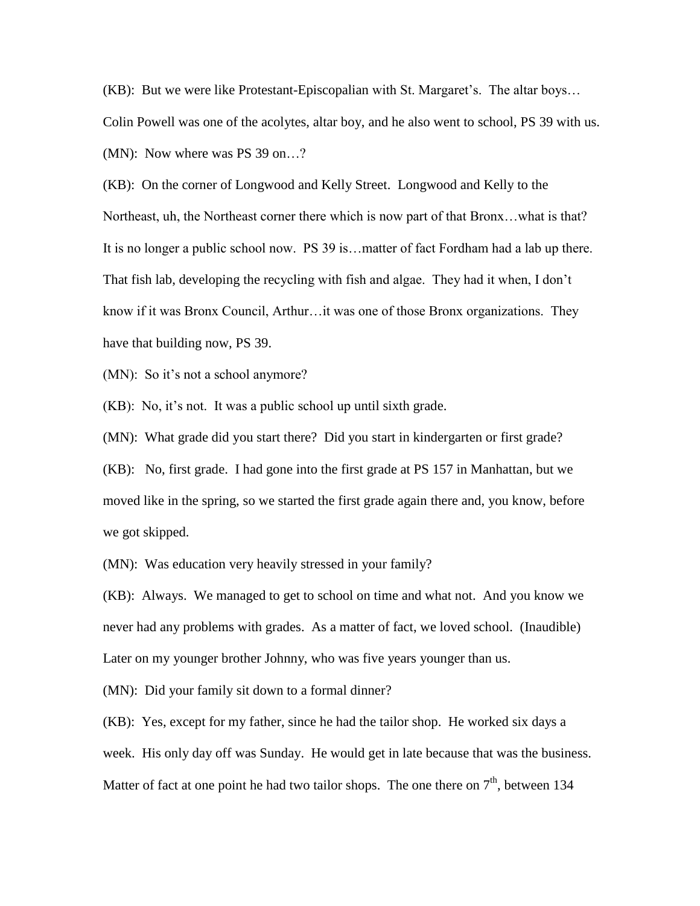(KB): But we were like Protestant-Episcopalian with St. Margaret's. The altar boys… Colin Powell was one of the acolytes, altar boy, and he also went to school, PS 39 with us.

(MN): Now where was PS 39 on…?

(KB): On the corner of Longwood and Kelly Street. Longwood and Kelly to the Northeast, uh, the Northeast corner there which is now part of that Bronx…what is that? It is no longer a public school now. PS 39 is…matter of fact Fordham had a lab up there. That fish lab, developing the recycling with fish and algae. They had it when, I don't know if it was Bronx Council, Arthur…it was one of those Bronx organizations. They have that building now, PS 39.

(MN): So it's not a school anymore?

(KB): No, it's not. It was a public school up until sixth grade.

(MN): What grade did you start there? Did you start in kindergarten or first grade?

(KB): No, first grade. I had gone into the first grade at PS 157 in Manhattan, but we moved like in the spring, so we started the first grade again there and, you know, before we got skipped.

(MN): Was education very heavily stressed in your family?

(KB): Always. We managed to get to school on time and what not. And you know we never had any problems with grades. As a matter of fact, we loved school. (Inaudible) Later on my younger brother Johnny, who was five years younger than us.

(MN): Did your family sit down to a formal dinner?

(KB): Yes, except for my father, since he had the tailor shop. He worked six days a week. His only day off was Sunday. He would get in late because that was the business. Matter of fact at one point he had two tailor shops. The one there on 7th, between 134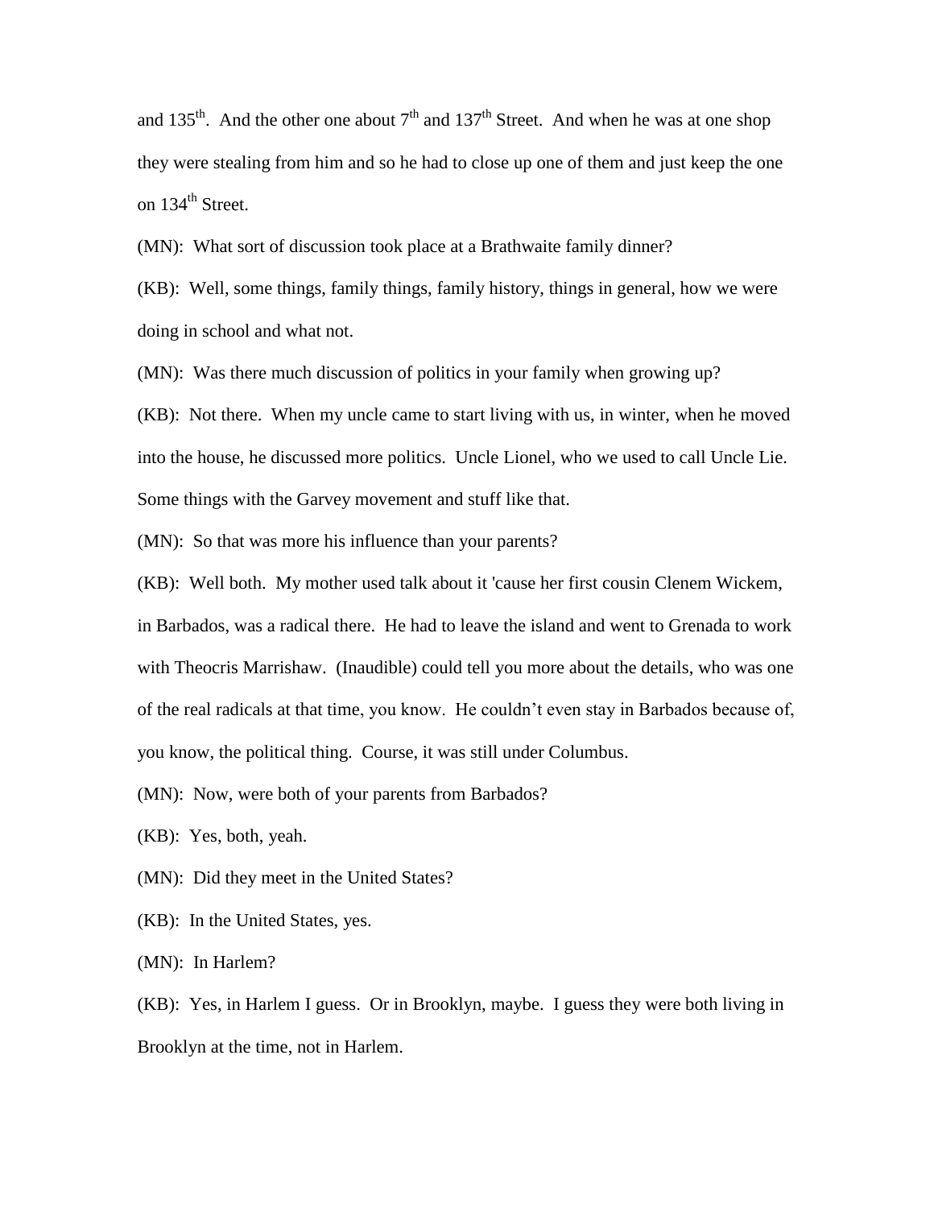and 135th.  And the other one about 7th and 137th Street.  And when he was at one shop they were stealing from him and so he had to close up one of them and just keep the one on 134th Street.

(MN):  What sort of discussion took place at a Brathwaite family dinner?

(KB):  Well, some things, family things, family history, things in general, how we were doing in school and what not.

(MN):  Was there much discussion of politics in your family when growing up?

(KB):  Not there.  When my uncle came to start living with us, in winter, when he moved into the house, he discussed more politics.  Uncle Lionel, who we used to call Uncle Lie.  Some things with the Garvey movement and stuff like that.

(MN):  So that was more his influence than your parents?

(KB):  Well both.  My mother used talk about it 'cause her first cousin Clenem Wickem, in Barbados, was a radical there.  He had to leave the island and went to Grenada to work with Theocris Marrishaw.  (Inaudible) could tell you more about the details, who was one of the real radicals at that time, you know.  He couldn't even stay in Barbados because of, you know, the political thing.  Course, it was still under Columbus.

(MN):  Now, were both of your parents from Barbados?

(KB):  Yes, both, yeah.

(MN):  Did they meet in the United States?

(KB):  In the United States, yes.

(MN):  In Harlem?

(KB):  Yes, in Harlem I guess.  Or in Brooklyn, maybe.  I guess they were both living in Brooklyn at the time, not in Harlem.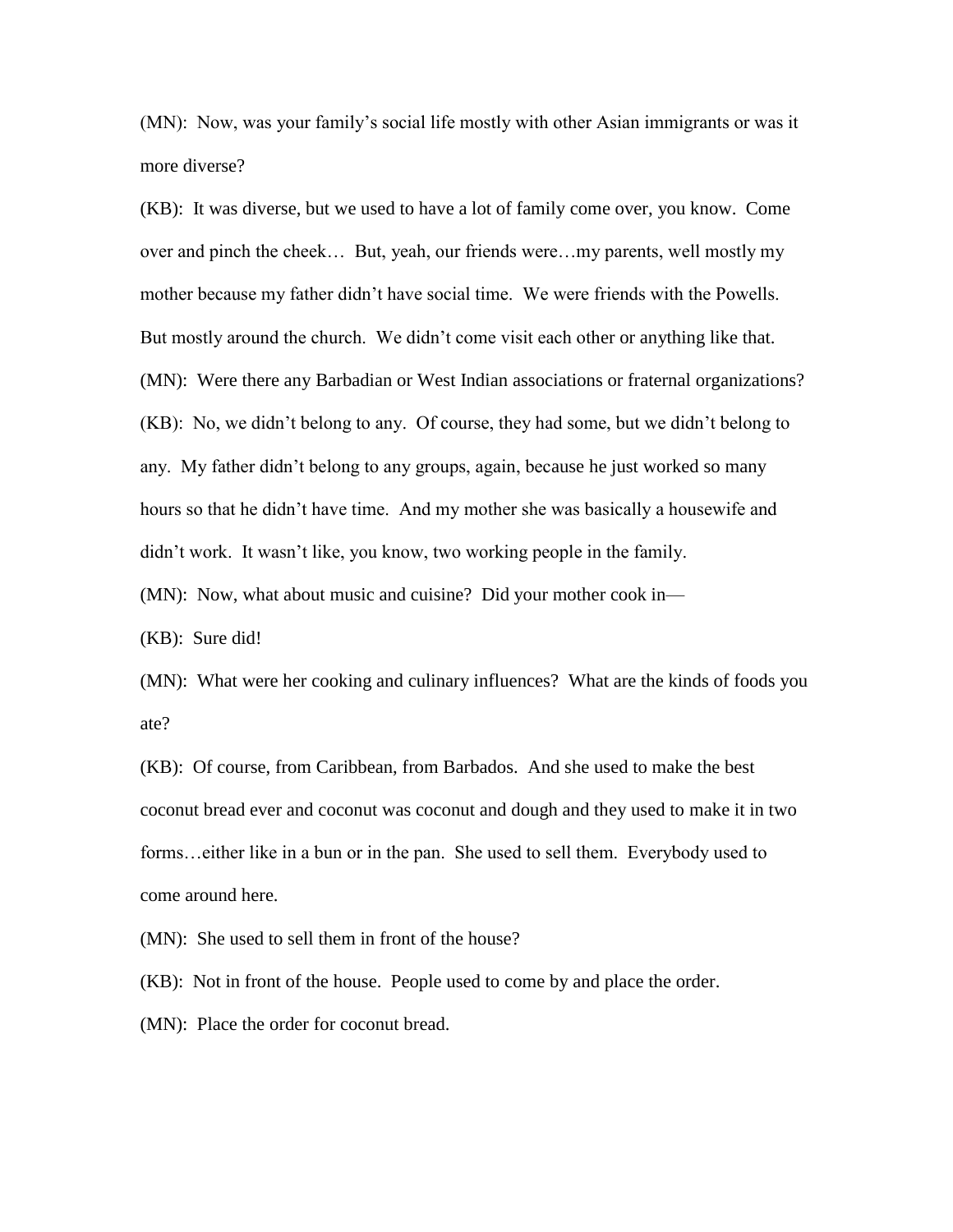(MN): Now, was your family's social life mostly with other Asian immigrants or was it more diverse?

(KB): It was diverse, but we used to have a lot of family come over, you know. Come over and pinch the cheek… But, yeah, our friends were…my parents, well mostly my mother because my father didn't have social time. We were friends with the Powells. But mostly around the church. We didn't come visit each other or anything like that.

(MN): Were there any Barbadian or West Indian associations or fraternal organizations?

(KB): No, we didn't belong to any. Of course, they had some, but we didn't belong to any. My father didn't belong to any groups, again, because he just worked so many hours so that he didn't have time. And my mother she was basically a housewife and didn't work. It wasn't like, you know, two working people in the family.

(MN): Now, what about music and cuisine? Did your mother cook in—

(KB): Sure did!

(MN): What were her cooking and culinary influences? What are the kinds of foods you ate?

(KB): Of course, from Caribbean, from Barbados. And she used to make the best coconut bread ever and coconut was coconut and dough and they used to make it in two forms…either like in a bun or in the pan. She used to sell them. Everybody used to come around here.

(MN): She used to sell them in front of the house?

(KB): Not in front of the house. People used to come by and place the order.

(MN): Place the order for coconut bread.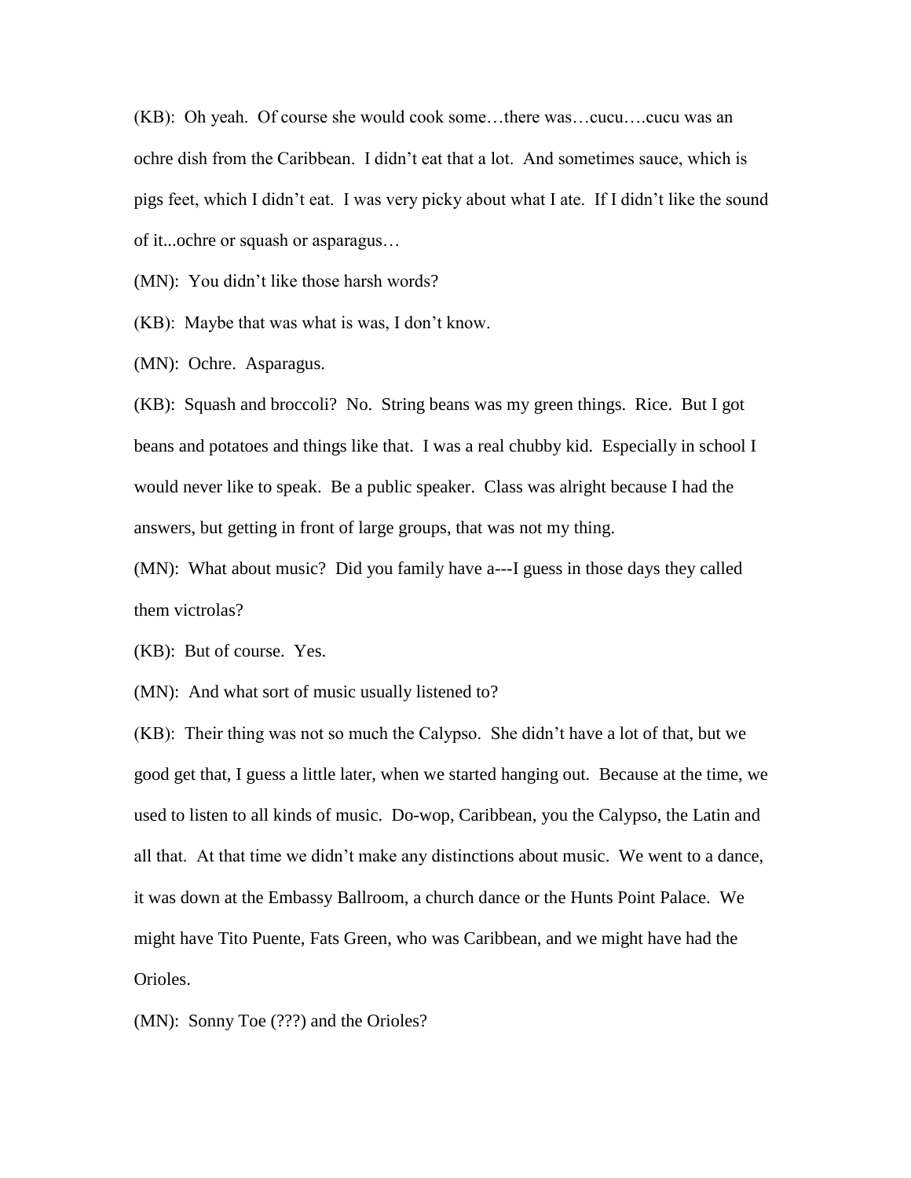(KB): Oh yeah. Of course she would cook some…there was…cucu….cucu was an ochre dish from the Caribbean. I didn't eat that a lot. And sometimes sauce, which is pigs feet, which I didn't eat. I was very picky about what I ate. If I didn't like the sound of it...ochre or squash or asparagus…

(MN): You didn't like those harsh words?

(KB): Maybe that was what is was, I don't know.

(MN): Ochre. Asparagus.

(KB): Squash and broccoli? No. String beans was my green things. Rice. But I got beans and potatoes and things like that. I was a real chubby kid. Especially in school I would never like to speak. Be a public speaker. Class was alright because I had the answers, but getting in front of large groups, that was not my thing.

(MN): What about music? Did you family have a---I guess in those days they called them victrolas?

(KB): But of course. Yes.

(MN): And what sort of music usually listened to?

(KB): Their thing was not so much the Calypso. She didn't have a lot of that, but we good get that, I guess a little later, when we started hanging out. Because at the time, we used to listen to all kinds of music. Do-wop, Caribbean, you the Calypso, the Latin and all that. At that time we didn't make any distinctions about music. We went to a dance, it was down at the Embassy Ballroom, a church dance or the Hunts Point Palace. We might have Tito Puente, Fats Green, who was Caribbean, and we might have had the Orioles.

(MN): Sonny Toe (???) and the Orioles?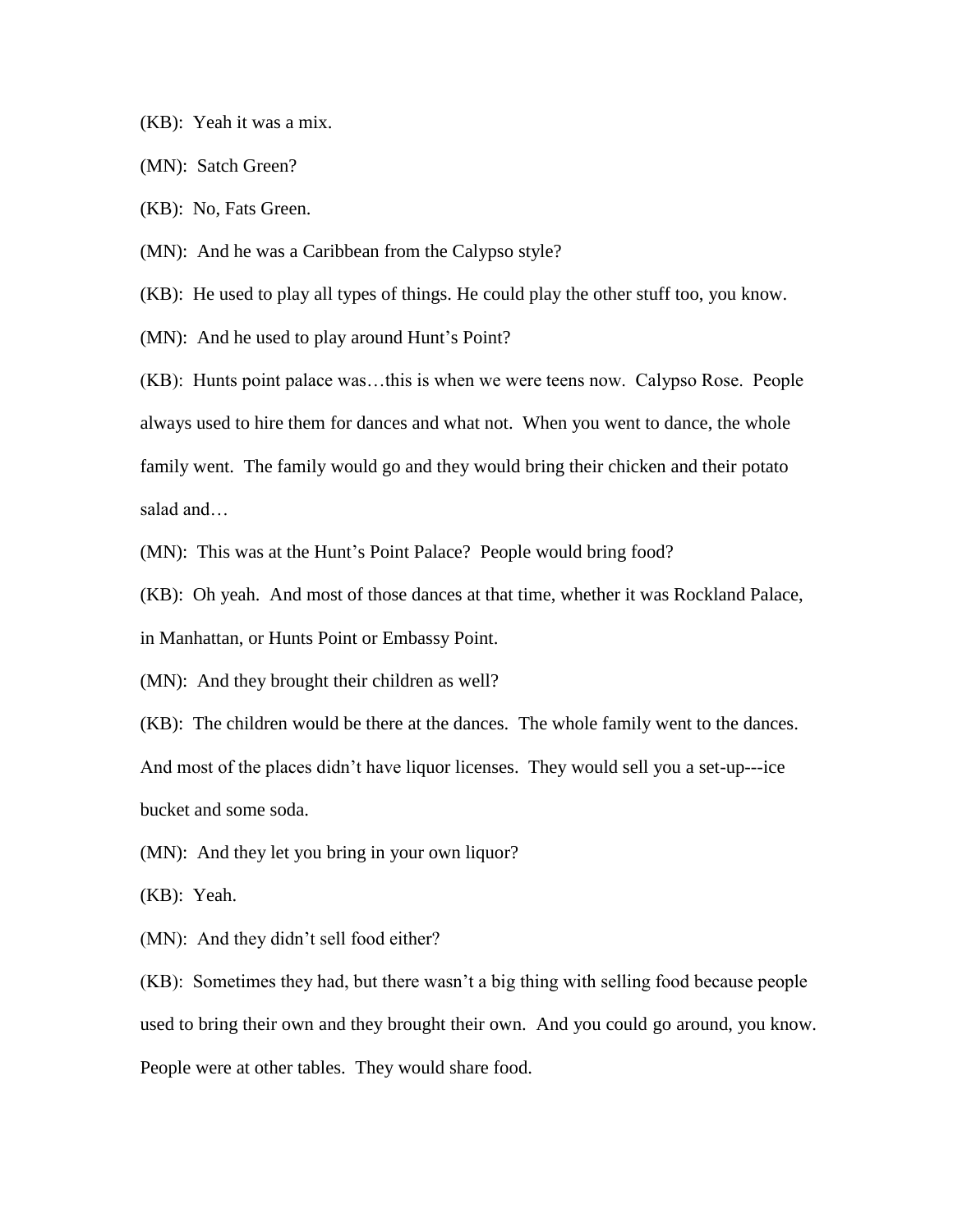(KB): Yeah it was a mix.

(MN): Satch Green?

(KB): No, Fats Green.

(MN): And he was a Caribbean from the Calypso style?

(KB): He used to play all types of things. He could play the other stuff too, you know.

(MN): And he used to play around Hunt's Point?

(KB): Hunts point palace was…this is when we were teens now. Calypso Rose. People always used to hire them for dances and what not. When you went to dance, the whole family went. The family would go and they would bring their chicken and their potato salad and…

(MN): This was at the Hunt's Point Palace? People would bring food?

(KB): Oh yeah. And most of those dances at that time, whether it was Rockland Palace, in Manhattan, or Hunts Point or Embassy Point.

(MN): And they brought their children as well?

(KB): The children would be there at the dances. The whole family went to the dances. And most of the places didn't have liquor licenses. They would sell you a set-up---ice bucket and some soda.

(MN): And they let you bring in your own liquor?

(KB): Yeah.

(MN): And they didn't sell food either?

(KB): Sometimes they had, but there wasn't a big thing with selling food because people used to bring their own and they brought their own. And you could go around, you know. People were at other tables. They would share food.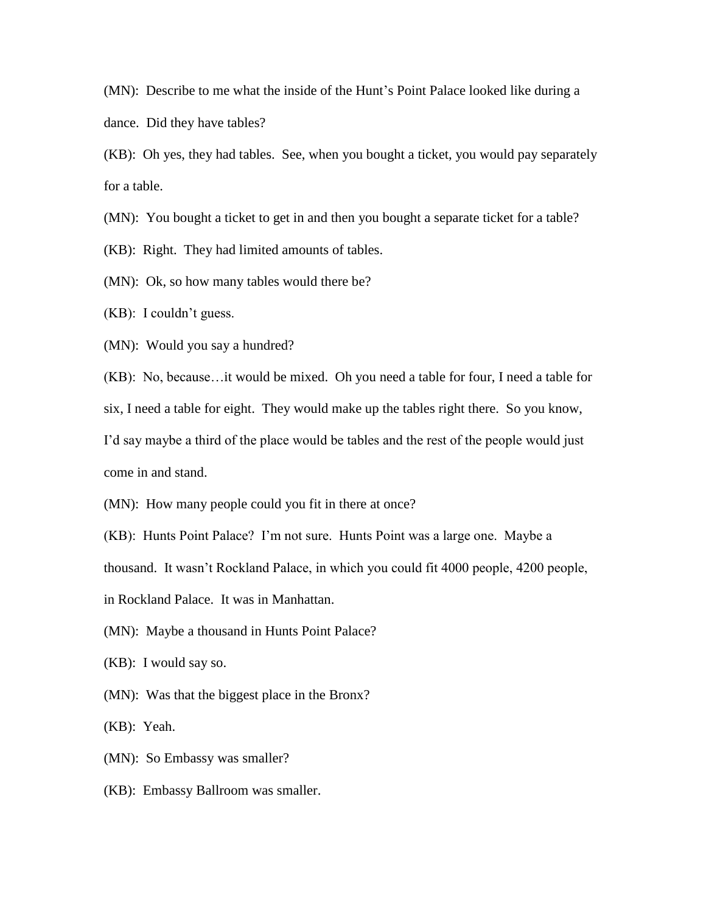(MN): Describe to me what the inside of the Hunt's Point Palace looked like during a dance. Did they have tables?

(KB): Oh yes, they had tables. See, when you bought a ticket, you would pay separately for a table.

(MN): You bought a ticket to get in and then you bought a separate ticket for a table?

(KB): Right. They had limited amounts of tables.

(MN): Ok, so how many tables would there be?

(KB): I couldn't guess.

(MN): Would you say a hundred?

(KB): No, because…it would be mixed. Oh you need a table for four, I need a table for six, I need a table for eight. They would make up the tables right there. So you know, I'd say maybe a third of the place would be tables and the rest of the people would just come in and stand.

(MN): How many people could you fit in there at once?

(KB): Hunts Point Palace? I'm not sure. Hunts Point was a large one. Maybe a thousand. It wasn't Rockland Palace, in which you could fit 4000 people, 4200 people, in Rockland Palace. It was in Manhattan.

(MN): Maybe a thousand in Hunts Point Palace?

(KB): I would say so.

(MN): Was that the biggest place in the Bronx?

(KB): Yeah.

(MN): So Embassy was smaller?

(KB): Embassy Ballroom was smaller.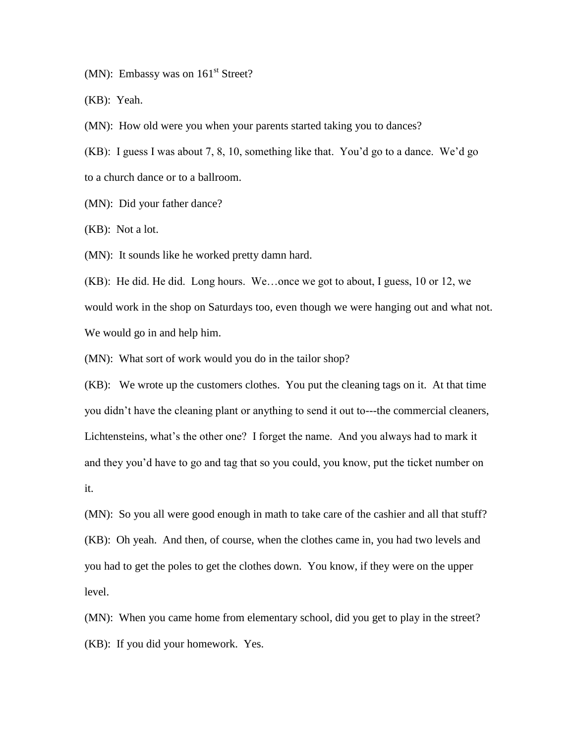(MN): Embassy was on 161st Street?

(KB): Yeah.

(MN): How old were you when your parents started taking you to dances?

(KB): I guess I was about 7, 8, 10, something like that. You'd go to a dance. We'd go to a church dance or to a ballroom.

(MN): Did your father dance?

(KB): Not a lot.

(MN): It sounds like he worked pretty damn hard.

(KB): He did. He did. Long hours. We…once we got to about, I guess, 10 or 12, we would work in the shop on Saturdays too, even though we were hanging out and what not. We would go in and help him.

(MN): What sort of work would you do in the tailor shop?

(KB): We wrote up the customers clothes. You put the cleaning tags on it. At that time you didn't have the cleaning plant or anything to send it out to---the commercial cleaners, Lichtensteins, what's the other one? I forget the name. And you always had to mark it and they you'd have to go and tag that so you could, you know, put the ticket number on it.

(MN): So you all were good enough in math to take care of the cashier and all that stuff?

(KB): Oh yeah. And then, of course, when the clothes came in, you had two levels and you had to get the poles to get the clothes down. You know, if they were on the upper level.

(MN): When you came home from elementary school, did you get to play in the street?

(KB): If you did your homework. Yes.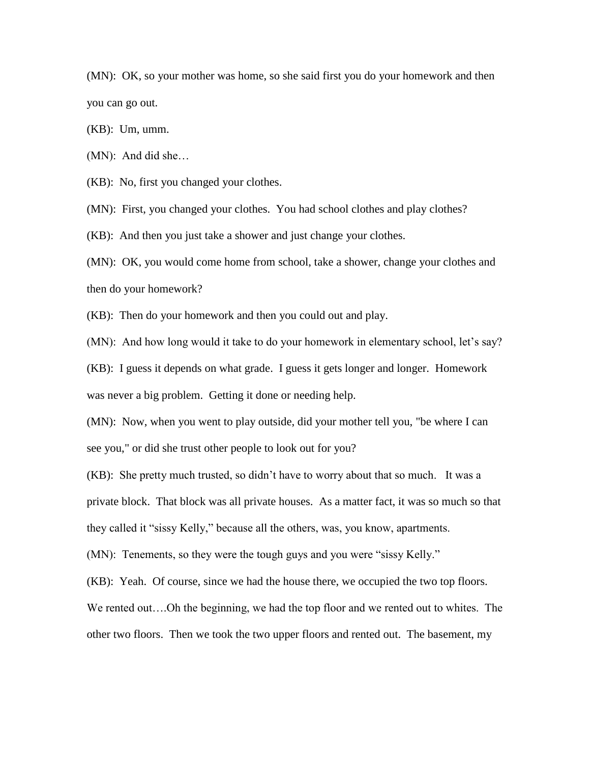(MN): OK, so your mother was home, so she said first you do your homework and then you can go out.

(KB): Um, umm.

(MN): And did she…

(KB): No, first you changed your clothes.

(MN): First, you changed your clothes. You had school clothes and play clothes?

(KB): And then you just take a shower and just change your clothes.

(MN): OK, you would come home from school, take a shower, change your clothes and then do your homework?

(KB): Then do your homework and then you could out and play.

(MN): And how long would it take to do your homework in elementary school, let's say?

(KB): I guess it depends on what grade. I guess it gets longer and longer. Homework was never a big problem. Getting it done or needing help.

(MN): Now, when you went to play outside, did your mother tell you, "be where I can see you," or did she trust other people to look out for you?

(KB): She pretty much trusted, so didn't have to worry about that so much. It was a private block. That block was all private houses. As a matter fact, it was so much so that they called it "sissy Kelly," because all the others, was, you know, apartments.

(MN): Tenements, so they were the tough guys and you were "sissy Kelly."

(KB): Yeah. Of course, since we had the house there, we occupied the two top floors. We rented out….Oh the beginning, we had the top floor and we rented out to whites. The other two floors. Then we took the two upper floors and rented out. The basement, my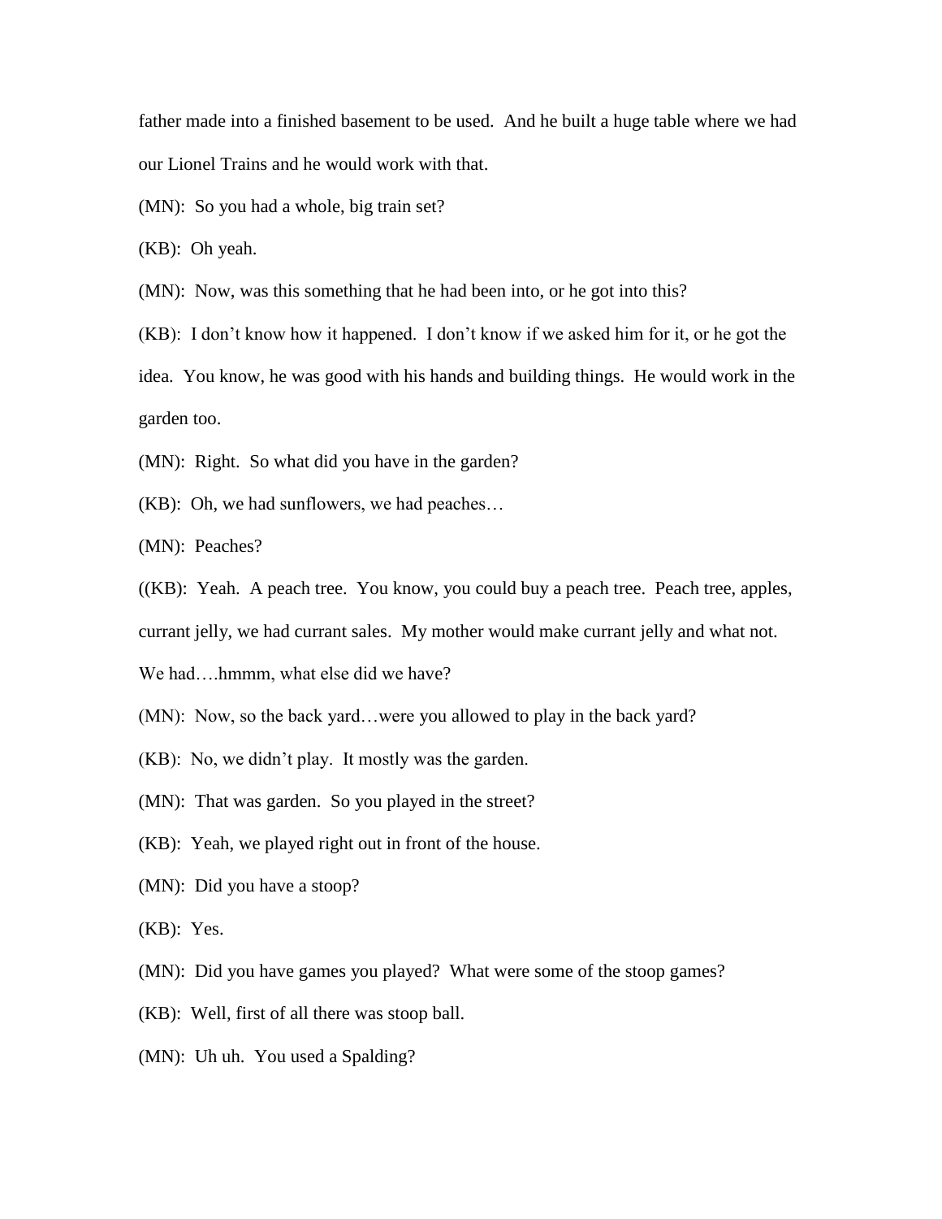father made into a finished basement to be used. And he built a huge table where we had our Lionel Trains and he would work with that.

(MN): So you had a whole, big train set?

(KB): Oh yeah.

(MN): Now, was this something that he had been into, or he got into this?

(KB): I don't know how it happened. I don't know if we asked him for it, or he got the idea. You know, he was good with his hands and building things. He would work in the garden too.

(MN): Right. So what did you have in the garden?

(KB): Oh, we had sunflowers, we had peaches…

(MN): Peaches?

((KB): Yeah. A peach tree. You know, you could buy a peach tree. Peach tree, apples, currant jelly, we had currant sales. My mother would make currant jelly and what not. We had….hmmm, what else did we have?

(MN): Now, so the back yard…were you allowed to play in the back yard?

(KB): No, we didn't play. It mostly was the garden.

(MN): That was garden. So you played in the street?

(KB): Yeah, we played right out in front of the house.

(MN): Did you have a stoop?

(KB): Yes.

(MN): Did you have games you played? What were some of the stoop games?

(KB): Well, first of all there was stoop ball.

(MN): Uh uh. You used a Spalding?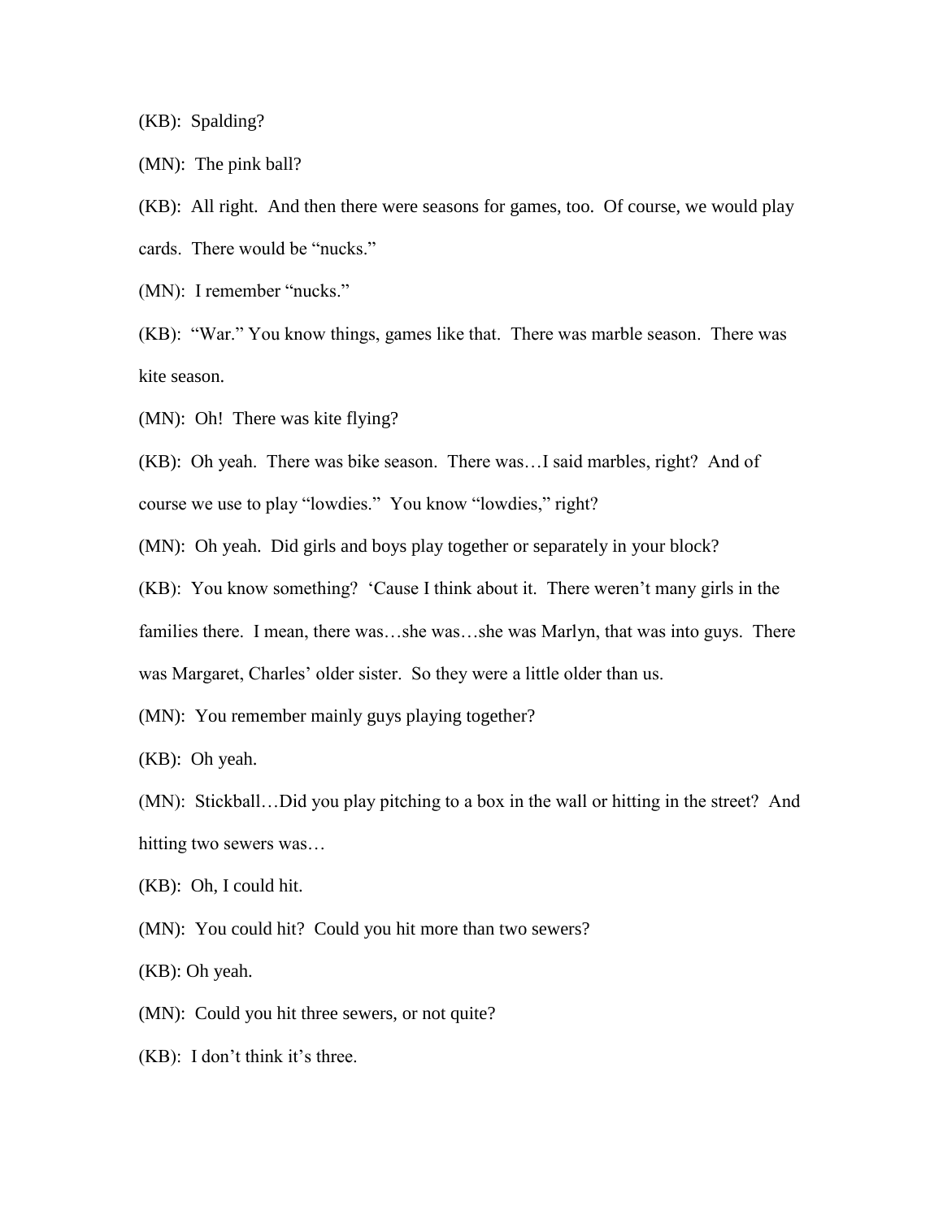(KB): Spalding?

(MN): The pink ball?

(KB): All right. And then there were seasons for games, too. Of course, we would play cards. There would be "nucks."

(MN): I remember "nucks."

(KB): "War." You know things, games like that. There was marble season. There was kite season.

(MN): Oh! There was kite flying?

(KB): Oh yeah. There was bike season. There was…I said marbles, right? And of course we use to play "lowdies." You know "lowdies," right?

(MN): Oh yeah. Did girls and boys play together or separately in your block?

(KB): You know something? 'Cause I think about it. There weren't many girls in the families there. I mean, there was…she was…she was Marlyn, that was into guys. There was Margaret, Charles' older sister. So they were a little older than us.

(MN): You remember mainly guys playing together?

(KB): Oh yeah.

(MN): Stickball…Did you play pitching to a box in the wall or hitting in the street? And hitting two sewers was…

(KB): Oh, I could hit.

(MN): You could hit? Could you hit more than two sewers?

(KB): Oh yeah.

(MN): Could you hit three sewers, or not quite?

(KB): I don't think it's three.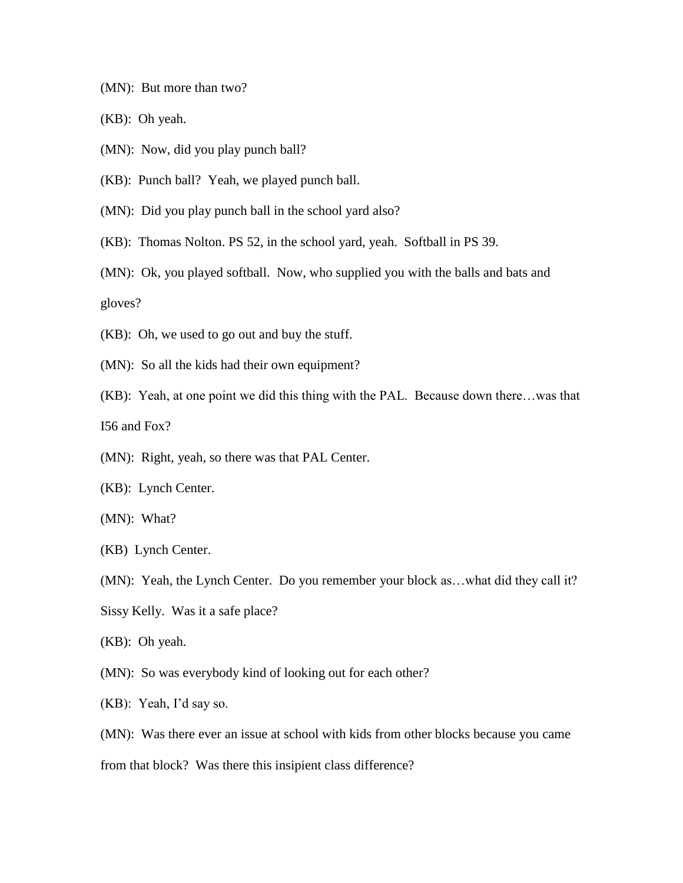(MN): But more than two?

(KB): Oh yeah.

(MN): Now, did you play punch ball?

(KB): Punch ball? Yeah, we played punch ball.

(MN): Did you play punch ball in the school yard also?

(KB): Thomas Nolton. PS 52, in the school yard, yeah. Softball in PS 39.

(MN): Ok, you played softball. Now, who supplied you with the balls and bats and gloves?

(KB): Oh, we used to go out and buy the stuff.

(MN): So all the kids had their own equipment?

(KB): Yeah, at one point we did this thing with the PAL. Because down there…was that I56 and Fox?

(MN): Right, yeah, so there was that PAL Center.

(KB): Lynch Center.

(MN): What?

(KB) Lynch Center.

(MN): Yeah, the Lynch Center. Do you remember your block as…what did they call it? Sissy Kelly. Was it a safe place?

(KB): Oh yeah.

(MN): So was everybody kind of looking out for each other?

(KB): Yeah, I'd say so.

(MN): Was there ever an issue at school with kids from other blocks because you came from that block? Was there this insipient class difference?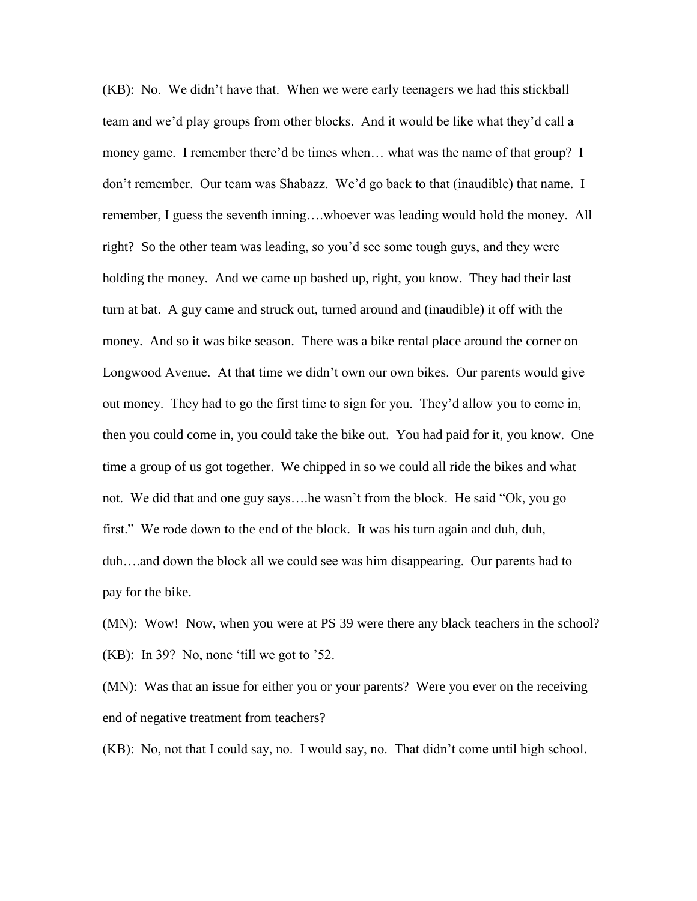(KB): No. We didn't have that. When we were early teenagers we had this stickball team and we'd play groups from other blocks. And it would be like what they'd call a money game. I remember there'd be times when… what was the name of that group? I don't remember. Our team was Shabazz. We'd go back to that (inaudible) that name. I remember, I guess the seventh inning….whoever was leading would hold the money. All right? So the other team was leading, so you'd see some tough guys, and they were holding the money. And we came up bashed up, right, you know. They had their last turn at bat. A guy came and struck out, turned around and (inaudible) it off with the money. And so it was bike season. There was a bike rental place around the corner on Longwood Avenue. At that time we didn't own our own bikes. Our parents would give out money. They had to go the first time to sign for you. They'd allow you to come in, then you could come in, you could take the bike out. You had paid for it, you know. One time a group of us got together. We chipped in so we could all ride the bikes and what not. We did that and one guy says….he wasn't from the block. He said "Ok, you go first." We rode down to the end of the block. It was his turn again and duh, duh, duh….and down the block all we could see was him disappearing. Our parents had to pay for the bike.

(MN): Wow! Now, when you were at PS 39 were there any black teachers in the school?

(KB): In 39? No, none 'till we got to '52.

(MN): Was that an issue for either you or your parents? Were you ever on the receiving end of negative treatment from teachers?

(KB): No, not that I could say, no. I would say, no. That didn't come until high school.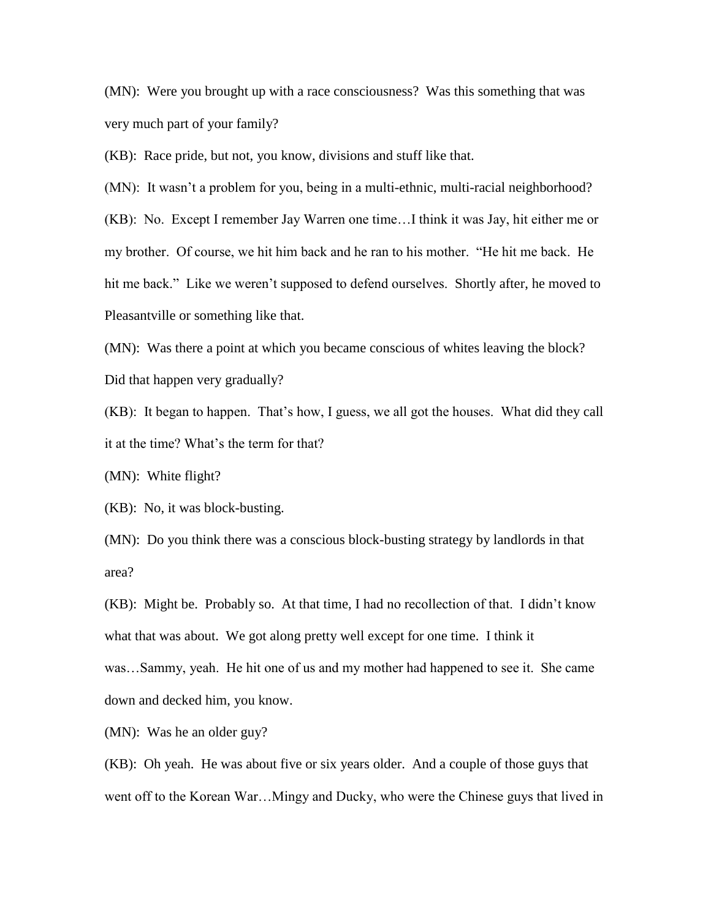(MN): Were you brought up with a race consciousness? Was this something that was very much part of your family?

(KB): Race pride, but not, you know, divisions and stuff like that.

(MN): It wasn't a problem for you, being in a multi-ethnic, multi-racial neighborhood?

(KB): No. Except I remember Jay Warren one time…I think it was Jay, hit either me or my brother. Of course, we hit him back and he ran to his mother. "He hit me back. He hit me back." Like we weren't supposed to defend ourselves. Shortly after, he moved to Pleasantville or something like that.

(MN): Was there a point at which you became conscious of whites leaving the block? Did that happen very gradually?

(KB): It began to happen. That's how, I guess, we all got the houses. What did they call it at the time? What's the term for that?

(MN): White flight?

(KB): No, it was block-busting.

(MN): Do you think there was a conscious block-busting strategy by landlords in that area?

(KB): Might be. Probably so. At that time, I had no recollection of that. I didn't know what that was about. We got along pretty well except for one time. I think it was…Sammy, yeah. He hit one of us and my mother had happened to see it. She came down and decked him, you know.

(MN): Was he an older guy?

(KB): Oh yeah. He was about five or six years older. And a couple of those guys that went off to the Korean War…Mingy and Ducky, who were the Chinese guys that lived in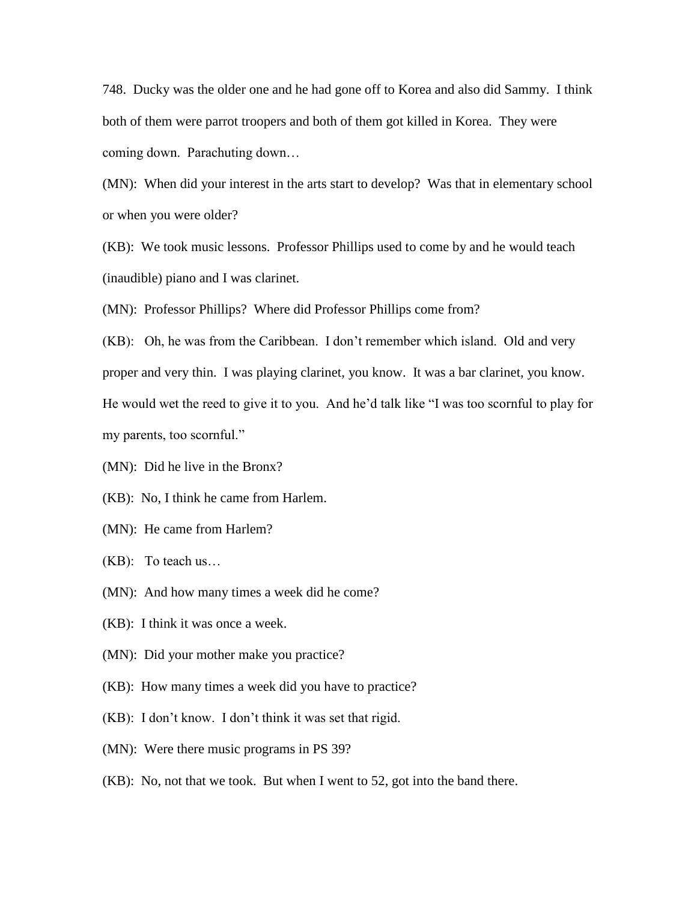748. Ducky was the older one and he had gone off to Korea and also did Sammy. I think both of them were parrot troopers and both of them got killed in Korea. They were coming down. Parachuting down…

(MN): When did your interest in the arts start to develop? Was that in elementary school or when you were older?

(KB): We took music lessons. Professor Phillips used to come by and he would teach (inaudible) piano and I was clarinet.

(MN): Professor Phillips? Where did Professor Phillips come from?

(KB): Oh, he was from the Caribbean. I don't remember which island. Old and very proper and very thin. I was playing clarinet, you know. It was a bar clarinet, you know. He would wet the reed to give it to you. And he'd talk like "I was too scornful to play for my parents, too scornful."

(MN): Did he live in the Bronx?

(KB): No, I think he came from Harlem.

(MN): He came from Harlem?

(KB): To teach us…

(MN): And how many times a week did he come?

(KB): I think it was once a week.

(MN): Did your mother make you practice?

(KB): How many times a week did you have to practice?

(KB): I don't know. I don't think it was set that rigid.

(MN): Were there music programs in PS 39?

(KB): No, not that we took. But when I went to 52, got into the band there.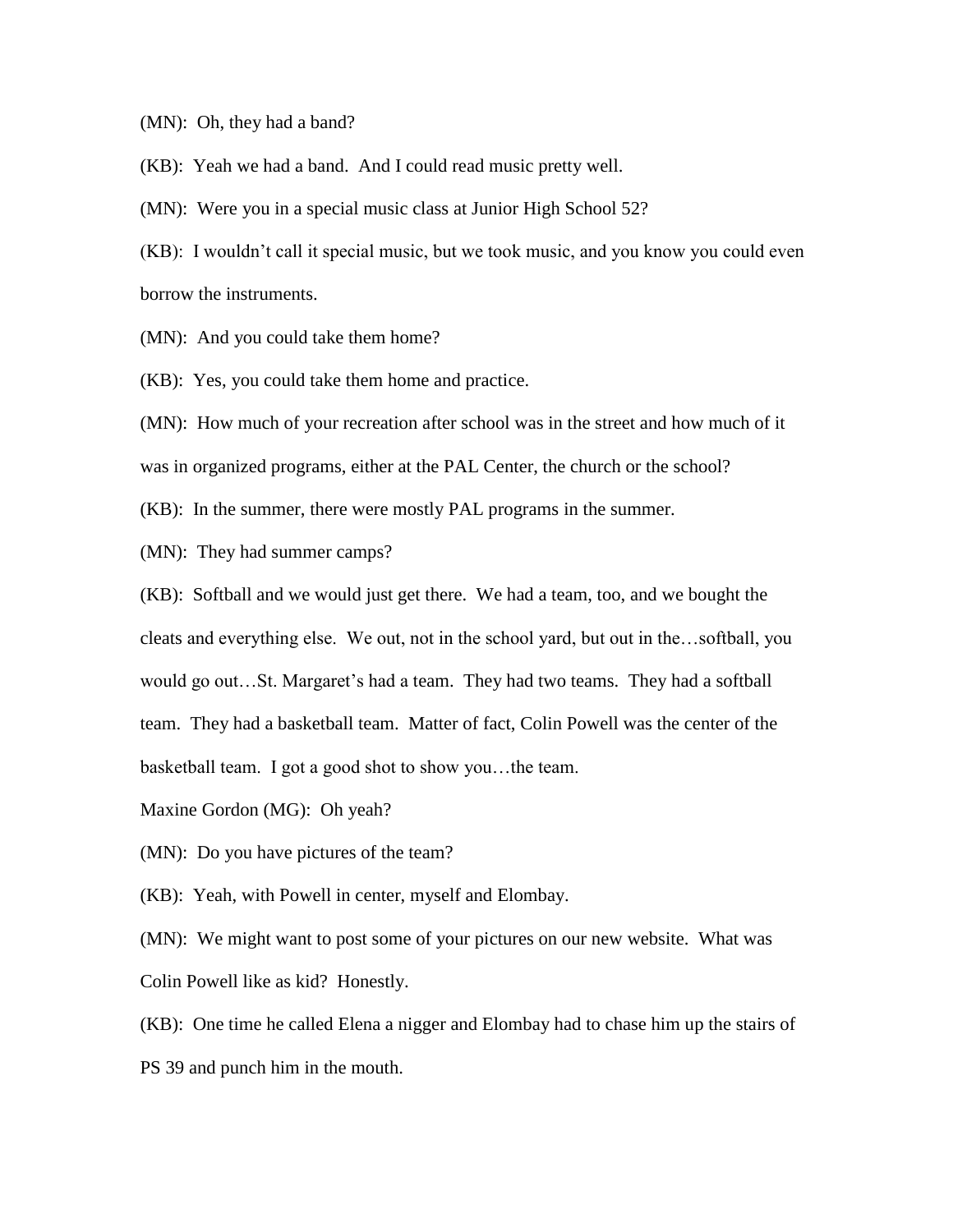(MN): Oh, they had a band?

(KB): Yeah we had a band. And I could read music pretty well.

(MN): Were you in a special music class at Junior High School 52?

(KB): I wouldn't call it special music, but we took music, and you know you could even borrow the instruments.

(MN): And you could take them home?

(KB): Yes, you could take them home and practice.

(MN): How much of your recreation after school was in the street and how much of it was in organized programs, either at the PAL Center, the church or the school?

(KB): In the summer, there were mostly PAL programs in the summer.

(MN): They had summer camps?

(KB): Softball and we would just get there. We had a team, too, and we bought the cleats and everything else. We out, not in the school yard, but out in the…softball, you would go out…St. Margaret's had a team. They had two teams. They had a softball team. They had a basketball team. Matter of fact, Colin Powell was the center of the basketball team. I got a good shot to show you…the team.

Maxine Gordon (MG): Oh yeah?

(MN): Do you have pictures of the team?

(KB): Yeah, with Powell in center, myself and Elombay.

(MN): We might want to post some of your pictures on our new website. What was Colin Powell like as kid? Honestly.

(KB): One time he called Elena a nigger and Elombay had to chase him up the stairs of PS 39 and punch him in the mouth.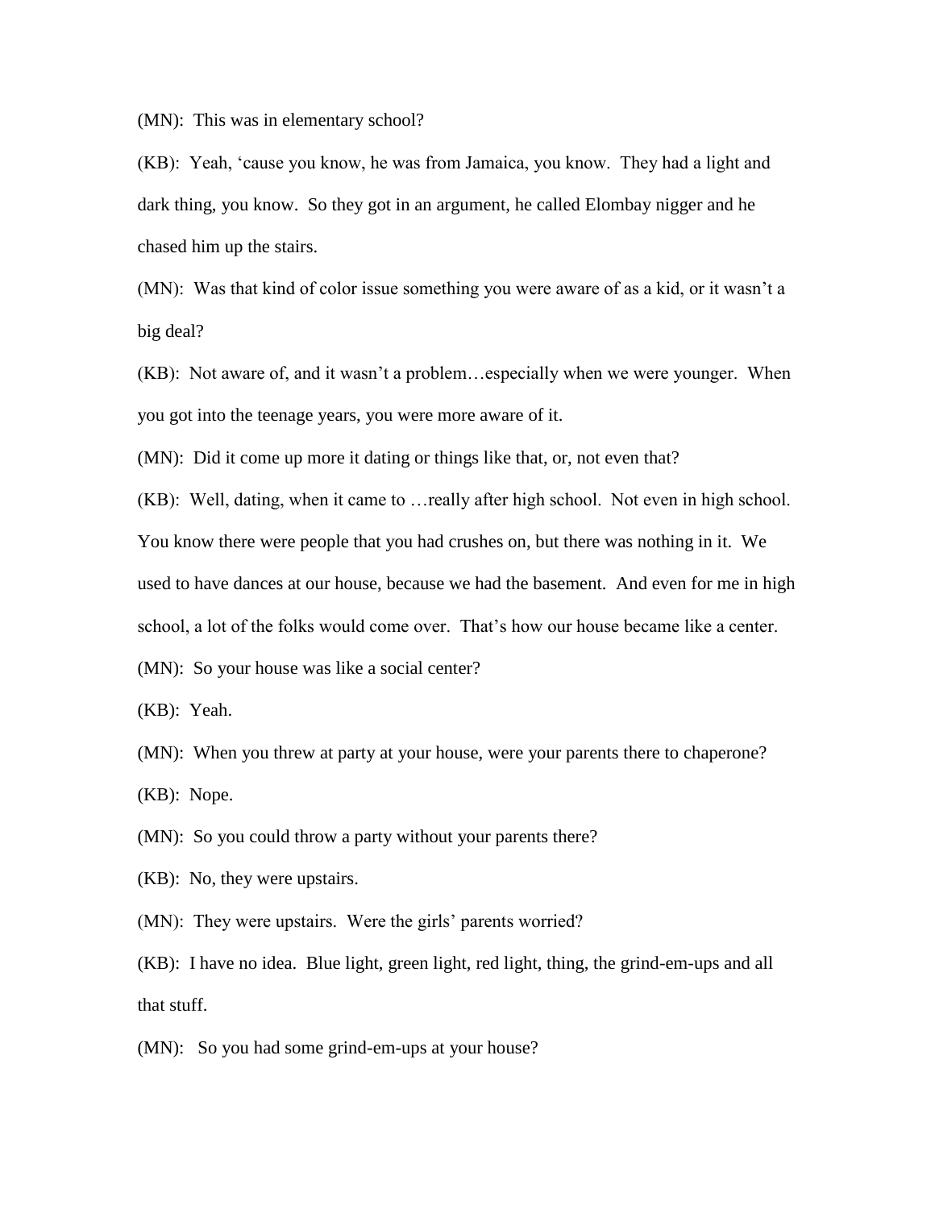(MN): This was in elementary school?

(KB): Yeah, 'cause you know, he was from Jamaica, you know. They had a light and dark thing, you know. So they got in an argument, he called Elombay nigger and he chased him up the stairs.

(MN): Was that kind of color issue something you were aware of as a kid, or it wasn't a big deal?

(KB): Not aware of, and it wasn't a problem…especially when we were younger. When you got into the teenage years, you were more aware of it.

(MN): Did it come up more it dating or things like that, or, not even that?

(KB): Well, dating, when it came to …really after high school. Not even in high school. You know there were people that you had crushes on, but there was nothing in it. We used to have dances at our house, because we had the basement. And even for me in high school, a lot of the folks would come over. That's how our house became like a center.

(MN): So your house was like a social center?

(KB): Yeah.

(MN): When you threw at party at your house, were your parents there to chaperone?

(KB): Nope.

(MN): So you could throw a party without your parents there?

(KB): No, they were upstairs.

(MN): They were upstairs. Were the girls' parents worried?

(KB): I have no idea. Blue light, green light, red light, thing, the grind-em-ups and all that stuff.

(MN): So you had some grind-em-ups at your house?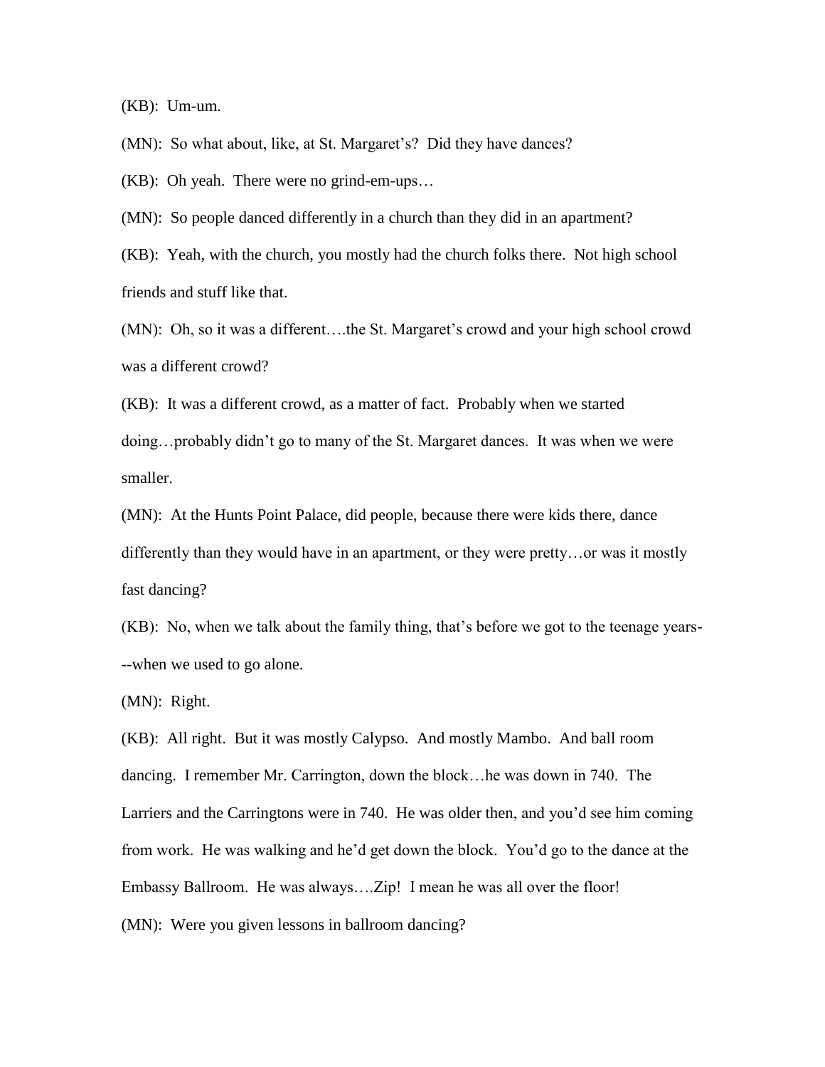(KB): Um-um.

(MN): So what about, like, at St. Margaret's? Did they have dances?

(KB): Oh yeah. There were no grind-em-ups…

(MN): So people danced differently in a church than they did in an apartment?

(KB): Yeah, with the church, you mostly had the church folks there. Not high school friends and stuff like that.

(MN): Oh, so it was a different….the St. Margaret's crowd and your high school crowd was a different crowd?

(KB): It was a different crowd, as a matter of fact. Probably when we started doing…probably didn't go to many of the St. Margaret dances. It was when we were smaller.

(MN): At the Hunts Point Palace, did people, because there were kids there, dance differently than they would have in an apartment, or they were pretty…or was it mostly fast dancing?

(KB): No, when we talk about the family thing, that's before we got to the teenage years---when we used to go alone.

(MN): Right.

(KB): All right. But it was mostly Calypso. And mostly Mambo. And ball room dancing. I remember Mr. Carrington, down the block…he was down in 740. The Larriers and the Carringtons were in 740. He was older then, and you'd see him coming from work. He was walking and he'd get down the block. You'd go to the dance at the Embassy Ballroom. He was always….Zip! I mean he was all over the floor!

(MN): Were you given lessons in ballroom dancing?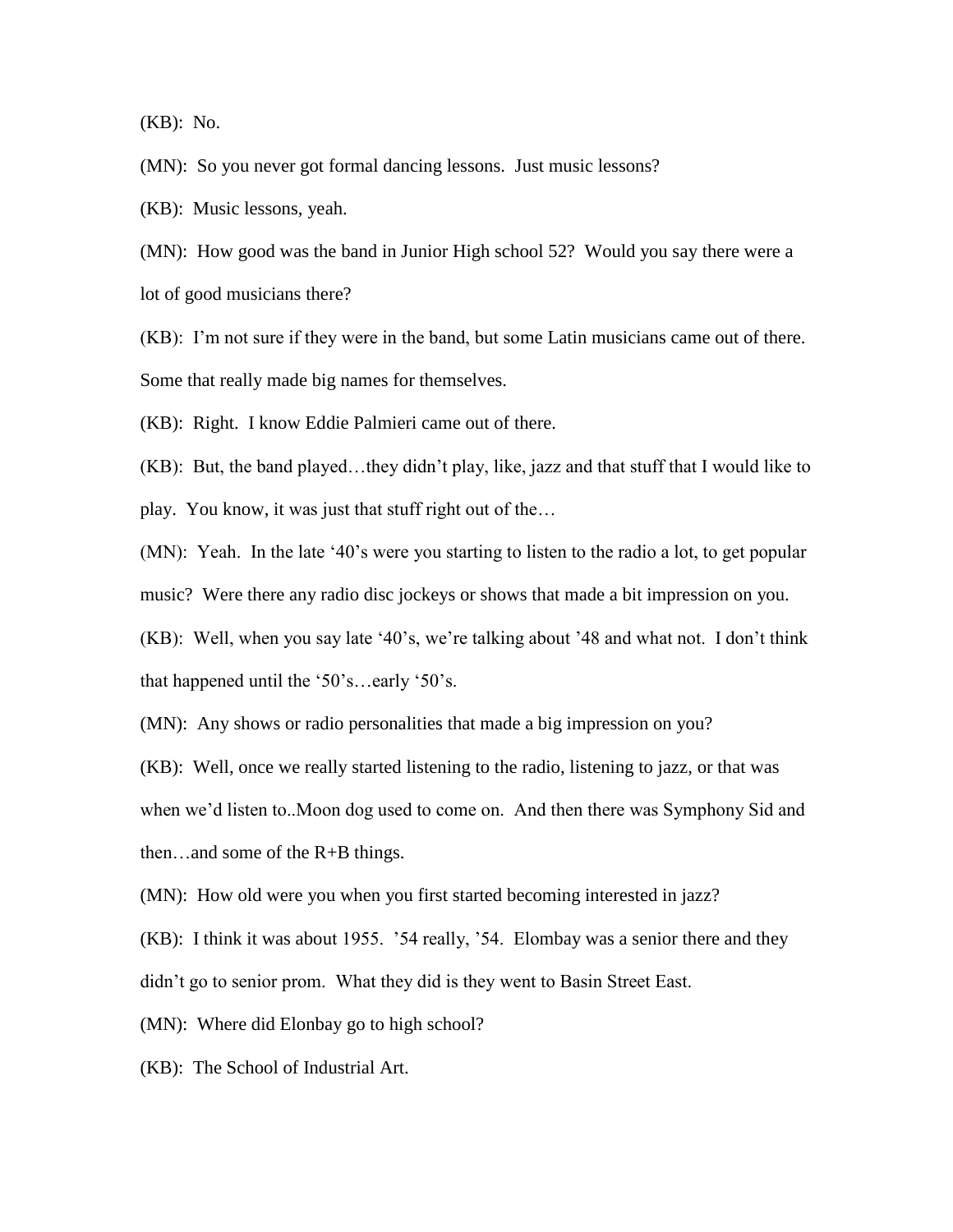(KB): No.

(MN): So you never got formal dancing lessons. Just music lessons?

(KB): Music lessons, yeah.

(MN): How good was the band in Junior High school 52? Would you say there were a lot of good musicians there?

(KB): I'm not sure if they were in the band, but some Latin musicians came out of there. Some that really made big names for themselves.

(KB): Right. I know Eddie Palmieri came out of there.

(KB): But, the band played…they didn't play, like, jazz and that stuff that I would like to play. You know, it was just that stuff right out of the…

(MN): Yeah. In the late '40's were you starting to listen to the radio a lot, to get popular music? Were there any radio disc jockeys or shows that made a bit impression on you.

(KB): Well, when you say late '40's, we're talking about '48 and what not. I don't think that happened until the '50's…early '50's.

(MN): Any shows or radio personalities that made a big impression on you?

(KB): Well, once we really started listening to the radio, listening to jazz, or that was when we'd listen to..Moon dog used to come on. And then there was Symphony Sid and then…and some of the R+B things.

(MN): How old were you when you first started becoming interested in jazz?

(KB): I think it was about 1955. '54 really, '54. Elombay was a senior there and they didn't go to senior prom. What they did is they went to Basin Street East.

(MN): Where did Elonbay go to high school?

(KB): The School of Industrial Art.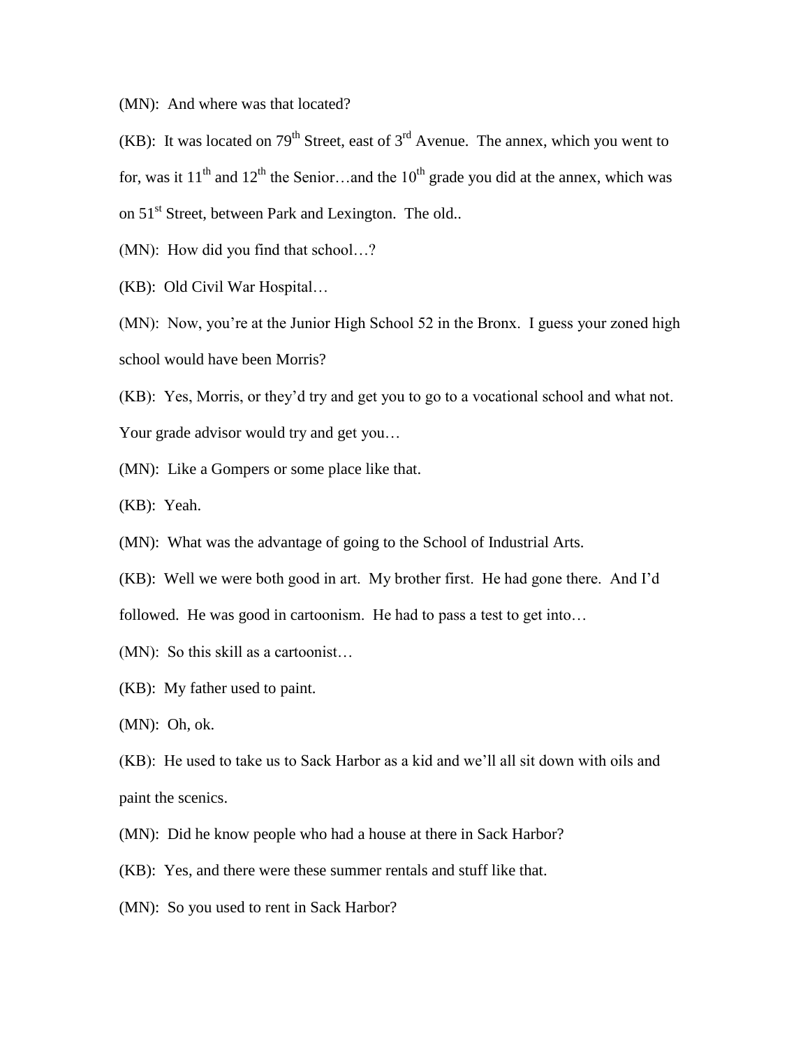(MN): And where was that located?

(KB): It was located on 79th Street, east of 3rd Avenue. The annex, which you went to for, was it 11th and 12th the Senior…and the 10th grade you did at the annex, which was on 51st Street, between Park and Lexington. The old..

(MN): How did you find that school…?

(KB): Old Civil War Hospital…

(MN): Now, you're at the Junior High School 52 in the Bronx. I guess your zoned high school would have been Morris?

(KB): Yes, Morris, or they'd try and get you to go to a vocational school and what not. Your grade advisor would try and get you…

(MN): Like a Gompers or some place like that.

(KB): Yeah.

(MN): What was the advantage of going to the School of Industrial Arts.

(KB): Well we were both good in art. My brother first. He had gone there. And I'd followed. He was good in cartoonism. He had to pass a test to get into…

(MN): So this skill as a cartoonist…

(KB): My father used to paint.

(MN): Oh, ok.

(KB): He used to take us to Sack Harbor as a kid and we'll all sit down with oils and paint the scenics.

(MN): Did he know people who had a house at there in Sack Harbor?

(KB): Yes, and there were these summer rentals and stuff like that.

(MN): So you used to rent in Sack Harbor?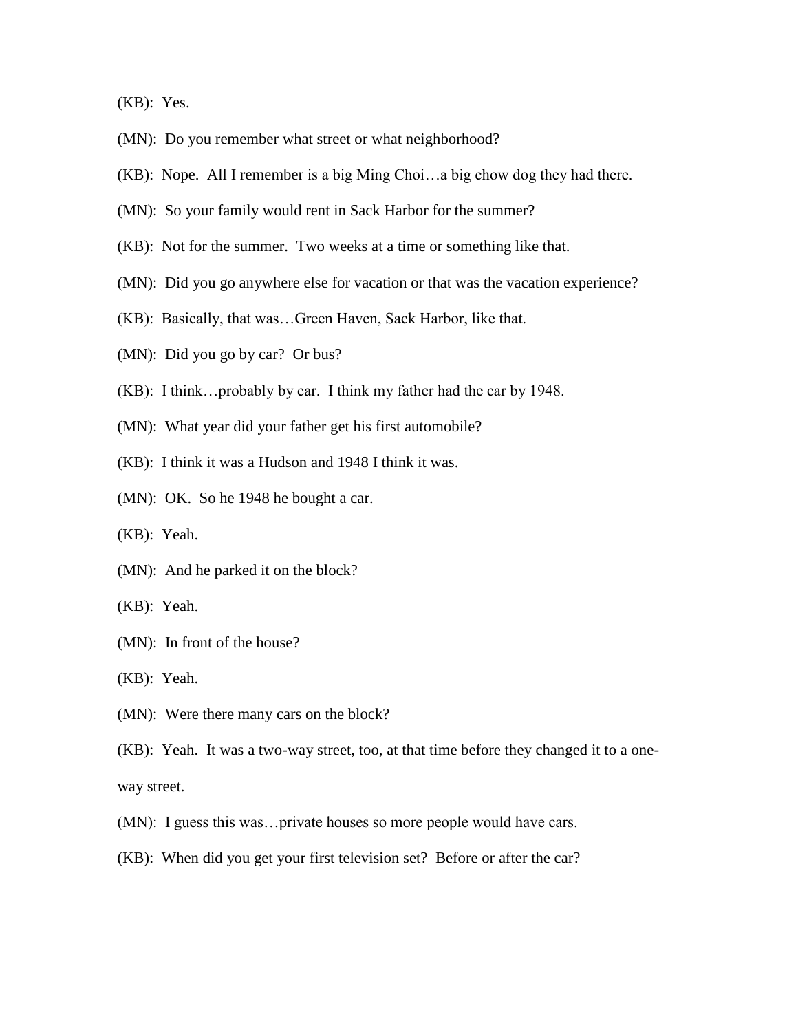(KB): Yes.

(MN): Do you remember what street or what neighborhood?

(KB): Nope. All I remember is a big Ming Choi…a big chow dog they had there.

(MN): So your family would rent in Sack Harbor for the summer?

(KB): Not for the summer. Two weeks at a time or something like that.

(MN): Did you go anywhere else for vacation or that was the vacation experience?

(KB): Basically, that was…Green Haven, Sack Harbor, like that.

(MN): Did you go by car? Or bus?

(KB): I think…probably by car. I think my father had the car by 1948.

(MN): What year did your father get his first automobile?

(KB): I think it was a Hudson and 1948 I think it was.

(MN): OK. So he 1948 he bought a car.

(KB): Yeah.

(MN): And he parked it on the block?

(KB): Yeah.

(MN): In front of the house?

(KB): Yeah.

(MN): Were there many cars on the block?

(KB): Yeah. It was a two-way street, too, at that time before they changed it to a one-way street.

(MN): I guess this was…private houses so more people would have cars.

(KB): When did you get your first television set? Before or after the car?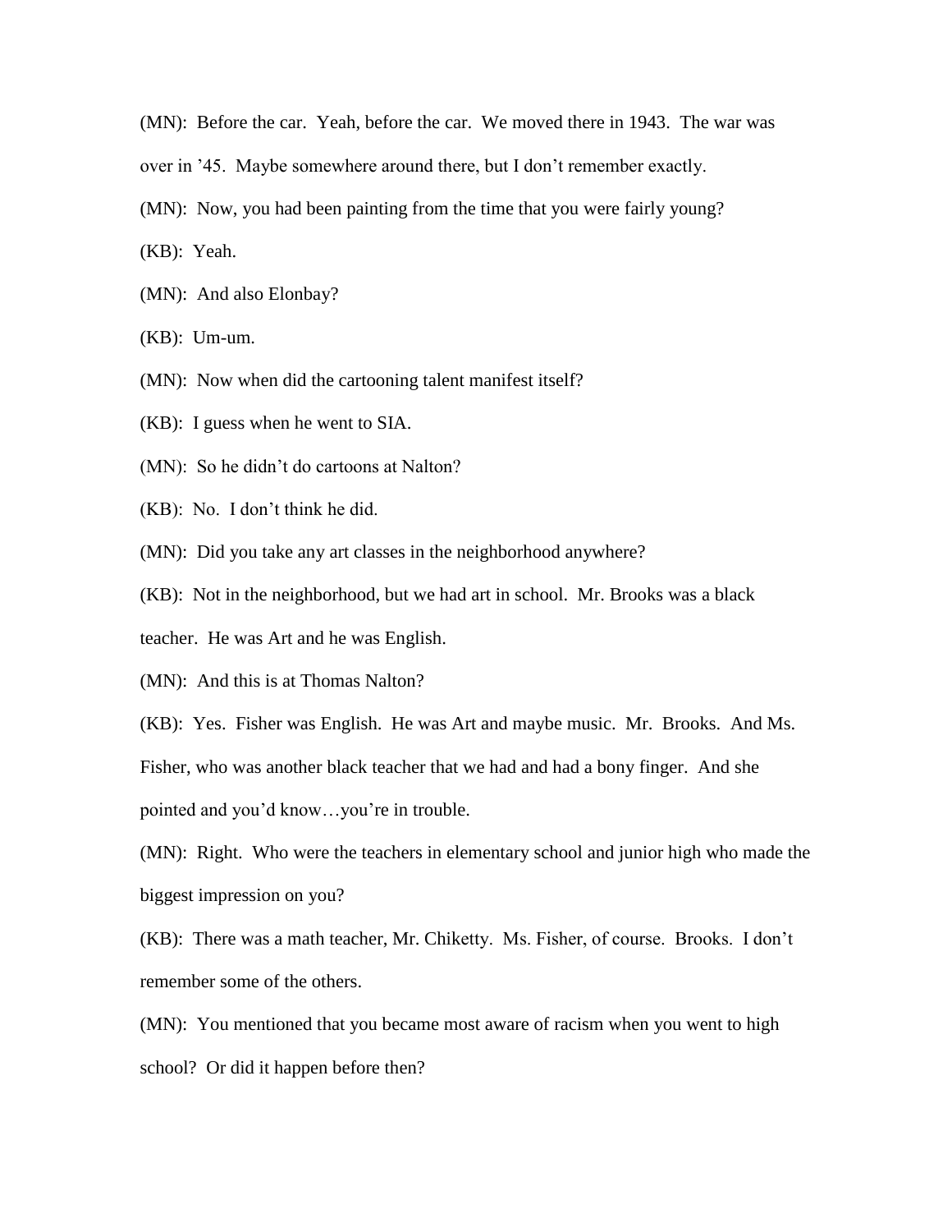(MN): Before the car. Yeah, before the car. We moved there in 1943. The war was over in '45. Maybe somewhere around there, but I don't remember exactly.

(MN): Now, you had been painting from the time that you were fairly young?

(KB): Yeah.

(MN): And also Elonbay?

(KB): Um-um.

(MN): Now when did the cartooning talent manifest itself?

(KB): I guess when he went to SIA.

(MN): So he didn't do cartoons at Nalton?

(KB): No. I don't think he did.

(MN): Did you take any art classes in the neighborhood anywhere?

(KB): Not in the neighborhood, but we had art in school. Mr. Brooks was a black teacher. He was Art and he was English.

(MN): And this is at Thomas Nalton?

(KB): Yes. Fisher was English. He was Art and maybe music. Mr. Brooks. And Ms. Fisher, who was another black teacher that we had and had a bony finger. And she pointed and you'd know…you're in trouble.

(MN): Right. Who were the teachers in elementary school and junior high who made the biggest impression on you?

(KB): There was a math teacher, Mr. Chiketty. Ms. Fisher, of course. Brooks. I don't remember some of the others.

(MN): You mentioned that you became most aware of racism when you went to high school? Or did it happen before then?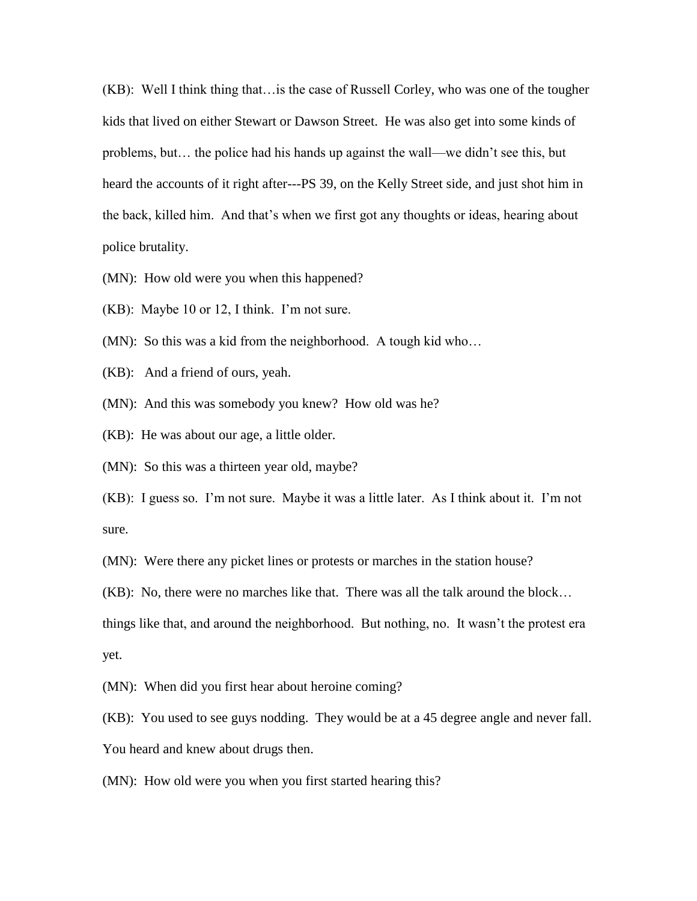(KB): Well I think thing that…is the case of Russell Corley, who was one of the tougher kids that lived on either Stewart or Dawson Street. He was also get into some kinds of problems, but… the police had his hands up against the wall—we didn't see this, but heard the accounts of it right after---PS 39, on the Kelly Street side, and just shot him in the back, killed him. And that's when we first got any thoughts or ideas, hearing about police brutality.

(MN): How old were you when this happened?

(KB): Maybe 10 or 12, I think. I'm not sure.

(MN): So this was a kid from the neighborhood. A tough kid who…

(KB): And a friend of ours, yeah.

(MN): And this was somebody you knew? How old was he?

(KB): He was about our age, a little older.

(MN): So this was a thirteen year old, maybe?

(KB): I guess so. I'm not sure. Maybe it was a little later. As I think about it. I'm not sure.

(MN): Were there any picket lines or protests or marches in the station house?

(KB): No, there were no marches like that. There was all the talk around the block… things like that, and around the neighborhood. But nothing, no. It wasn't the protest era yet.

(MN): When did you first hear about heroine coming?

(KB): You used to see guys nodding. They would be at a 45 degree angle and never fall. You heard and knew about drugs then.

(MN): How old were you when you first started hearing this?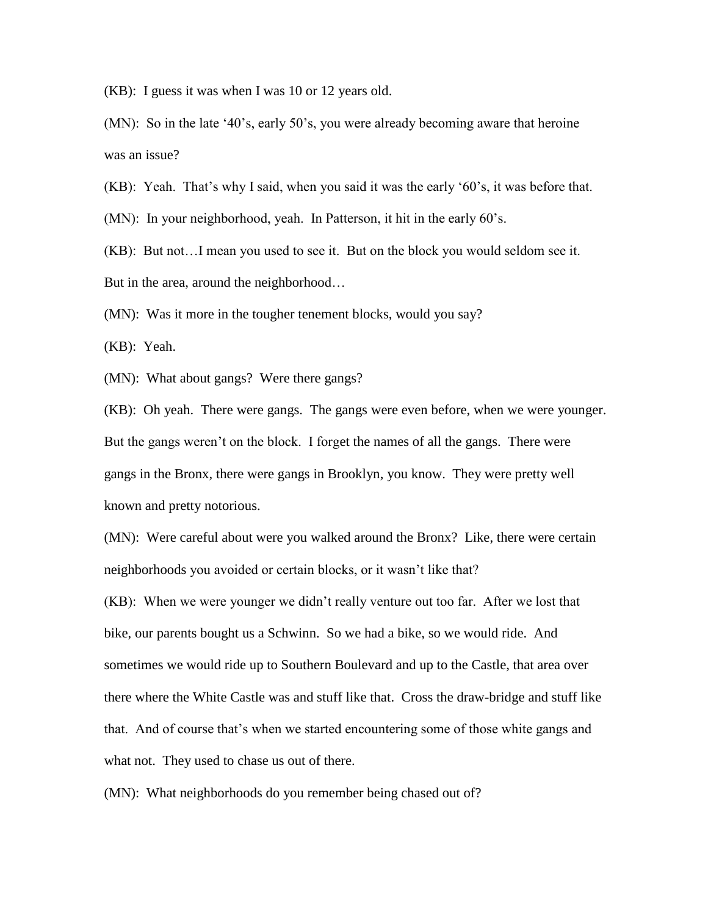(KB): I guess it was when I was 10 or 12 years old.

(MN): So in the late '40's, early 50's, you were already becoming aware that heroine was an issue?

(KB): Yeah. That's why I said, when you said it was the early '60's, it was before that.

(MN): In your neighborhood, yeah. In Patterson, it hit in the early 60's.

(KB): But not…I mean you used to see it. But on the block you would seldom see it. But in the area, around the neighborhood…

(MN): Was it more in the tougher tenement blocks, would you say?

(KB): Yeah.

(MN): What about gangs? Were there gangs?

(KB): Oh yeah. There were gangs. The gangs were even before, when we were younger. But the gangs weren't on the block. I forget the names of all the gangs. There were gangs in the Bronx, there were gangs in Brooklyn, you know. They were pretty well known and pretty notorious.

(MN): Were careful about were you walked around the Bronx? Like, there were certain neighborhoods you avoided or certain blocks, or it wasn't like that?

(KB): When we were younger we didn't really venture out too far. After we lost that bike, our parents bought us a Schwinn. So we had a bike, so we would ride. And sometimes we would ride up to Southern Boulevard and up to the Castle, that area over there where the White Castle was and stuff like that. Cross the draw-bridge and stuff like that. And of course that's when we started encountering some of those white gangs and what not. They used to chase us out of there.

(MN): What neighborhoods do you remember being chased out of?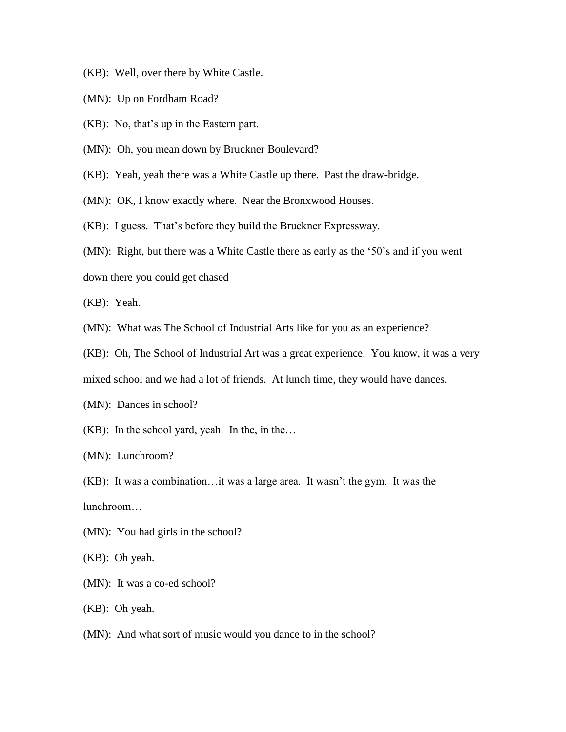(KB): Well, over there by White Castle.

(MN): Up on Fordham Road?

(KB): No, that's up in the Eastern part.

(MN): Oh, you mean down by Bruckner Boulevard?

(KB): Yeah, yeah there was a White Castle up there. Past the draw-bridge.

(MN): OK, I know exactly where. Near the Bronxwood Houses.

(KB): I guess. That's before they build the Bruckner Expressway.

(MN): Right, but there was a White Castle there as early as the '50's and if you went down there you could get chased

(KB): Yeah.

(MN): What was The School of Industrial Arts like for you as an experience?

(KB): Oh, The School of Industrial Art was a great experience. You know, it was a very mixed school and we had a lot of friends. At lunch time, they would have dances.

(MN): Dances in school?

(KB): In the school yard, yeah. In the, in the…

(MN): Lunchroom?

(KB): It was a combination…it was a large area. It wasn't the gym. It was the lunchroom…

(MN): You had girls in the school?

(KB): Oh yeah.

(MN): It was a co-ed school?

(KB): Oh yeah.

(MN): And what sort of music would you dance to in the school?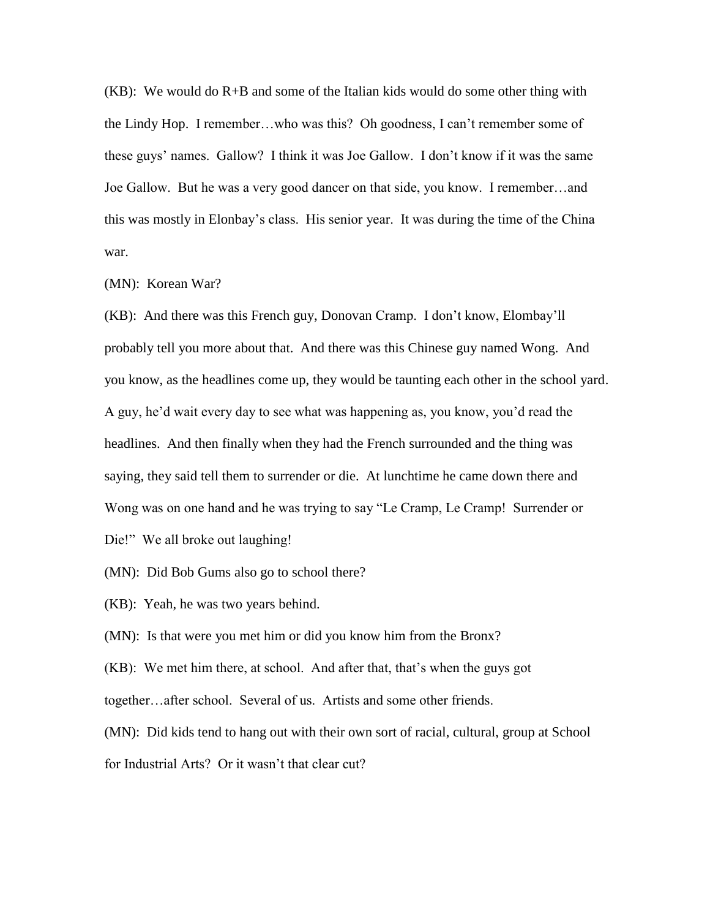(KB): We would do R+B and some of the Italian kids would do some other thing with the Lindy Hop. I remember…who was this? Oh goodness, I can't remember some of these guys' names. Gallow? I think it was Joe Gallow. I don't know if it was the same Joe Gallow. But he was a very good dancer on that side, you know. I remember…and this was mostly in Elonbay's class. His senior year. It was during the time of the China war.

(MN): Korean War?

(KB): And there was this French guy, Donovan Cramp. I don't know, Elombay'll probably tell you more about that. And there was this Chinese guy named Wong. And you know, as the headlines come up, they would be taunting each other in the school yard. A guy, he'd wait every day to see what was happening as, you know, you'd read the headlines. And then finally when they had the French surrounded and the thing was saying, they said tell them to surrender or die. At lunchtime he came down there and Wong was on one hand and he was trying to say "Le Cramp, Le Cramp! Surrender or Die!" We all broke out laughing!

(MN): Did Bob Gums also go to school there?

(KB): Yeah, he was two years behind.

(MN): Is that were you met him or did you know him from the Bronx?

(KB): We met him there, at school. And after that, that's when the guys got together…after school. Several of us. Artists and some other friends.

(MN): Did kids tend to hang out with their own sort of racial, cultural, group at School for Industrial Arts? Or it wasn't that clear cut?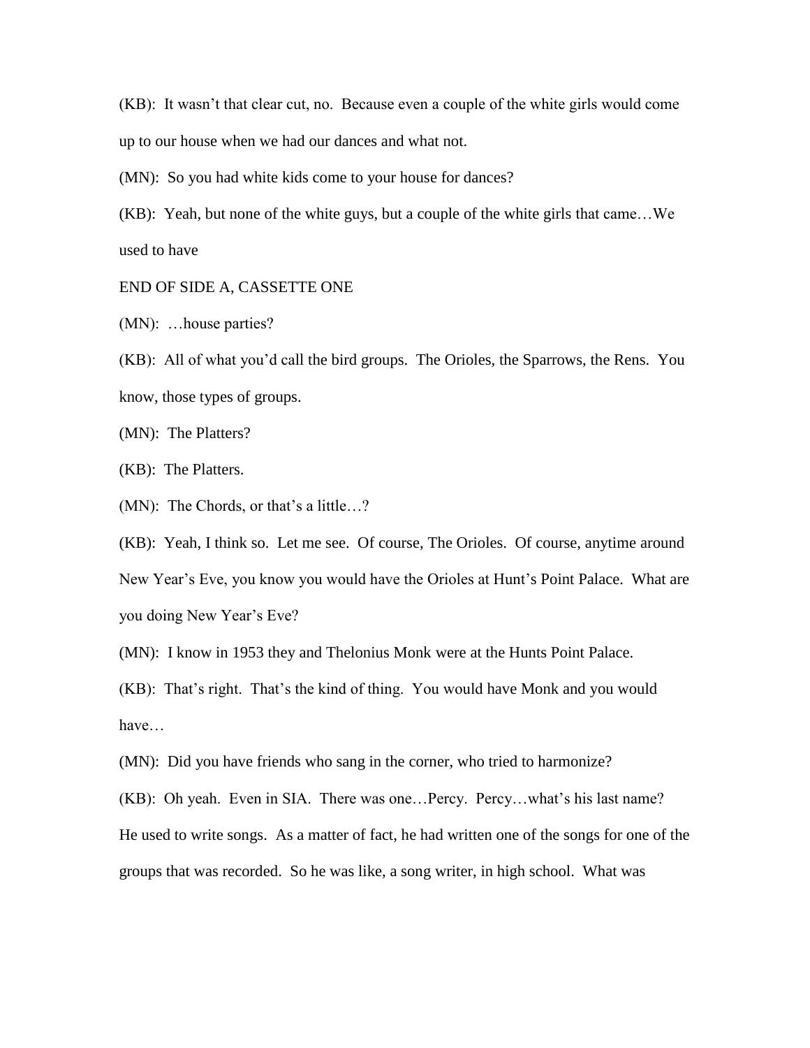(KB): It wasn't that clear cut, no. Because even a couple of the white girls would come up to our house when we had our dances and what not.

(MN): So you had white kids come to your house for dances?

(KB): Yeah, but none of the white guys, but a couple of the white girls that came…We used to have

END OF SIDE A, CASSETTE ONE

(MN): …house parties?

(KB): All of what you'd call the bird groups. The Orioles, the Sparrows, the Rens. You know, those types of groups.

(MN): The Platters?

(KB): The Platters.

(MN): The Chords, or that's a little…?

(KB): Yeah, I think so. Let me see. Of course, The Orioles. Of course, anytime around New Year's Eve, you know you would have the Orioles at Hunt's Point Palace. What are you doing New Year's Eve?

(MN): I know in 1953 they and Thelonius Monk were at the Hunts Point Palace.

(KB): That's right. That's the kind of thing. You would have Monk and you would have…

(MN): Did you have friends who sang in the corner, who tried to harmonize?

(KB): Oh yeah. Even in SIA. There was one…Percy. Percy…what's his last name? He used to write songs. As a matter of fact, he had written one of the songs for one of the groups that was recorded. So he was like, a song writer, in high school. What was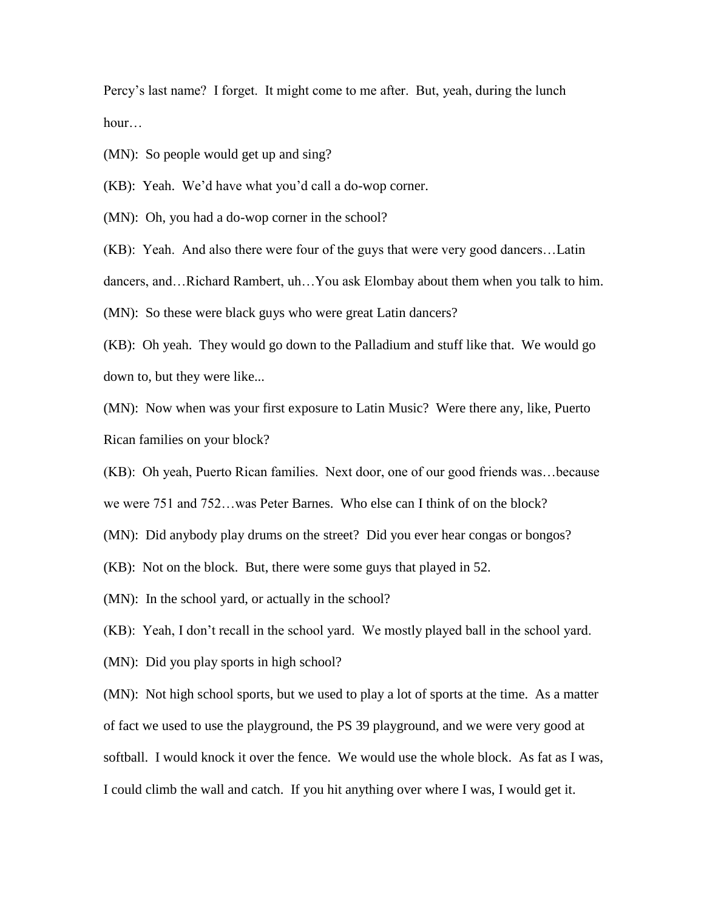Percy's last name? I forget. It might come to me after. But, yeah, during the lunch hour…

(MN): So people would get up and sing?

(KB): Yeah. We'd have what you'd call a do-wop corner.

(MN): Oh, you had a do-wop corner in the school?

(KB): Yeah. And also there were four of the guys that were very good dancers…Latin dancers, and…Richard Rambert, uh…You ask Elombay about them when you talk to him.

(MN): So these were black guys who were great Latin dancers?

(KB): Oh yeah. They would go down to the Palladium and stuff like that. We would go down to, but they were like...

(MN): Now when was your first exposure to Latin Music? Were there any, like, Puerto Rican families on your block?

(KB): Oh yeah, Puerto Rican families. Next door, one of our good friends was…because we were 751 and 752…was Peter Barnes. Who else can I think of on the block?

(MN): Did anybody play drums on the street? Did you ever hear congas or bongos?

(KB): Not on the block. But, there were some guys that played in 52.

(MN): In the school yard, or actually in the school?

(KB): Yeah, I don't recall in the school yard. We mostly played ball in the school yard.

(MN): Did you play sports in high school?

(MN): Not high school sports, but we used to play a lot of sports at the time. As a matter of fact we used to use the playground, the PS 39 playground, and we were very good at softball. I would knock it over the fence. We would use the whole block. As fat as I was, I could climb the wall and catch. If you hit anything over where I was, I would get it.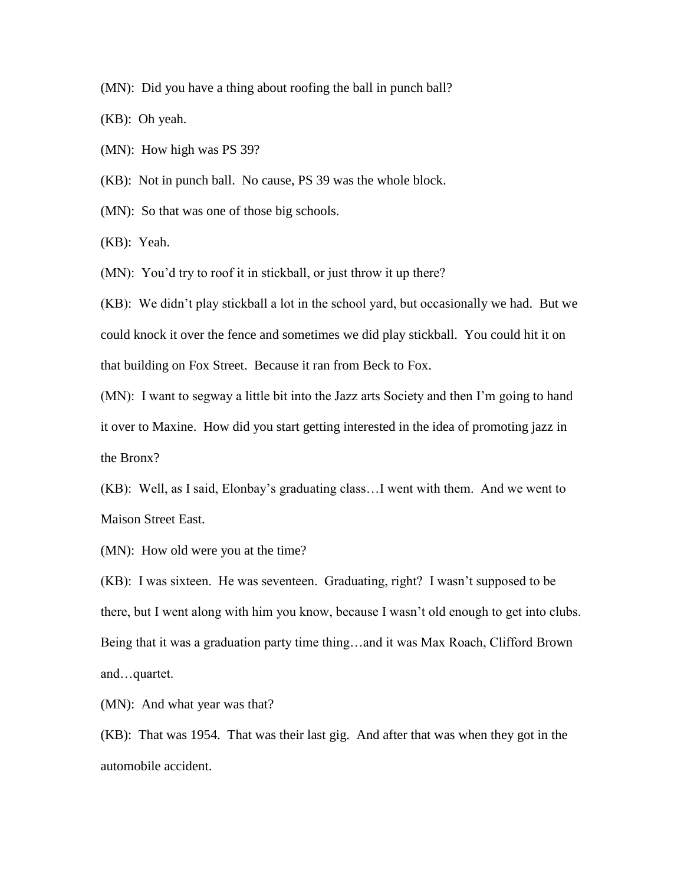(MN): Did you have a thing about roofing the ball in punch ball?

(KB): Oh yeah.

(MN): How high was PS 39?

(KB): Not in punch ball. No cause, PS 39 was the whole block.

(MN): So that was one of those big schools.

(KB): Yeah.

(MN): You'd try to roof it in stickball, or just throw it up there?

(KB): We didn't play stickball a lot in the school yard, but occasionally we had. But we could knock it over the fence and sometimes we did play stickball. You could hit it on that building on Fox Street. Because it ran from Beck to Fox.

(MN): I want to segway a little bit into the Jazz arts Society and then I'm going to hand it over to Maxine. How did you start getting interested in the idea of promoting jazz in the Bronx?

(KB): Well, as I said, Elonbay's graduating class…I went with them. And we went to Maison Street East.

(MN): How old were you at the time?

(KB): I was sixteen. He was seventeen. Graduating, right? I wasn't supposed to be there, but I went along with him you know, because I wasn't old enough to get into clubs. Being that it was a graduation party time thing…and it was Max Roach, Clifford Brown and…quartet.

(MN): And what year was that?

(KB): That was 1954. That was their last gig. And after that was when they got in the automobile accident.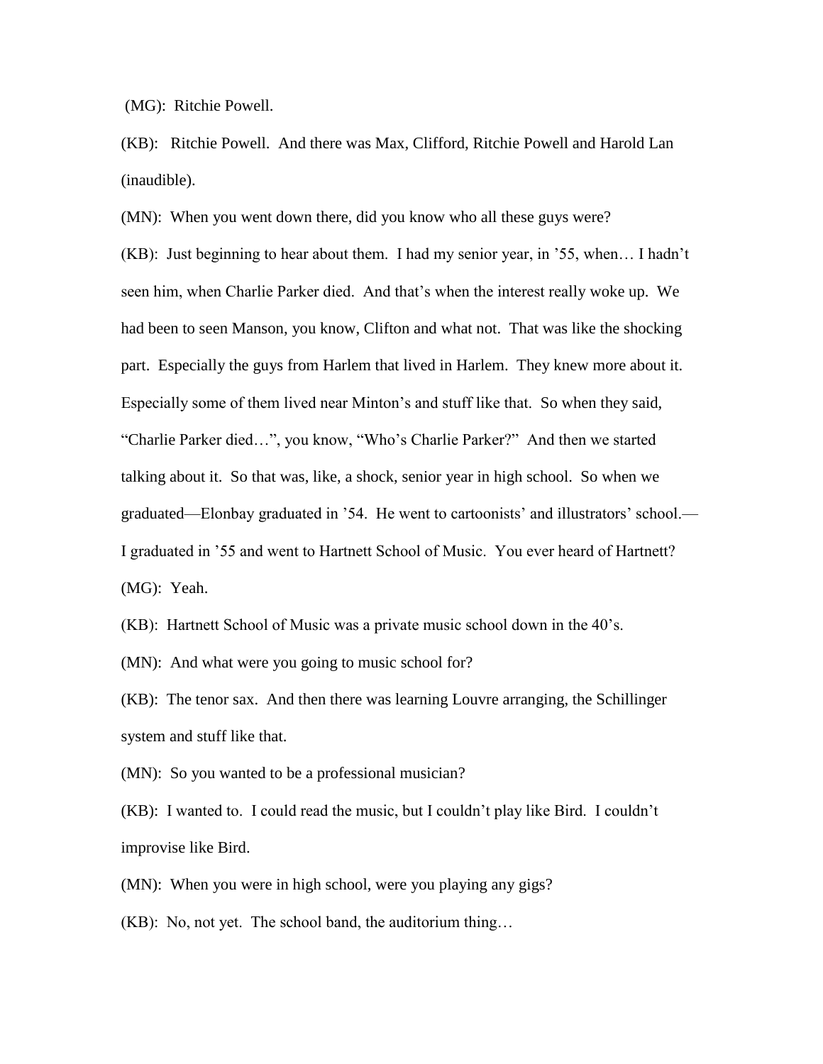(MG): Ritchie Powell.

(KB): Ritchie Powell. And there was Max, Clifford, Ritchie Powell and Harold Lan (inaudible).

(MN): When you went down there, did you know who all these guys were?

(KB): Just beginning to hear about them. I had my senior year, in '55, when… I hadn't seen him, when Charlie Parker died. And that's when the interest really woke up. We had been to seen Manson, you know, Clifton and what not. That was like the shocking part. Especially the guys from Harlem that lived in Harlem. They knew more about it. Especially some of them lived near Minton's and stuff like that. So when they said, "Charlie Parker died…", you know, "Who's Charlie Parker?" And then we started talking about it. So that was, like, a shock, senior year in high school. So when we graduated—Elonbay graduated in '54. He went to cartoonists' and illustrators' school.—I graduated in '55 and went to Hartnett School of Music. You ever heard of Hartnett?

(MG): Yeah.

(KB): Hartnett School of Music was a private music school down in the 40's.

(MN): And what were you going to music school for?

(KB): The tenor sax. And then there was learning Louvre arranging, the Schillinger system and stuff like that.

(MN): So you wanted to be a professional musician?

(KB): I wanted to. I could read the music, but I couldn't play like Bird. I couldn't improvise like Bird.

(MN): When you were in high school, were you playing any gigs?

(KB): No, not yet. The school band, the auditorium thing…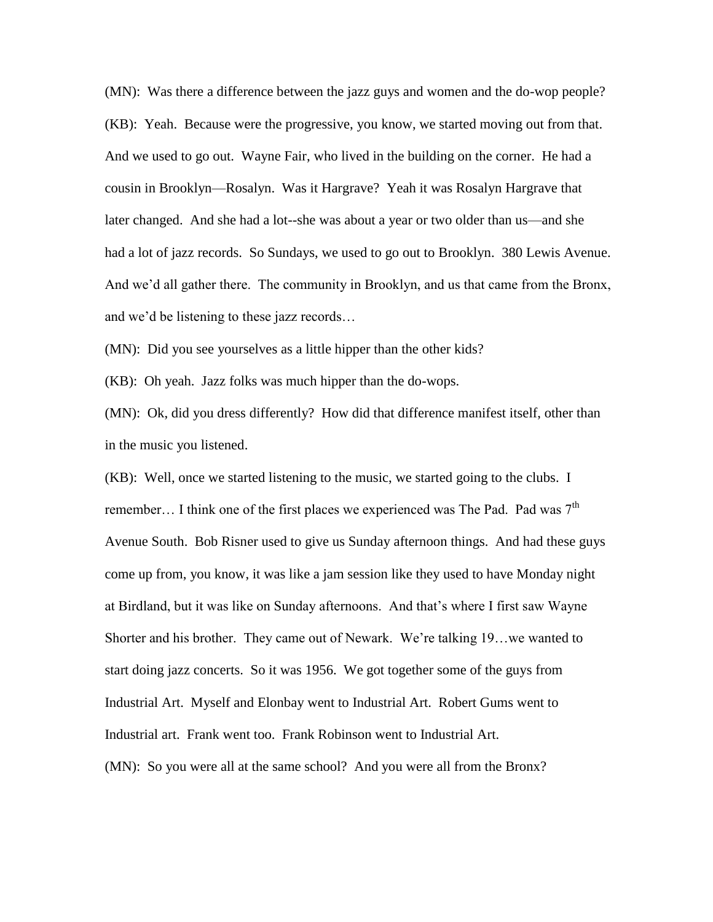(MN): Was there a difference between the jazz guys and women and the do-wop people?

(KB): Yeah. Because were the progressive, you know, we started moving out from that. And we used to go out. Wayne Fair, who lived in the building on the corner. He had a cousin in Brooklyn—Rosalyn. Was it Hargrave? Yeah it was Rosalyn Hargrave that later changed. And she had a lot--she was about a year or two older than us—and she had a lot of jazz records. So Sundays, we used to go out to Brooklyn. 380 Lewis Avenue. And we'd all gather there. The community in Brooklyn, and us that came from the Bronx, and we'd be listening to these jazz records…

(MN): Did you see yourselves as a little hipper than the other kids?

(KB): Oh yeah. Jazz folks was much hipper than the do-wops.

(MN): Ok, did you dress differently? How did that difference manifest itself, other than in the music you listened.

(KB): Well, once we started listening to the music, we started going to the clubs. I remember… I think one of the first places we experienced was The Pad. Pad was 7th Avenue South. Bob Risner used to give us Sunday afternoon things. And had these guys come up from, you know, it was like a jam session like they used to have Monday night at Birdland, but it was like on Sunday afternoons. And that's where I first saw Wayne Shorter and his brother. They came out of Newark. We're talking 19…we wanted to start doing jazz concerts. So it was 1956. We got together some of the guys from Industrial Art. Myself and Elonbay went to Industrial Art. Robert Gums went to Industrial art. Frank went too. Frank Robinson went to Industrial Art.

(MN): So you were all at the same school? And you were all from the Bronx?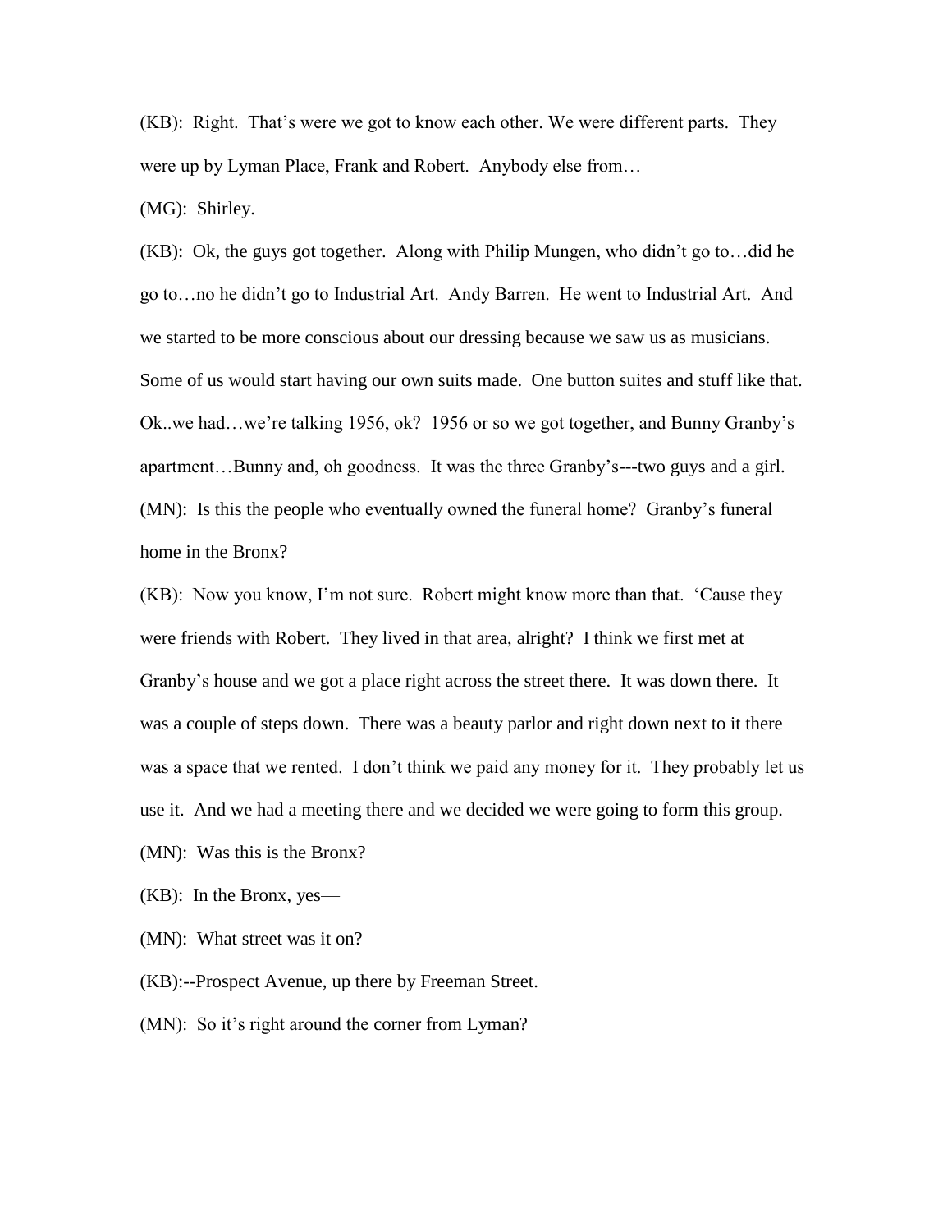(KB): Right. That's were we got to know each other. We were different parts. They were up by Lyman Place, Frank and Robert. Anybody else from…

(MG): Shirley.

(KB): Ok, the guys got together. Along with Philip Mungen, who didn't go to…did he go to…no he didn't go to Industrial Art. Andy Barren. He went to Industrial Art. And we started to be more conscious about our dressing because we saw us as musicians. Some of us would start having our own suits made. One button suites and stuff like that. Ok..we had…we're talking 1956, ok? 1956 or so we got together, and Bunny Granby's apartment…Bunny and, oh goodness. It was the three Granby's---two guys and a girl.

(MN): Is this the people who eventually owned the funeral home? Granby's funeral home in the Bronx?

(KB): Now you know, I'm not sure. Robert might know more than that. 'Cause they were friends with Robert. They lived in that area, alright? I think we first met at Granby's house and we got a place right across the street there. It was down there. It was a couple of steps down. There was a beauty parlor and right down next to it there was a space that we rented. I don't think we paid any money for it. They probably let us use it. And we had a meeting there and we decided we were going to form this group.

(MN): Was this is the Bronx?

(KB): In the Bronx, yes—

(MN): What street was it on?

(KB):--Prospect Avenue, up there by Freeman Street.

(MN): So it's right around the corner from Lyman?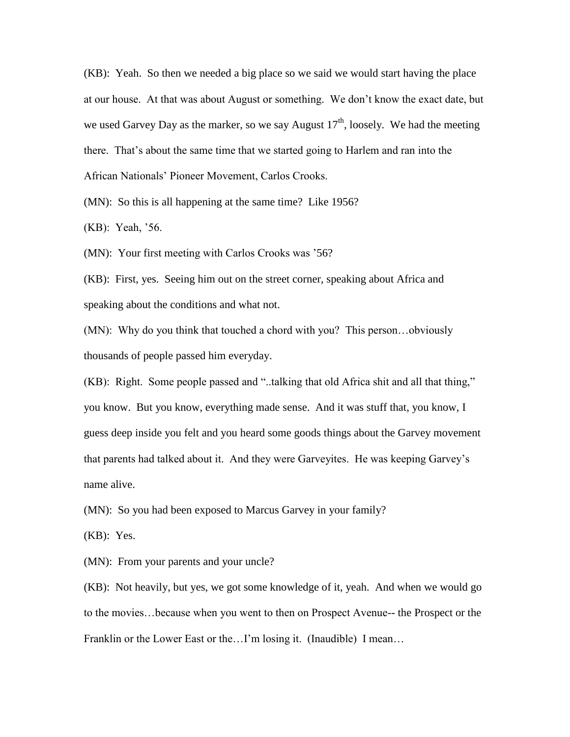(KB): Yeah. So then we needed a big place so we said we would start having the place at our house. At that was about August or something. We don't know the exact date, but we used Garvey Day as the marker, so we say August 17th, loosely. We had the meeting there. That's about the same time that we started going to Harlem and ran into the African Nationals' Pioneer Movement, Carlos Crooks.

(MN): So this is all happening at the same time? Like 1956?

(KB): Yeah, '56.

(MN): Your first meeting with Carlos Crooks was '56?

(KB): First, yes. Seeing him out on the street corner, speaking about Africa and speaking about the conditions and what not.

(MN): Why do you think that touched a chord with you? This person…obviously thousands of people passed him everyday.

(KB): Right. Some people passed and "..talking that old Africa shit and all that thing," you know. But you know, everything made sense. And it was stuff that, you know, I guess deep inside you felt and you heard some goods things about the Garvey movement that parents had talked about it. And they were Garveyites. He was keeping Garvey's name alive.

(MN): So you had been exposed to Marcus Garvey in your family?

(KB): Yes.

(MN): From your parents and your uncle?

(KB): Not heavily, but yes, we got some knowledge of it, yeah. And when we would go to the movies…because when you went to then on Prospect Avenue-- the Prospect or the Franklin or the Lower East or the…I'm losing it. (Inaudible) I mean…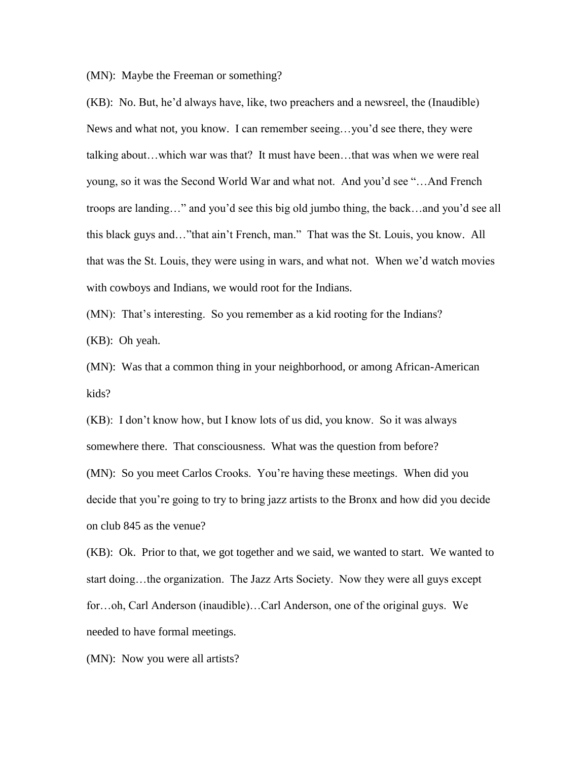(MN): Maybe the Freeman or something?

(KB): No. But, he'd always have, like, two preachers and a newsreel, the (Inaudible) News and what not, you know. I can remember seeing…you'd see there, they were talking about…which war was that? It must have been…that was when we were real young, so it was the Second World War and what not. And you'd see "…And French troops are landing…" and you'd see this big old jumbo thing, the back…and you'd see all this black guys and…"that ain't French, man." That was the St. Louis, you know. All that was the St. Louis, they were using in wars, and what not. When we'd watch movies with cowboys and Indians, we would root for the Indians.

(MN): That's interesting. So you remember as a kid rooting for the Indians?

(KB): Oh yeah.

(MN): Was that a common thing in your neighborhood, or among African-American kids?

(KB): I don't know how, but I know lots of us did, you know. So it was always somewhere there. That consciousness. What was the question from before?

(MN): So you meet Carlos Crooks. You're having these meetings. When did you decide that you're going to try to bring jazz artists to the Bronx and how did you decide on club 845 as the venue?

(KB): Ok. Prior to that, we got together and we said, we wanted to start. We wanted to start doing…the organization. The Jazz Arts Society. Now they were all guys except for…oh, Carl Anderson (inaudible)…Carl Anderson, one of the original guys. We needed to have formal meetings.

(MN): Now you were all artists?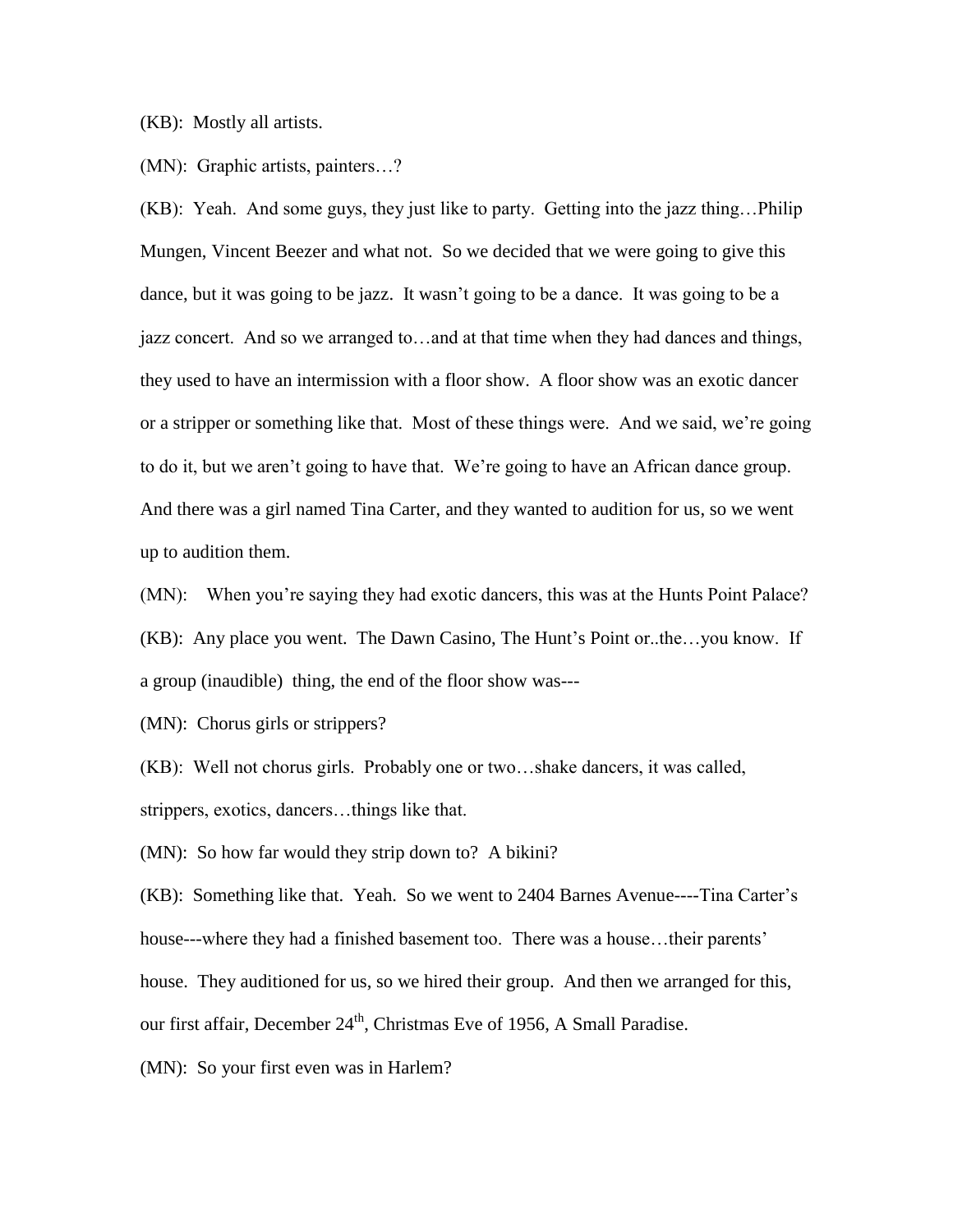(KB): Mostly all artists.

(MN): Graphic artists, painters…?

(KB): Yeah. And some guys, they just like to party. Getting into the jazz thing…Philip Mungen, Vincent Beezer and what not. So we decided that we were going to give this dance, but it was going to be jazz. It wasn't going to be a dance. It was going to be a jazz concert. And so we arranged to…and at that time when they had dances and things, they used to have an intermission with a floor show. A floor show was an exotic dancer or a stripper or something like that. Most of these things were. And we said, we're going to do it, but we aren't going to have that. We're going to have an African dance group. And there was a girl named Tina Carter, and they wanted to audition for us, so we went up to audition them.

(MN): When you're saying they had exotic dancers, this was at the Hunts Point Palace?

(KB): Any place you went. The Dawn Casino, The Hunt's Point or..the…you know. If a group (inaudible) thing, the end of the floor show was---

(MN): Chorus girls or strippers?

(KB): Well not chorus girls. Probably one or two…shake dancers, it was called, strippers, exotics, dancers…things like that.

(MN): So how far would they strip down to? A bikini?

(KB): Something like that. Yeah. So we went to 2404 Barnes Avenue----Tina Carter's house---where they had a finished basement too. There was a house…their parents' house. They auditioned for us, so we hired their group. And then we arranged for this, our first affair, December 24th, Christmas Eve of 1956, A Small Paradise.

(MN): So your first even was in Harlem?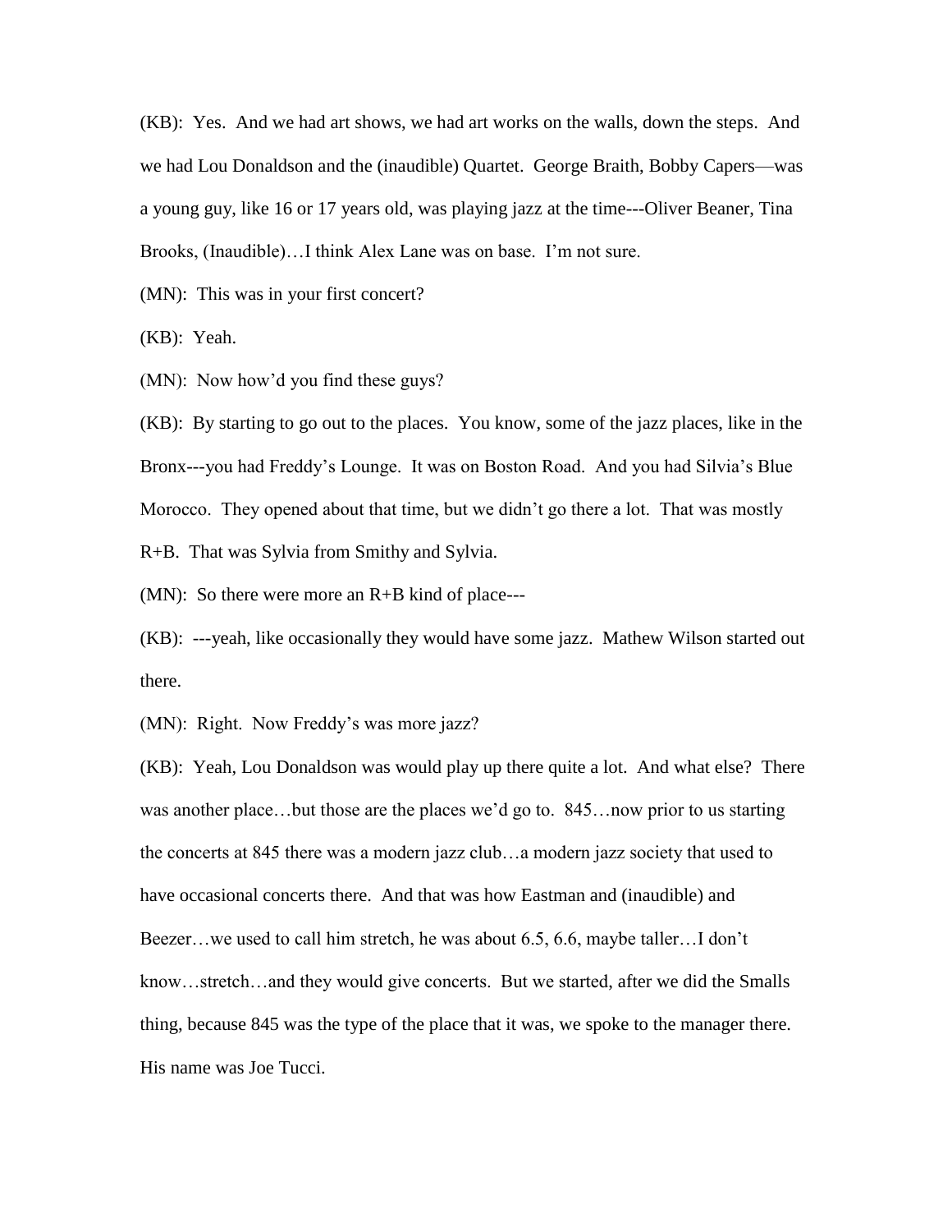(KB): Yes. And we had art shows, we had art works on the walls, down the steps. And we had Lou Donaldson and the (inaudible) Quartet. George Braith, Bobby Capers—was a young guy, like 16 or 17 years old, was playing jazz at the time---Oliver Beaner, Tina Brooks, (Inaudible)…I think Alex Lane was on base. I'm not sure.

(MN): This was in your first concert?

(KB): Yeah.

(MN): Now how'd you find these guys?

(KB): By starting to go out to the places. You know, some of the jazz places, like in the Bronx---you had Freddy's Lounge. It was on Boston Road. And you had Silvia's Blue Morocco. They opened about that time, but we didn't go there a lot. That was mostly R+B. That was Sylvia from Smithy and Sylvia.

(MN): So there were more an R+B kind of place---

(KB): ---yeah, like occasionally they would have some jazz. Mathew Wilson started out there.

(MN): Right. Now Freddy's was more jazz?

(KB): Yeah, Lou Donaldson was would play up there quite a lot. And what else? There was another place…but those are the places we'd go to. 845…now prior to us starting the concerts at 845 there was a modern jazz club…a modern jazz society that used to have occasional concerts there. And that was how Eastman and (inaudible) and Beezer…we used to call him stretch, he was about 6.5, 6.6, maybe taller…I don't know…stretch…and they would give concerts. But we started, after we did the Smalls thing, because 845 was the type of the place that it was, we spoke to the manager there. His name was Joe Tucci.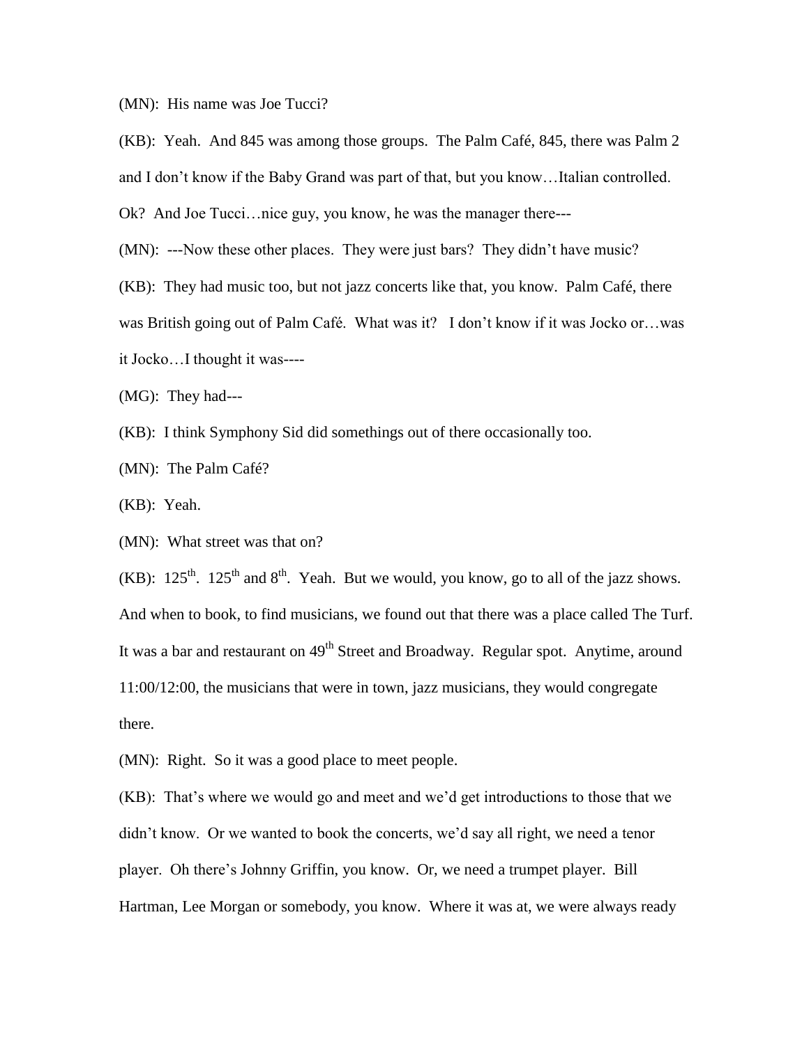(MN): His name was Joe Tucci?

(KB): Yeah. And 845 was among those groups. The Palm Café, 845, there was Palm 2 and I don't know if the Baby Grand was part of that, but you know…Italian controlled. Ok? And Joe Tucci…nice guy, you know, he was the manager there---

(MN): ---Now these other places. They were just bars? They didn't have music?

(KB): They had music too, but not jazz concerts like that, you know. Palm Café, there was British going out of Palm Café. What was it? I don't know if it was Jocko or…was it Jocko…I thought it was----

(MG): They had---

(KB): I think Symphony Sid did somethings out of there occasionally too.

(MN): The Palm Café?

(KB): Yeah.

(MN): What street was that on?

(KB): 125th. 125th and 8th. Yeah. But we would, you know, go to all of the jazz shows. And when to book, to find musicians, we found out that there was a place called The Turf. It was a bar and restaurant on 49th Street and Broadway. Regular spot. Anytime, around 11:00/12:00, the musicians that were in town, jazz musicians, they would congregate there.

(MN): Right. So it was a good place to meet people.

(KB): That's where we would go and meet and we'd get introductions to those that we didn't know. Or we wanted to book the concerts, we'd say all right, we need a tenor player. Oh there's Johnny Griffin, you know. Or, we need a trumpet player. Bill Hartman, Lee Morgan or somebody, you know. Where it was at, we were always ready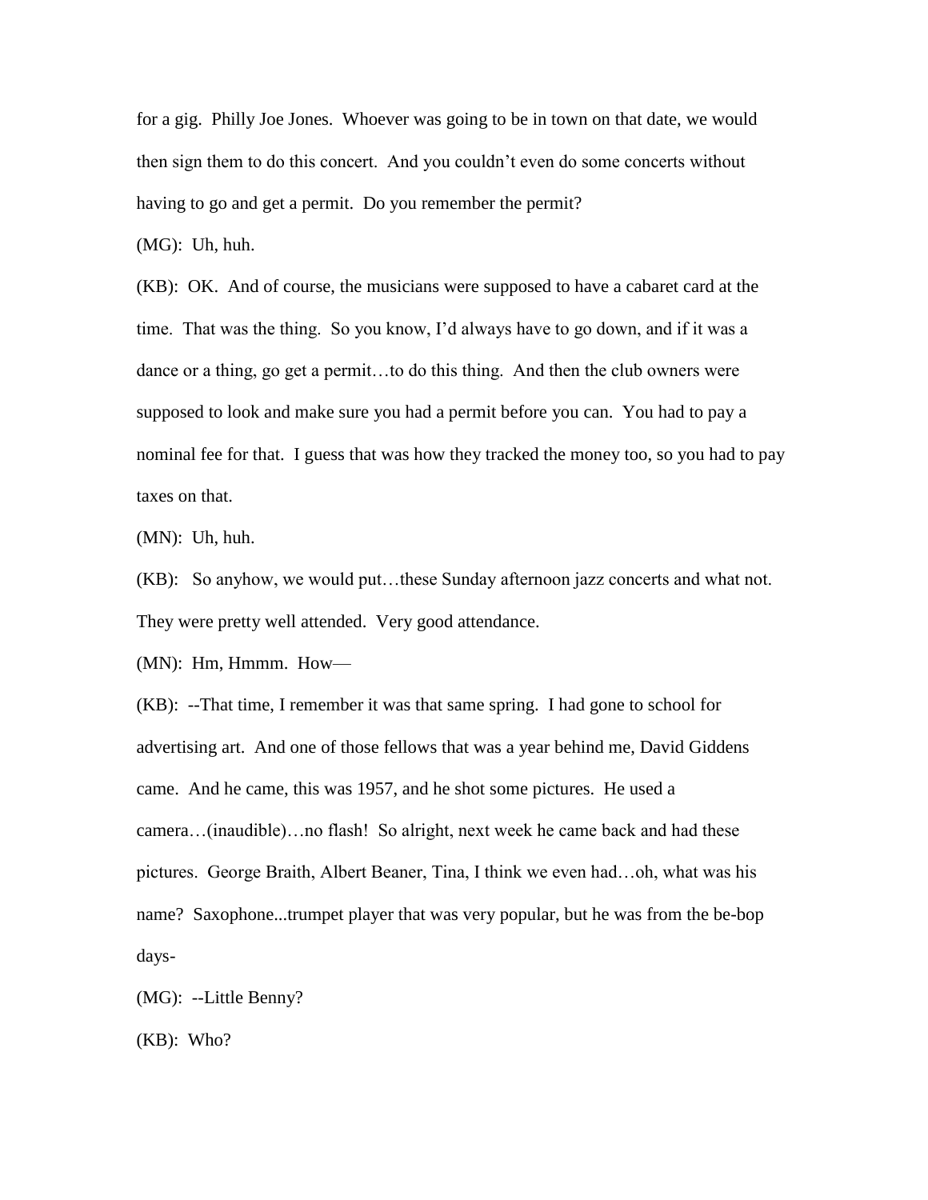for a gig.  Philly Joe Jones.  Whoever was going to be in town on that date, we would then sign them to do this concert.  And you couldn't even do some concerts without having to go and get a permit.  Do you remember the permit?

(MG):  Uh, huh.

(KB):  OK.  And of course, the musicians were supposed to have a cabaret card at the time.  That was the thing.  So you know, I'd always have to go down, and if it was a dance or a thing, go get a permit…to do this thing.  And then the club owners were supposed to look and make sure you had a permit before you can.  You had to pay a nominal fee for that.  I guess that was how they tracked the money too, so you had to pay taxes on that.

(MN):  Uh, huh.

(KB):   So anyhow, we would put…these Sunday afternoon jazz concerts and what not.  They were pretty well attended.  Very good attendance.

(MN):  Hm, Hmmm.  How—

(KB):  --That time, I remember it was that same spring.  I had gone to school for advertising art.  And one of those fellows that was a year behind me, David Giddens came.  And he came, this was 1957, and he shot some pictures.  He used a camera…(inaudible)…no flash!  So alright, next week he came back and had these pictures.  George Braith, Albert Beaner, Tina, I think we even had…oh, what was his name?  Saxophone...trumpet player that was very popular, but he was from the be-bop days-

(MG):  --Little Benny?

(KB):  Who?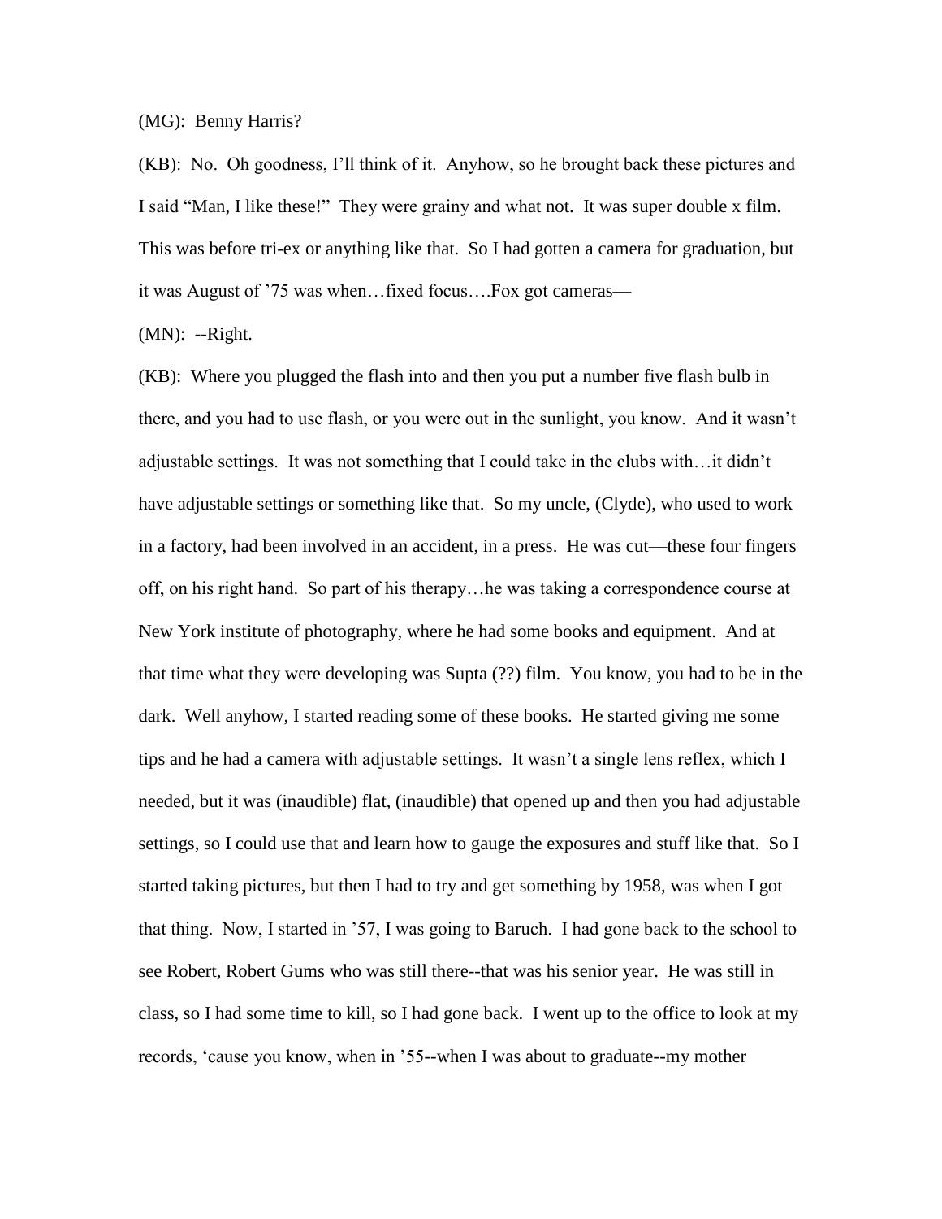(MG): Benny Harris?

(KB): No. Oh goodness, I'll think of it. Anyhow, so he brought back these pictures and I said "Man, I like these!" They were grainy and what not. It was super double x film. This was before tri-ex or anything like that. So I had gotten a camera for graduation, but it was August of '75 was when…fixed focus….Fox got cameras—

(MN): --Right.

(KB): Where you plugged the flash into and then you put a number five flash bulb in there, and you had to use flash, or you were out in the sunlight, you know. And it wasn't adjustable settings. It was not something that I could take in the clubs with…it didn't have adjustable settings or something like that. So my uncle, (Clyde), who used to work in a factory, had been involved in an accident, in a press. He was cut—these four fingers off, on his right hand. So part of his therapy…he was taking a correspondence course at New York institute of photography, where he had some books and equipment. And at that time what they were developing was Supta (??) film. You know, you had to be in the dark. Well anyhow, I started reading some of these books. He started giving me some tips and he had a camera with adjustable settings. It wasn't a single lens reflex, which I needed, but it was (inaudible) flat, (inaudible) that opened up and then you had adjustable settings, so I could use that and learn how to gauge the exposures and stuff like that. So I started taking pictures, but then I had to try and get something by 1958, was when I got that thing. Now, I started in '57, I was going to Baruch. I had gone back to the school to see Robert, Robert Gums who was still there--that was his senior year. He was still in class, so I had some time to kill, so I had gone back. I went up to the office to look at my records, 'cause you know, when in '55--when I was about to graduate--my mother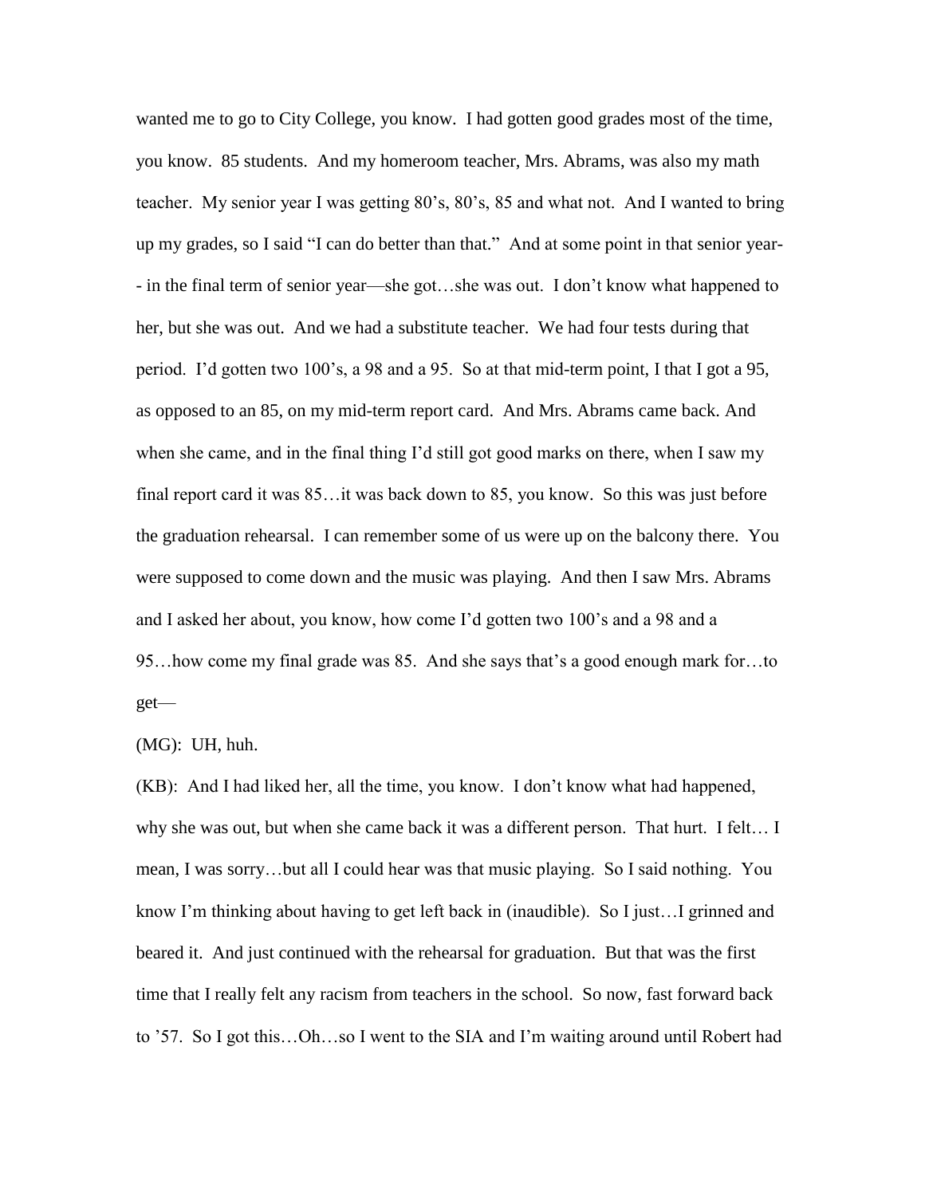wanted me to go to City College, you know. I had gotten good grades most of the time, you know. 85 students. And my homeroom teacher, Mrs. Abrams, was also my math teacher. My senior year I was getting 80's, 80's, 85 and what not. And I wanted to bring up my grades, so I said "I can do better than that." And at some point in that senior year-- in the final term of senior year—she got…she was out. I don't know what happened to her, but she was out. And we had a substitute teacher. We had four tests during that period. I'd gotten two 100's, a 98 and a 95. So at that mid-term point, I that I got a 95, as opposed to an 85, on my mid-term report card. And Mrs. Abrams came back. And when she came, and in the final thing I'd still got good marks on there, when I saw my final report card it was 85…it was back down to 85, you know. So this was just before the graduation rehearsal. I can remember some of us were up on the balcony there. You were supposed to come down and the music was playing. And then I saw Mrs. Abrams and I asked her about, you know, how come I'd gotten two 100's and a 98 and a 95…how come my final grade was 85. And she says that's a good enough mark for…to get—

(MG): UH, huh.

(KB): And I had liked her, all the time, you know. I don't know what had happened, why she was out, but when she came back it was a different person. That hurt. I felt… I mean, I was sorry…but all I could hear was that music playing. So I said nothing. You know I'm thinking about having to get left back in (inaudible). So I just…I grinned and beared it. And just continued with the rehearsal for graduation. But that was the first time that I really felt any racism from teachers in the school. So now, fast forward back to '57. So I got this…Oh…so I went to the SIA and I'm waiting around until Robert had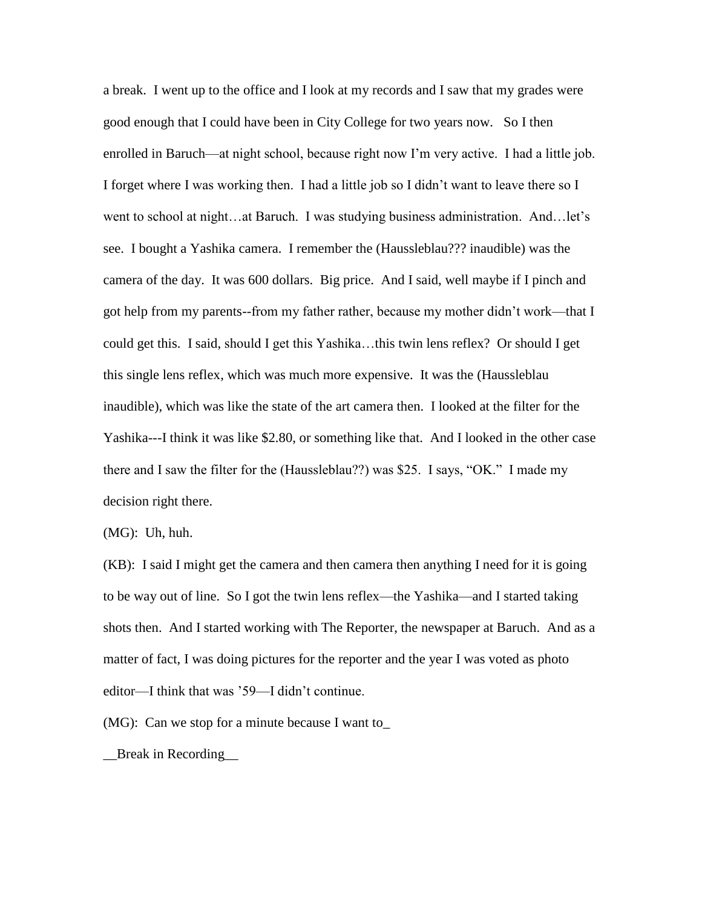a break. I went up to the office and I look at my records and I saw that my grades were good enough that I could have been in City College for two years now. So I then enrolled in Baruch—at night school, because right now I'm very active. I had a little job. I forget where I was working then. I had a little job so I didn't want to leave there so I went to school at night…at Baruch. I was studying business administration. And…let's see. I bought a Yashika camera. I remember the (Haussleblau??? inaudible) was the camera of the day. It was 600 dollars. Big price. And I said, well maybe if I pinch and got help from my parents--from my father rather, because my mother didn't work—that I could get this. I said, should I get this Yashika…this twin lens reflex? Or should I get this single lens reflex, which was much more expensive. It was the (Haussleblau inaudible), which was like the state of the art camera then. I looked at the filter for the Yashika---I think it was like $2.80, or something like that. And I looked in the other case there and I saw the filter for the (Haussleblau??) was $25. I says, "OK." I made my decision right there.

(MG): Uh, huh.

(KB): I said I might get the camera and then camera then anything I need for it is going to be way out of line. So I got the twin lens reflex—the Yashika—and I started taking shots then. And I started working with The Reporter, the newspaper at Baruch. And as a matter of fact, I was doing pictures for the reporter and the year I was voted as photo editor—I think that was '59—I didn't continue.

(MG): Can we stop for a minute because I want to_

__Break in Recording__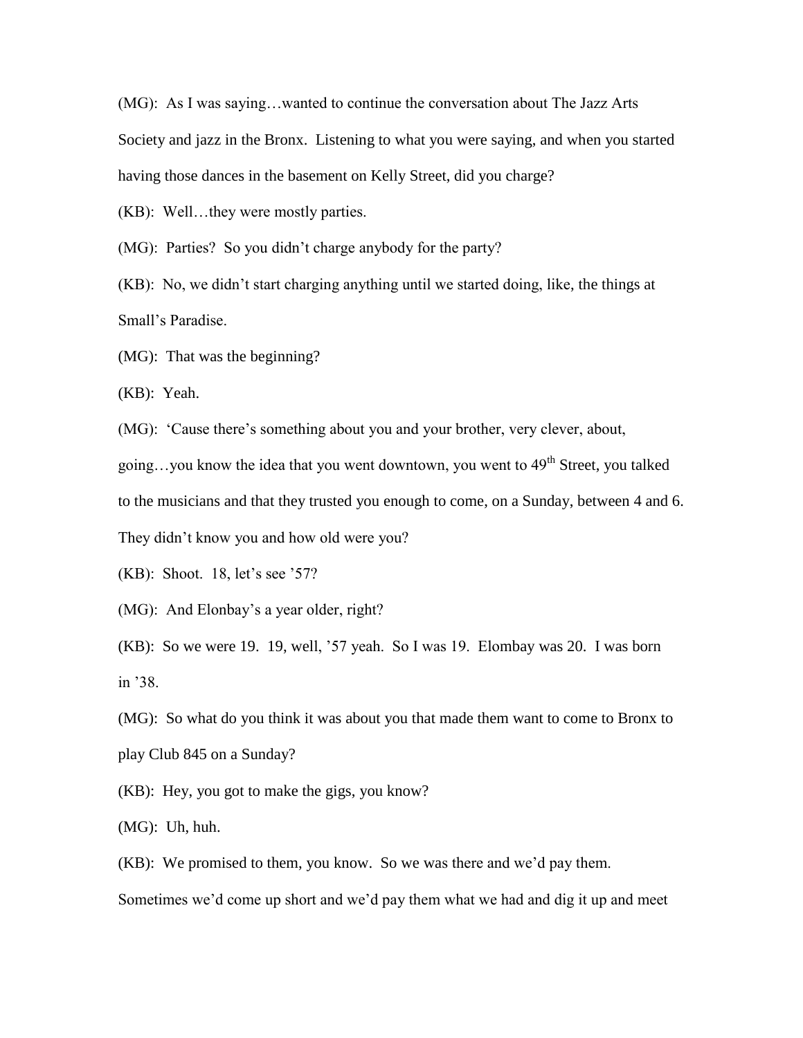(MG): As I was saying…wanted to continue the conversation about The Jazz Arts Society and jazz in the Bronx. Listening to what you were saying, and when you started having those dances in the basement on Kelly Street, did you charge?

(KB): Well…they were mostly parties.

(MG): Parties? So you didn't charge anybody for the party?

(KB): No, we didn't start charging anything until we started doing, like, the things at Small's Paradise.

(MG): That was the beginning?

(KB): Yeah.

(MG): 'Cause there's something about you and your brother, very clever, about, going…you know the idea that you went downtown, you went to 49th Street, you talked to the musicians and that they trusted you enough to come, on a Sunday, between 4 and 6. They didn't know you and how old were you?

(KB): Shoot. 18, let's see '57?

(MG): And Elonbay's a year older, right?

(KB): So we were 19. 19, well, '57 yeah. So I was 19. Elombay was 20. I was born in '38.

(MG): So what do you think it was about you that made them want to come to Bronx to play Club 845 on a Sunday?

(KB): Hey, you got to make the gigs, you know?

(MG): Uh, huh.

(KB): We promised to them, you know. So we was there and we'd pay them. Sometimes we'd come up short and we'd pay them what we had and dig it up and meet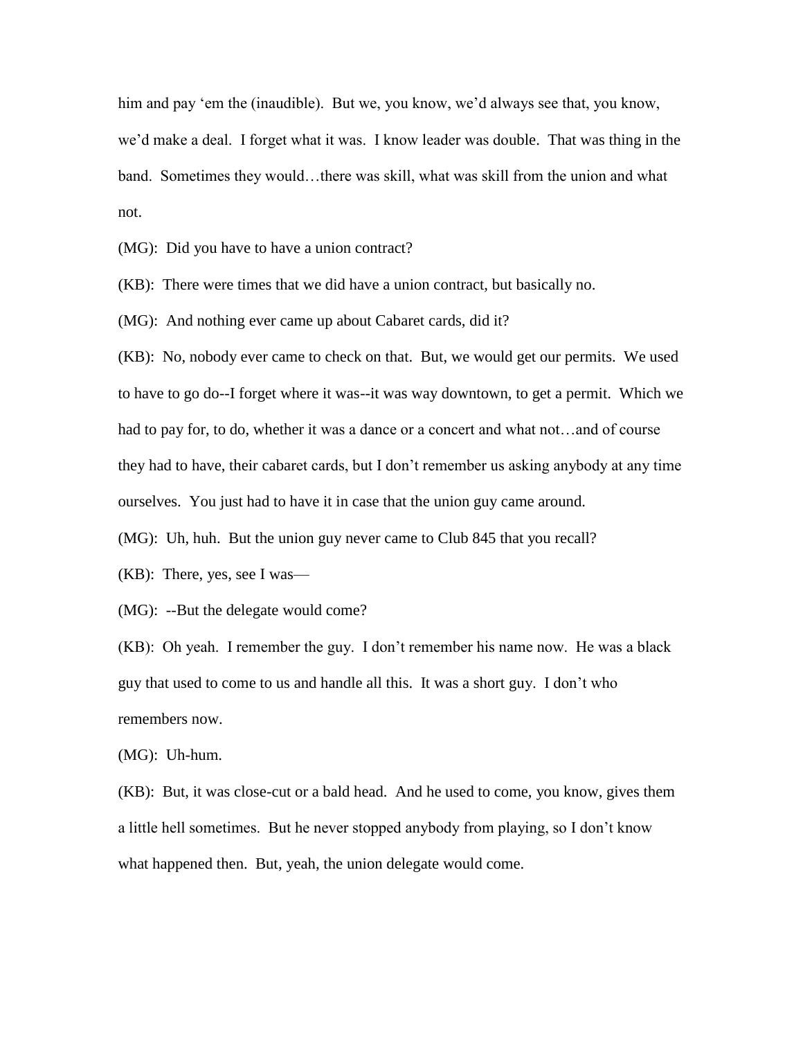him and pay 'em the (inaudible). But we, you know, we'd always see that, you know, we'd make a deal. I forget what it was. I know leader was double. That was thing in the band. Sometimes they would…there was skill, what was skill from the union and what not.

(MG): Did you have to have a union contract?

(KB): There were times that we did have a union contract, but basically no.

(MG): And nothing ever came up about Cabaret cards, did it?

(KB): No, nobody ever came to check on that. But, we would get our permits. We used to have to go do--I forget where it was--it was way downtown, to get a permit. Which we had to pay for, to do, whether it was a dance or a concert and what not…and of course they had to have, their cabaret cards, but I don't remember us asking anybody at any time ourselves. You just had to have it in case that the union guy came around.

(MG): Uh, huh. But the union guy never came to Club 845 that you recall?

(KB): There, yes, see I was—

(MG): --But the delegate would come?

(KB): Oh yeah. I remember the guy. I don't remember his name now. He was a black guy that used to come to us and handle all this. It was a short guy. I don't who remembers now.

(MG): Uh-hum.

(KB): But, it was close-cut or a bald head. And he used to come, you know, gives them a little hell sometimes. But he never stopped anybody from playing, so I don't know what happened then. But, yeah, the union delegate would come.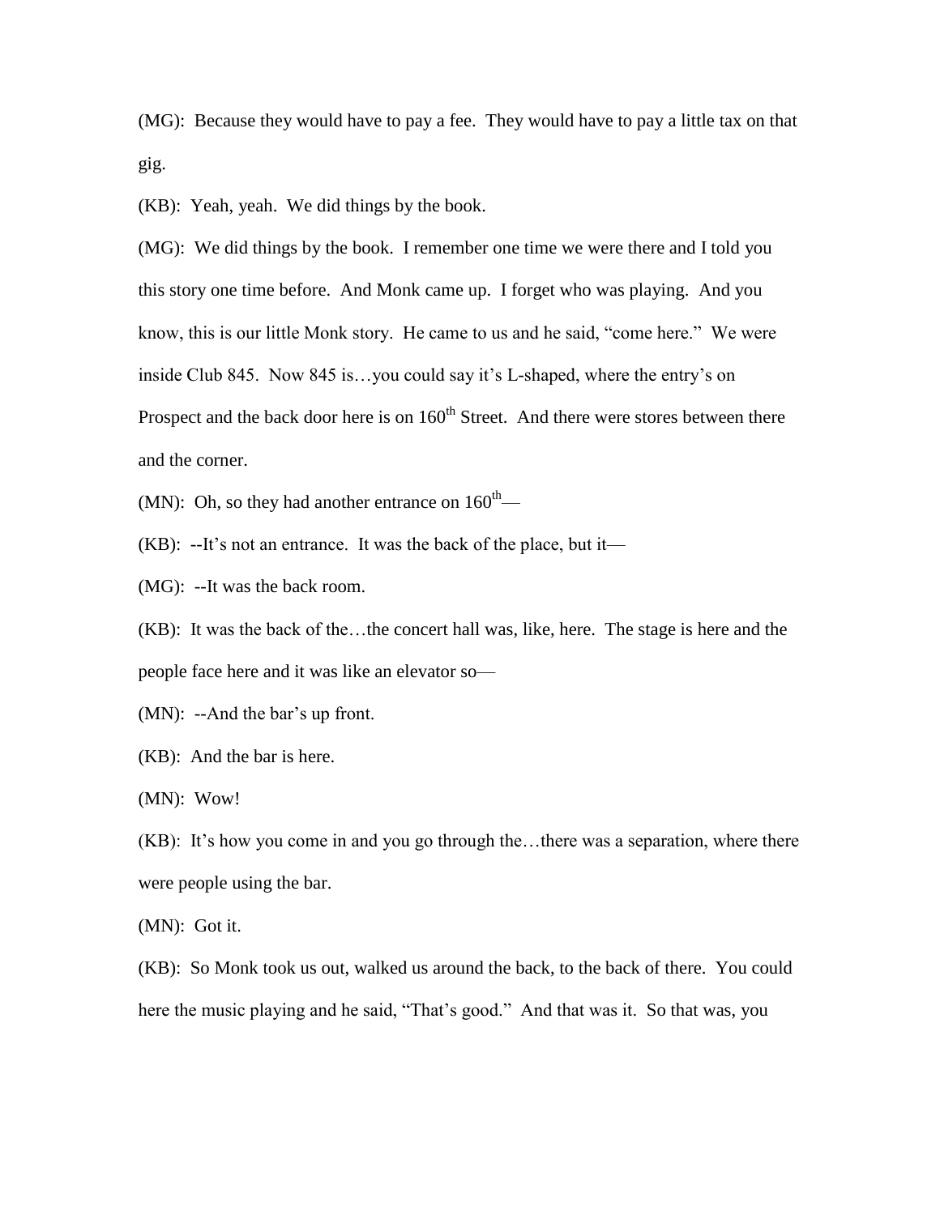(MG): Because they would have to pay a fee. They would have to pay a little tax on that gig.

(KB): Yeah, yeah. We did things by the book.

(MG): We did things by the book. I remember one time we were there and I told you this story one time before. And Monk came up. I forget who was playing. And you know, this is our little Monk story. He came to us and he said, "come here." We were inside Club 845. Now 845 is…you could say it's L-shaped, where the entry's on Prospect and the back door here is on 160th Street. And there were stores between there and the corner.

(MN): Oh, so they had another entrance on 160th—

(KB): --It's not an entrance. It was the back of the place, but it—

(MG): --It was the back room.

(KB): It was the back of the…the concert hall was, like, here. The stage is here and the people face here and it was like an elevator so—

(MN): --And the bar's up front.

(KB): And the bar is here.

(MN): Wow!

(KB): It's how you come in and you go through the…there was a separation, where there were people using the bar.

(MN): Got it.

(KB): So Monk took us out, walked us around the back, to the back of there. You could here the music playing and he said, "That's good." And that was it. So that was, you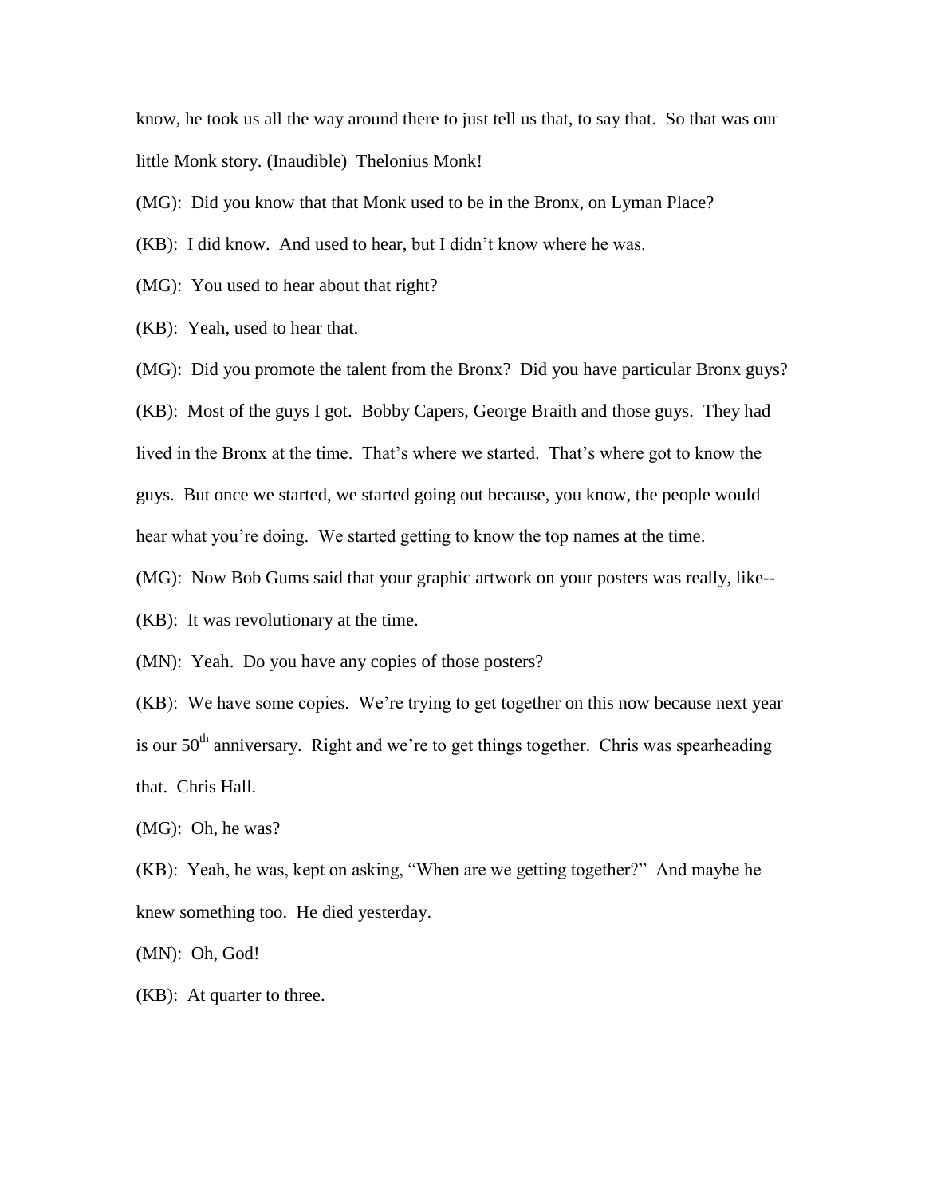know, he took us all the way around there to just tell us that, to say that. So that was our little Monk story. (Inaudible) Thelonius Monk!

(MG): Did you know that that Monk used to be in the Bronx, on Lyman Place?

(KB): I did know. And used to hear, but I didn't know where he was.

(MG): You used to hear about that right?

(KB): Yeah, used to hear that.

(MG): Did you promote the talent from the Bronx? Did you have particular Bronx guys?

(KB): Most of the guys I got. Bobby Capers, George Braith and those guys. They had lived in the Bronx at the time. That's where we started. That's where got to know the guys. But once we started, we started going out because, you know, the people would hear what you're doing. We started getting to know the top names at the time.

(MG): Now Bob Gums said that your graphic artwork on your posters was really, like--

(KB): It was revolutionary at the time.

(MN): Yeah. Do you have any copies of those posters?

(KB): We have some copies. We're trying to get together on this now because next year is our 50th anniversary. Right and we're to get things together. Chris was spearheading that. Chris Hall.

(MG): Oh, he was?

(KB): Yeah, he was, kept on asking, "When are we getting together?" And maybe he knew something too. He died yesterday.

(MN): Oh, God!

(KB): At quarter to three.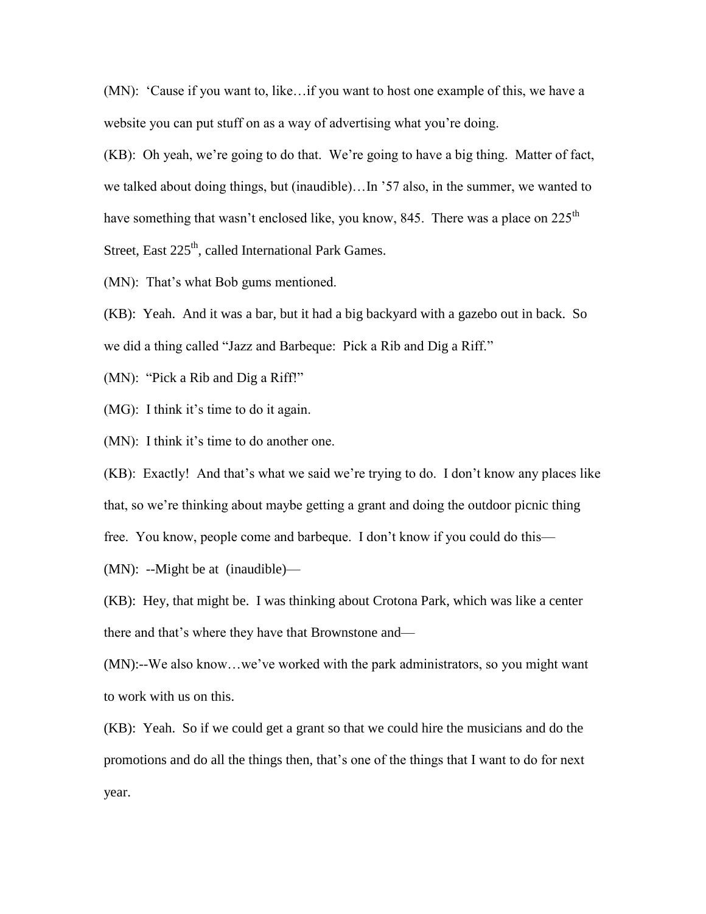(MN): 'Cause if you want to, like…if you want to host one example of this, we have a website you can put stuff on as a way of advertising what you're doing.

(KB): Oh yeah, we're going to do that. We're going to have a big thing. Matter of fact, we talked about doing things, but (inaudible)…In '57 also, in the summer, we wanted to have something that wasn't enclosed like, you know, 845. There was a place on 225th Street, East 225th, called International Park Games.

(MN): That's what Bob gums mentioned.

(KB): Yeah. And it was a bar, but it had a big backyard with a gazebo out in back. So we did a thing called "Jazz and Barbeque: Pick a Rib and Dig a Riff."

(MN): "Pick a Rib and Dig a Riff!"

(MG): I think it's time to do it again.

(MN): I think it's time to do another one.

(KB): Exactly! And that's what we said we're trying to do. I don't know any places like that, so we're thinking about maybe getting a grant and doing the outdoor picnic thing free. You know, people come and barbeque. I don't know if you could do this—

(MN): --Might be at (inaudible)—

(KB): Hey, that might be. I was thinking about Crotona Park, which was like a center there and that's where they have that Brownstone and—

(MN):--We also know…we've worked with the park administrators, so you might want to work with us on this.

(KB): Yeah. So if we could get a grant so that we could hire the musicians and do the promotions and do all the things then, that's one of the things that I want to do for next year.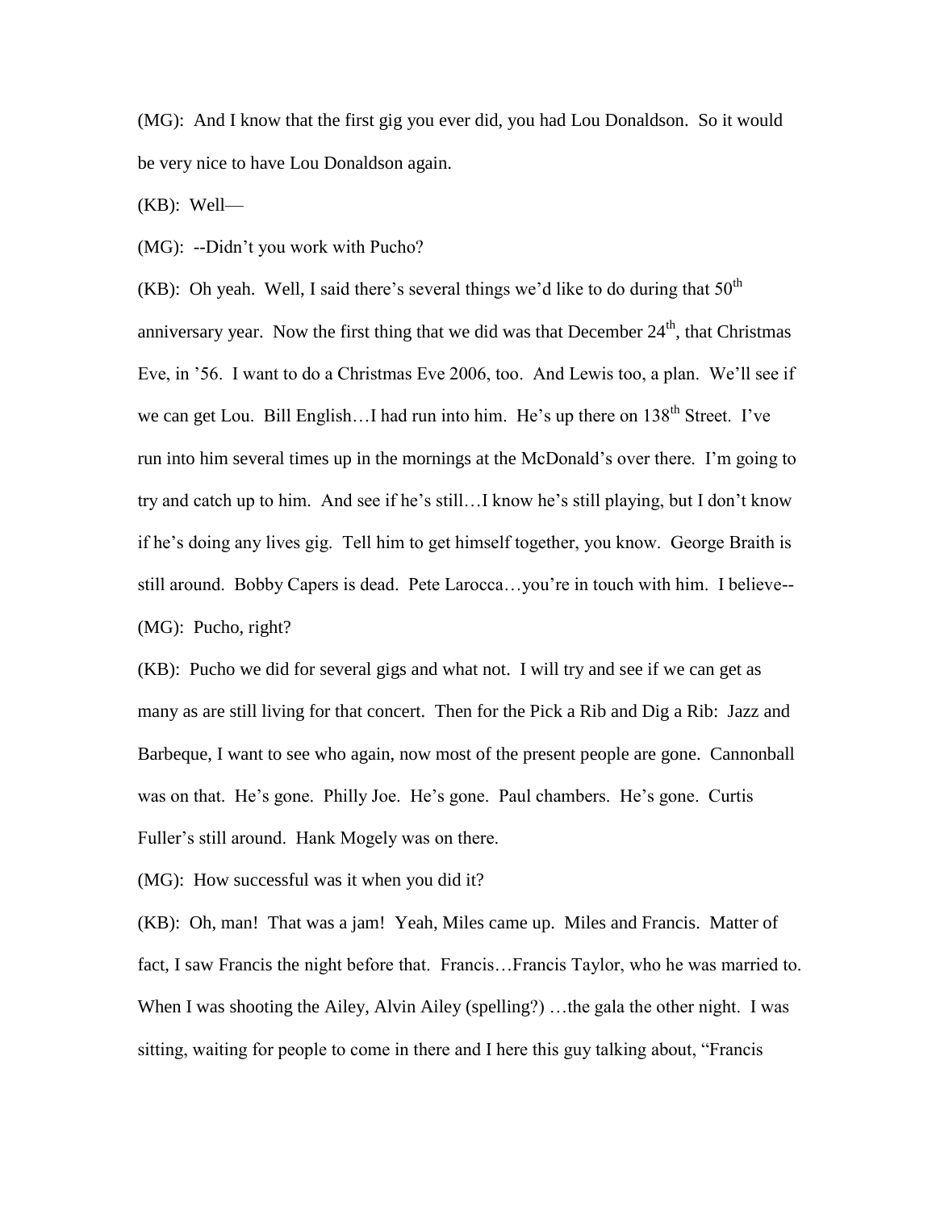(MG): And I know that the first gig you ever did, you had Lou Donaldson. So it would be very nice to have Lou Donaldson again.

(KB): Well—

(MG): --Didn't you work with Pucho?

(KB): Oh yeah. Well, I said there's several things we'd like to do during that 50th anniversary year. Now the first thing that we did was that December 24th, that Christmas Eve, in '56. I want to do a Christmas Eve 2006, too. And Lewis too, a plan. We'll see if we can get Lou. Bill English…I had run into him. He's up there on 138th Street. I've run into him several times up in the mornings at the McDonald's over there. I'm going to try and catch up to him. And see if he's still…I know he's still playing, but I don't know if he's doing any lives gig. Tell him to get himself together, you know. George Braith is still around. Bobby Capers is dead. Pete Larocca…you're in touch with him. I believe--

(MG): Pucho, right?

(KB): Pucho we did for several gigs and what not. I will try and see if we can get as many as are still living for that concert. Then for the Pick a Rib and Dig a Rib: Jazz and Barbeque, I want to see who again, now most of the present people are gone. Cannonball was on that. He's gone. Philly Joe. He's gone. Paul chambers. He's gone. Curtis Fuller's still around. Hank Mogely was on there.

(MG): How successful was it when you did it?

(KB): Oh, man! That was a jam! Yeah, Miles came up. Miles and Francis. Matter of fact, I saw Francis the night before that. Francis…Francis Taylor, who he was married to. When I was shooting the Ailey, Alvin Ailey (spelling?) …the gala the other night. I was sitting, waiting for people to come in there and I here this guy talking about, "Francis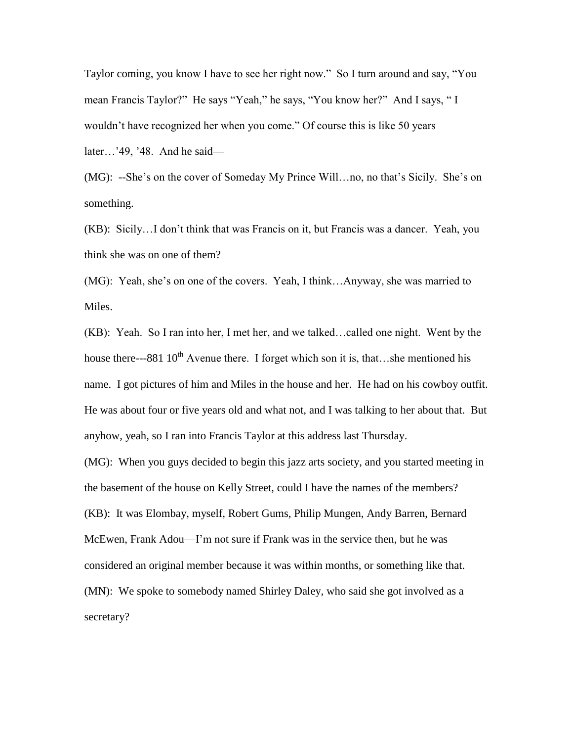Taylor coming, you know I have to see her right now." So I turn around and say, "You mean Francis Taylor?" He says "Yeah," he says, "You know her?" And I says, " I wouldn't have recognized her when you come." Of course this is like 50 years later…'49, '48. And he said—

(MG): --She's on the cover of Someday My Prince Will…no, no that's Sicily. She's on something.

(KB): Sicily…I don't think that was Francis on it, but Francis was a dancer. Yeah, you think she was on one of them?

(MG): Yeah, she's on one of the covers. Yeah, I think…Anyway, she was married to Miles.

(KB): Yeah. So I ran into her, I met her, and we talked…called one night. Went by the house there---881 10th Avenue there. I forget which son it is, that…she mentioned his name. I got pictures of him and Miles in the house and her. He had on his cowboy outfit. He was about four or five years old and what not, and I was talking to her about that. But anyhow, yeah, so I ran into Francis Taylor at this address last Thursday.

(MG): When you guys decided to begin this jazz arts society, and you started meeting in the basement of the house on Kelly Street, could I have the names of the members?

(KB): It was Elombay, myself, Robert Gums, Philip Mungen, Andy Barren, Bernard McEwen, Frank Adou—I'm not sure if Frank was in the service then, but he was considered an original member because it was within months, or something like that.

(MN): We spoke to somebody named Shirley Daley, who said she got involved as a secretary?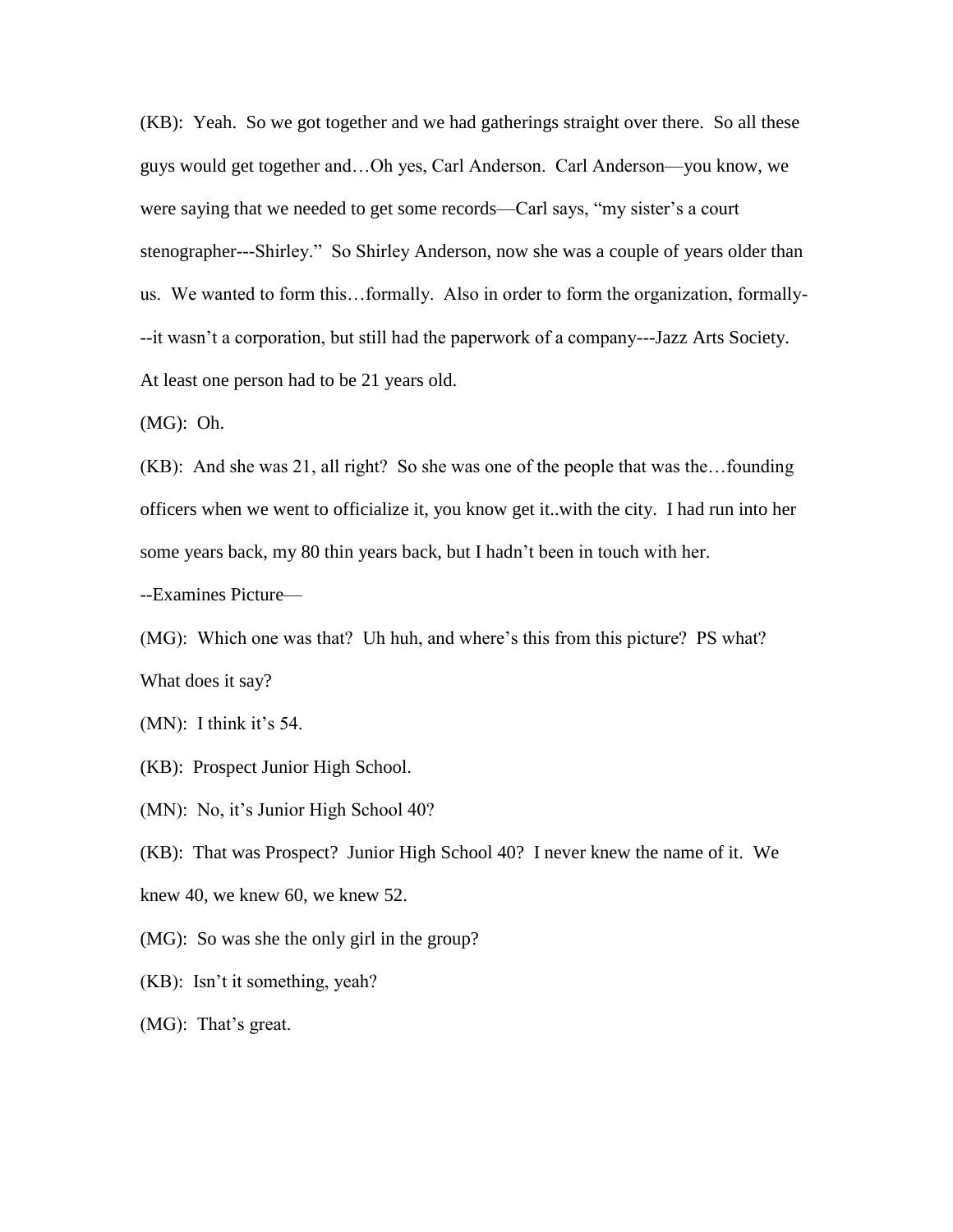(KB): Yeah. So we got together and we had gatherings straight over there. So all these guys would get together and…Oh yes, Carl Anderson. Carl Anderson—you know, we were saying that we needed to get some records—Carl says, "my sister's a court stenographer---Shirley." So Shirley Anderson, now she was a couple of years older than us. We wanted to form this…formally. Also in order to form the organization, formally---it wasn't a corporation, but still had the paperwork of a company---Jazz Arts Society. At least one person had to be 21 years old.

(MG): Oh.

(KB): And she was 21, all right? So she was one of the people that was the…founding officers when we went to officialize it, you know get it..with the city. I had run into her some years back, my 80 thin years back, but I hadn't been in touch with her.

--Examines Picture—

(MG): Which one was that? Uh huh, and where's this from this picture? PS what? What does it say?

(MN): I think it's 54.

(KB): Prospect Junior High School.

(MN): No, it's Junior High School 40?

(KB): That was Prospect? Junior High School 40? I never knew the name of it. We knew 40, we knew 60, we knew 52.

(MG): So was she the only girl in the group?

(KB): Isn't it something, yeah?

(MG): That's great.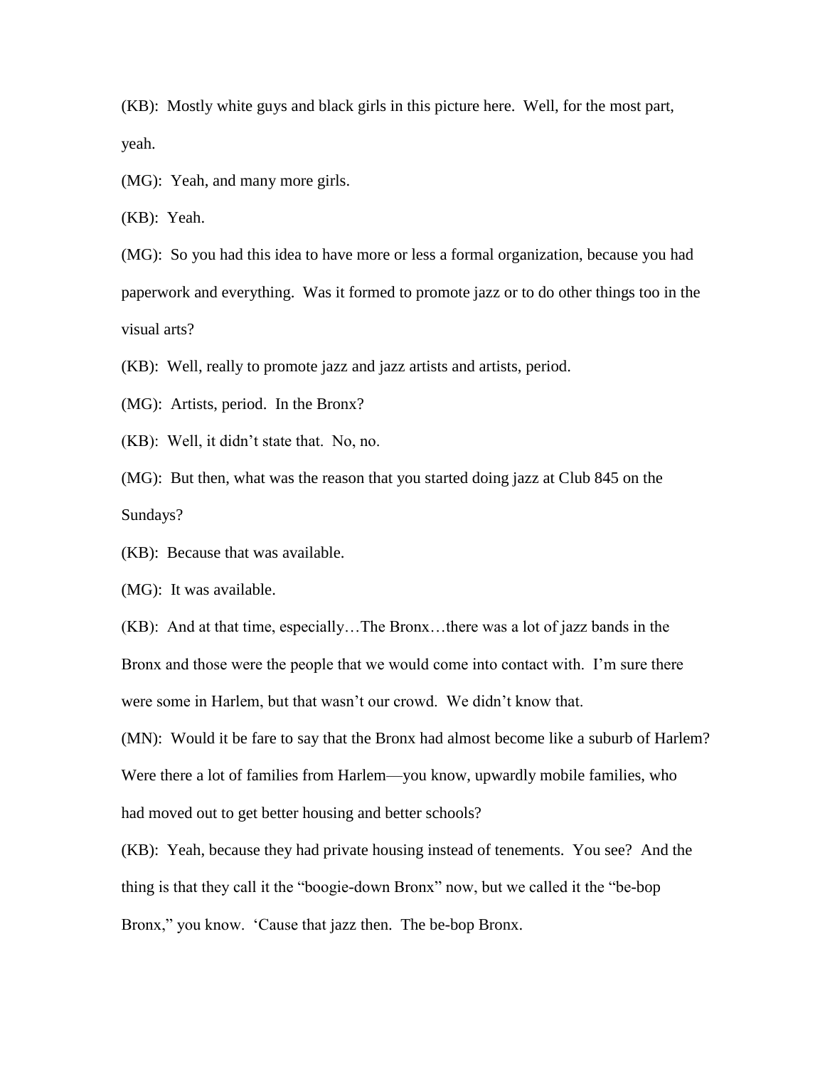(KB): Mostly white guys and black girls in this picture here. Well, for the most part, yeah.

(MG): Yeah, and many more girls.

(KB): Yeah.

(MG): So you had this idea to have more or less a formal organization, because you had paperwork and everything. Was it formed to promote jazz or to do other things too in the visual arts?

(KB): Well, really to promote jazz and jazz artists and artists, period.

(MG): Artists, period. In the Bronx?

(KB): Well, it didn't state that. No, no.

(MG): But then, what was the reason that you started doing jazz at Club 845 on the Sundays?

(KB): Because that was available.

(MG): It was available.

(KB): And at that time, especially…The Bronx…there was a lot of jazz bands in the Bronx and those were the people that we would come into contact with. I'm sure there were some in Harlem, but that wasn't our crowd. We didn't know that.

(MN): Would it be fare to say that the Bronx had almost become like a suburb of Harlem? Were there a lot of families from Harlem—you know, upwardly mobile families, who had moved out to get better housing and better schools?

(KB): Yeah, because they had private housing instead of tenements. You see? And the thing is that they call it the "boogie-down Bronx" now, but we called it the "be-bop Bronx," you know. 'Cause that jazz then. The be-bop Bronx.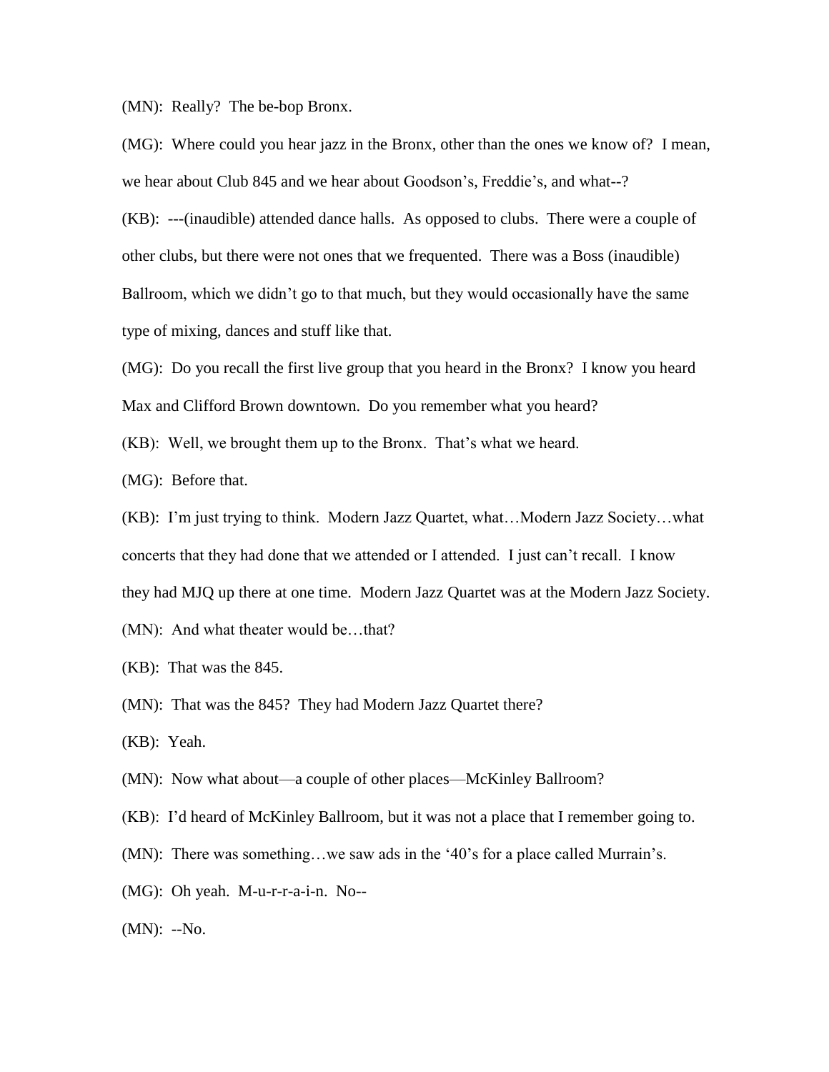(MN): Really? The be-bop Bronx.

(MG): Where could you hear jazz in the Bronx, other than the ones we know of? I mean, we hear about Club 845 and we hear about Goodson's, Freddie's, and what--?

(KB): ---(inaudible) attended dance halls. As opposed to clubs. There were a couple of other clubs, but there were not ones that we frequented. There was a Boss (inaudible) Ballroom, which we didn't go to that much, but they would occasionally have the same type of mixing, dances and stuff like that.

(MG): Do you recall the first live group that you heard in the Bronx? I know you heard Max and Clifford Brown downtown. Do you remember what you heard?

(KB): Well, we brought them up to the Bronx. That's what we heard.

(MG): Before that.

(KB): I'm just trying to think. Modern Jazz Quartet, what…Modern Jazz Society…what concerts that they had done that we attended or I attended. I just can't recall. I know they had MJQ up there at one time. Modern Jazz Quartet was at the Modern Jazz Society.

(MN): And what theater would be…that?

(KB): That was the 845.

(MN): That was the 845? They had Modern Jazz Quartet there?

(KB): Yeah.

(MN): Now what about—a couple of other places—McKinley Ballroom?

(KB): I'd heard of McKinley Ballroom, but it was not a place that I remember going to.

(MN): There was something…we saw ads in the '40's for a place called Murrain's.

(MG): Oh yeah. M-u-r-r-a-i-n. No--

(MN): --No.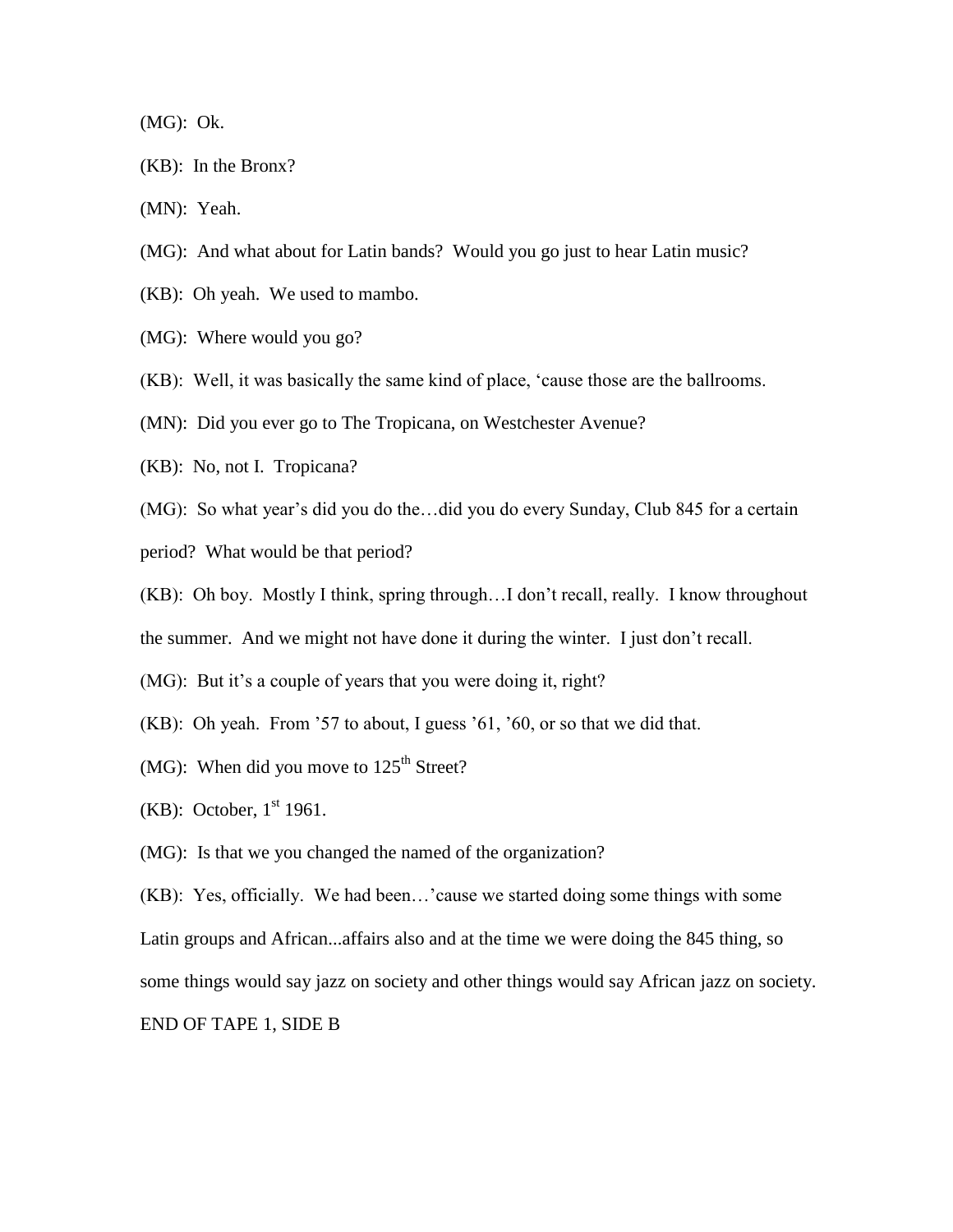(MG): Ok.

(KB): In the Bronx?

(MN): Yeah.

(MG): And what about for Latin bands? Would you go just to hear Latin music?

(KB): Oh yeah. We used to mambo.

(MG): Where would you go?

(KB): Well, it was basically the same kind of place, 'cause those are the ballrooms.

(MN): Did you ever go to The Tropicana, on Westchester Avenue?

(KB): No, not I. Tropicana?

(MG): So what year's did you do the…did you do every Sunday, Club 845 for a certain period? What would be that period?

(KB): Oh boy. Mostly I think, spring through…I don't recall, really. I know throughout the summer. And we might not have done it during the winter. I just don't recall.

(MG): But it's a couple of years that you were doing it, right?

(KB): Oh yeah. From '57 to about, I guess '61, '60, or so that we did that.

(MG): When did you move to 125th Street?

(KB): October, 1st 1961.

(MG): Is that we you changed the named of the organization?

(KB): Yes, officially. We had been…'cause we started doing some things with some Latin groups and African...affairs also and at the time we were doing the 845 thing, so some things would say jazz on society and other things would say African jazz on society.

END OF TAPE 1, SIDE B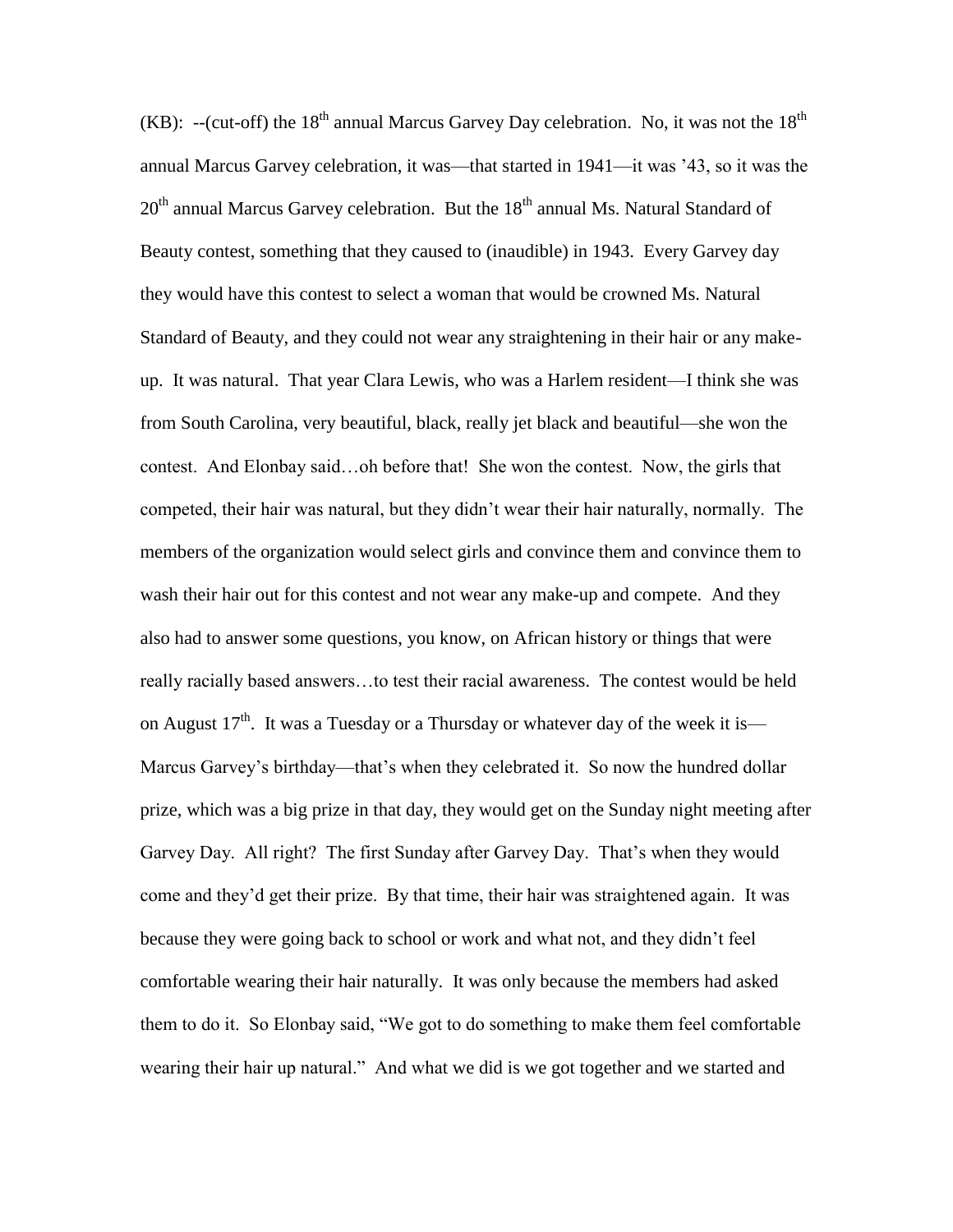(KB): --(cut-off) the 18th annual Marcus Garvey Day celebration. No, it was not the 18th annual Marcus Garvey celebration, it was—that started in 1941—it was '43, so it was the 20th annual Marcus Garvey celebration. But the 18th annual Ms. Natural Standard of Beauty contest, something that they caused to (inaudible) in 1943. Every Garvey day they would have this contest to select a woman that would be crowned Ms. Natural Standard of Beauty, and they could not wear any straightening in their hair or any make-up. It was natural. That year Clara Lewis, who was a Harlem resident—I think she was from South Carolina, very beautiful, black, really jet black and beautiful—she won the contest. And Elonbay said…oh before that! She won the contest. Now, the girls that competed, their hair was natural, but they didn't wear their hair naturally, normally. The members of the organization would select girls and convince them and convince them to wash their hair out for this contest and not wear any make-up and compete. And they also had to answer some questions, you know, on African history or things that were really racially based answers…to test their racial awareness. The contest would be held on August 17th. It was a Tuesday or a Thursday or whatever day of the week it is—Marcus Garvey's birthday—that's when they celebrated it. So now the hundred dollar prize, which was a big prize in that day, they would get on the Sunday night meeting after Garvey Day. All right? The first Sunday after Garvey Day. That's when they would come and they'd get their prize. By that time, their hair was straightened again. It was because they were going back to school or work and what not, and they didn't feel comfortable wearing their hair naturally. It was only because the members had asked them to do it. So Elonbay said, "We got to do something to make them feel comfortable wearing their hair up natural." And what we did is we got together and we started and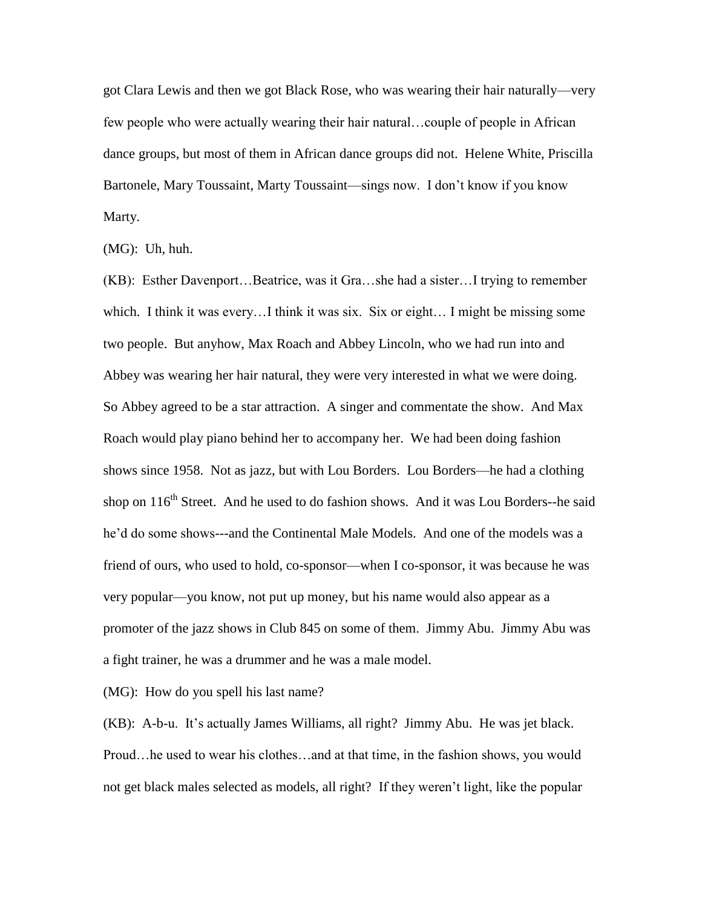got Clara Lewis and then we got Black Rose, who was wearing their hair naturally—very few people who were actually wearing their hair natural…couple of people in African dance groups, but most of them in African dance groups did not. Helene White, Priscilla Bartonele, Mary Toussaint, Marty Toussaint—sings now. I don't know if you know Marty.

(MG): Uh, huh.

(KB): Esther Davenport…Beatrice, was it Gra…she had a sister…I trying to remember which. I think it was every…I think it was six. Six or eight… I might be missing some two people. But anyhow, Max Roach and Abbey Lincoln, who we had run into and Abbey was wearing her hair natural, they were very interested in what we were doing. So Abbey agreed to be a star attraction. A singer and commentate the show. And Max Roach would play piano behind her to accompany her. We had been doing fashion shows since 1958. Not as jazz, but with Lou Borders. Lou Borders—he had a clothing shop on 116th Street. And he used to do fashion shows. And it was Lou Borders--he said he'd do some shows---and the Continental Male Models. And one of the models was a friend of ours, who used to hold, co-sponsor—when I co-sponsor, it was because he was very popular—you know, not put up money, but his name would also appear as a promoter of the jazz shows in Club 845 on some of them. Jimmy Abu. Jimmy Abu was a fight trainer, he was a drummer and he was a male model.

(MG): How do you spell his last name?

(KB): A-b-u. It's actually James Williams, all right? Jimmy Abu. He was jet black. Proud…he used to wear his clothes…and at that time, in the fashion shows, you would not get black males selected as models, all right? If they weren't light, like the popular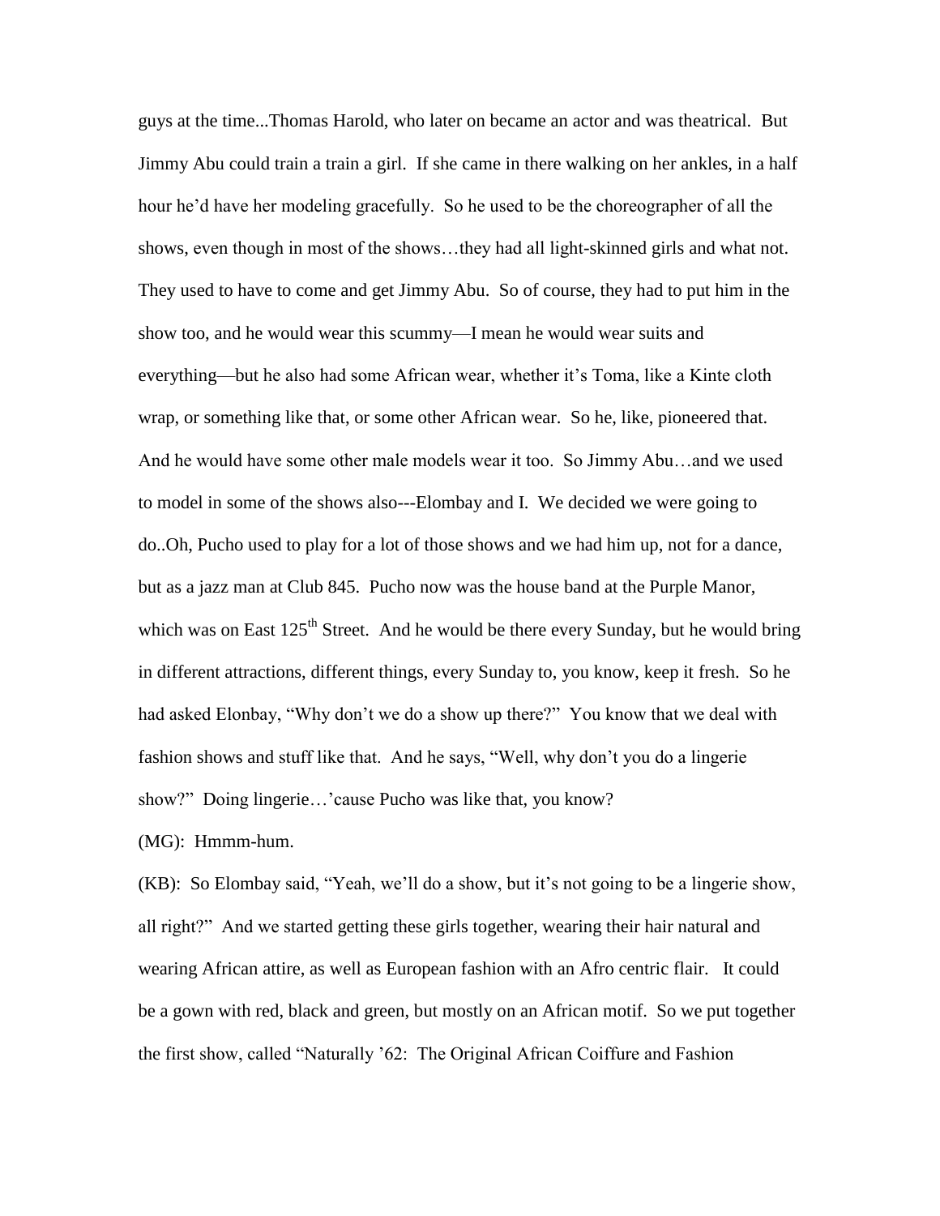guys at the time...Thomas Harold, who later on became an actor and was theatrical. But Jimmy Abu could train a train a girl. If she came in there walking on her ankles, in a half hour he'd have her modeling gracefully. So he used to be the choreographer of all the shows, even though in most of the shows…they had all light-skinned girls and what not. They used to have to come and get Jimmy Abu. So of course, they had to put him in the show too, and he would wear this scummy—I mean he would wear suits and everything—but he also had some African wear, whether it's Toma, like a Kinte cloth wrap, or something like that, or some other African wear. So he, like, pioneered that. And he would have some other male models wear it too. So Jimmy Abu…and we used to model in some of the shows also---Elombay and I. We decided we were going to do..Oh, Pucho used to play for a lot of those shows and we had him up, not for a dance, but as a jazz man at Club 845. Pucho now was the house band at the Purple Manor, which was on East 125th Street. And he would be there every Sunday, but he would bring in different attractions, different things, every Sunday to, you know, keep it fresh. So he had asked Elonbay, "Why don't we do a show up there?" You know that we deal with fashion shows and stuff like that. And he says, "Well, why don't you do a lingerie show?" Doing lingerie…'cause Pucho was like that, you know?

(MG): Hmmm-hum.

(KB): So Elombay said, "Yeah, we'll do a show, but it's not going to be a lingerie show, all right?" And we started getting these girls together, wearing their hair natural and wearing African attire, as well as European fashion with an Afro centric flair. It could be a gown with red, black and green, but mostly on an African motif. So we put together the first show, called "Naturally '62: The Original African Coiffure and Fashion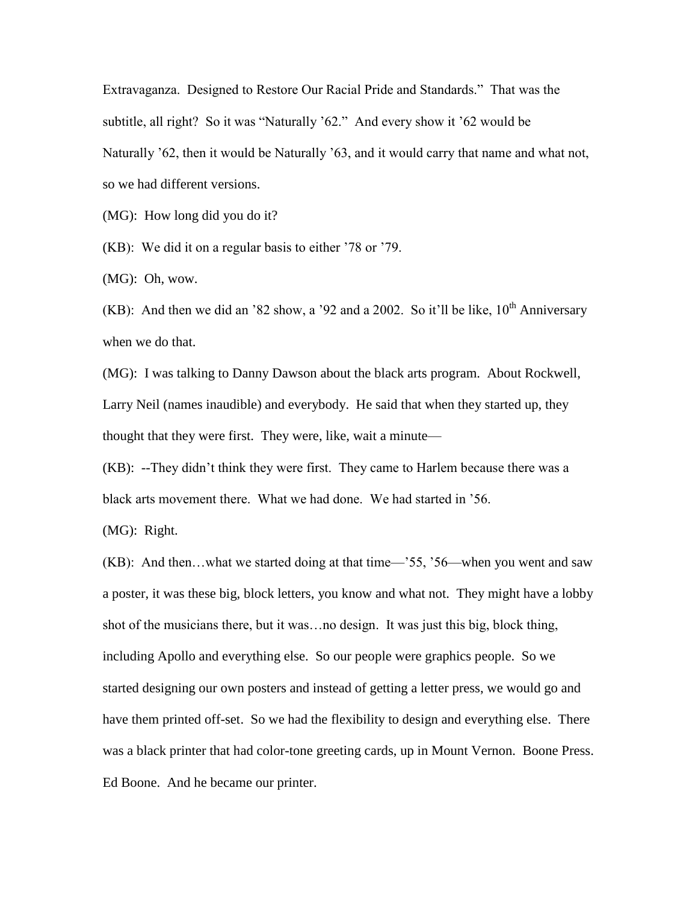Extravaganza. Designed to Restore Our Racial Pride and Standards." That was the subtitle, all right? So it was "Naturally '62." And every show it '62 would be Naturally '62, then it would be Naturally '63, and it would carry that name and what not, so we had different versions.

(MG): How long did you do it?

(KB): We did it on a regular basis to either '78 or '79.

(MG): Oh, wow.

(KB): And then we did an '82 show, a '92 and a 2002. So it'll be like, 10th Anniversary when we do that.

(MG): I was talking to Danny Dawson about the black arts program. About Rockwell, Larry Neil (names inaudible) and everybody. He said that when they started up, they thought that they were first. They were, like, wait a minute—

(KB): --They didn't think they were first. They came to Harlem because there was a black arts movement there. What we had done. We had started in '56.

(MG): Right.

(KB): And then…what we started doing at that time—'55, '56—when you went and saw a poster, it was these big, block letters, you know and what not. They might have a lobby shot of the musicians there, but it was…no design. It was just this big, block thing, including Apollo and everything else. So our people were graphics people. So we started designing our own posters and instead of getting a letter press, we would go and have them printed off-set. So we had the flexibility to design and everything else. There was a black printer that had color-tone greeting cards, up in Mount Vernon. Boone Press. Ed Boone. And he became our printer.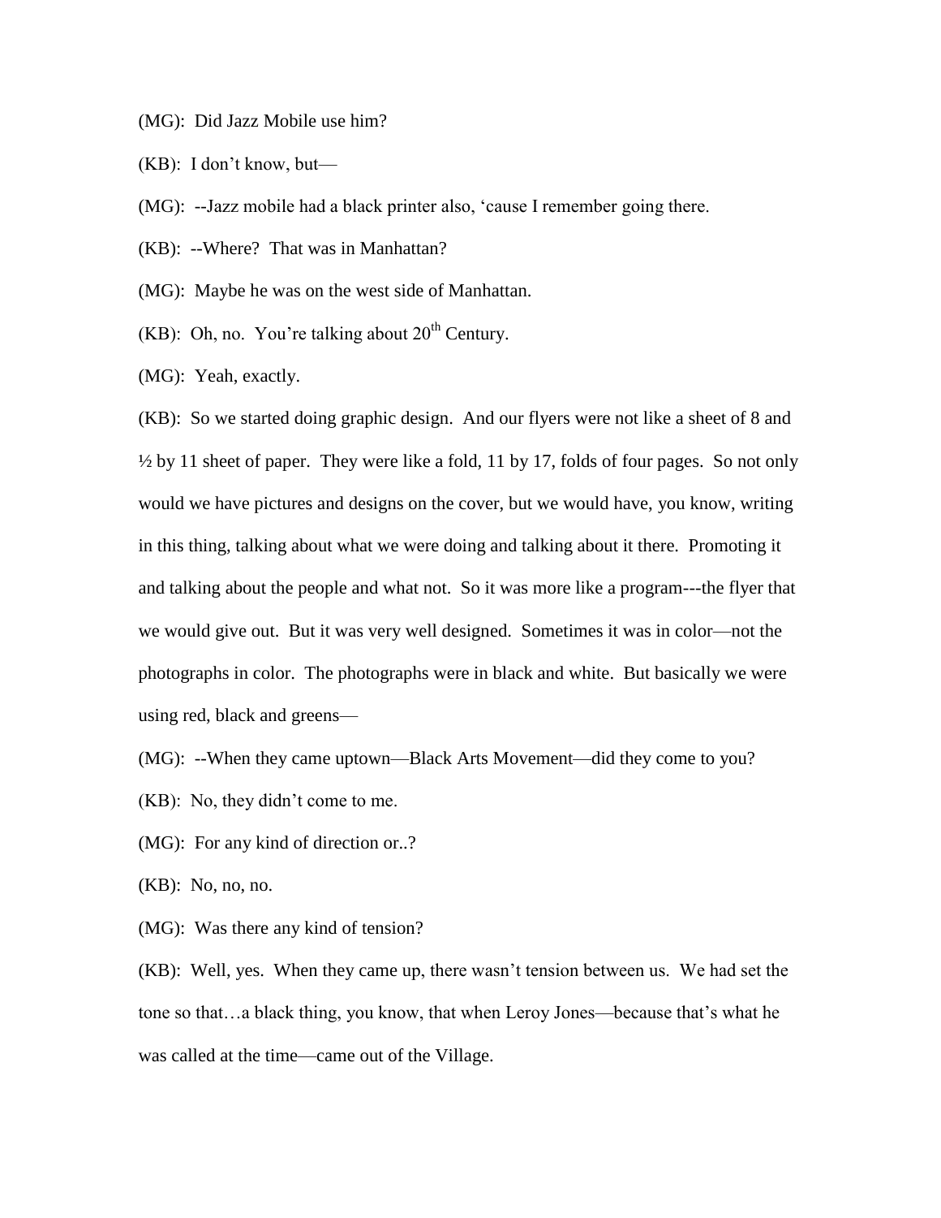(MG): Did Jazz Mobile use him?

(KB): I don't know, but—

(MG): --Jazz mobile had a black printer also, 'cause I remember going there.

(KB): --Where? That was in Manhattan?

(MG): Maybe he was on the west side of Manhattan.

(KB): Oh, no. You're talking about 20th Century.

(MG): Yeah, exactly.

(KB): So we started doing graphic design. And our flyers were not like a sheet of 8 and ½ by 11 sheet of paper. They were like a fold, 11 by 17, folds of four pages. So not only would we have pictures and designs on the cover, but we would have, you know, writing in this thing, talking about what we were doing and talking about it there. Promoting it and talking about the people and what not. So it was more like a program---the flyer that we would give out. But it was very well designed. Sometimes it was in color—not the photographs in color. The photographs were in black and white. But basically we were using red, black and greens—

(MG): --When they came uptown—Black Arts Movement—did they come to you?

(KB): No, they didn't come to me.

(MG): For any kind of direction or..?

(KB): No, no, no.

(MG): Was there any kind of tension?

(KB): Well, yes. When they came up, there wasn't tension between us. We had set the tone so that…a black thing, you know, that when Leroy Jones—because that's what he was called at the time—came out of the Village.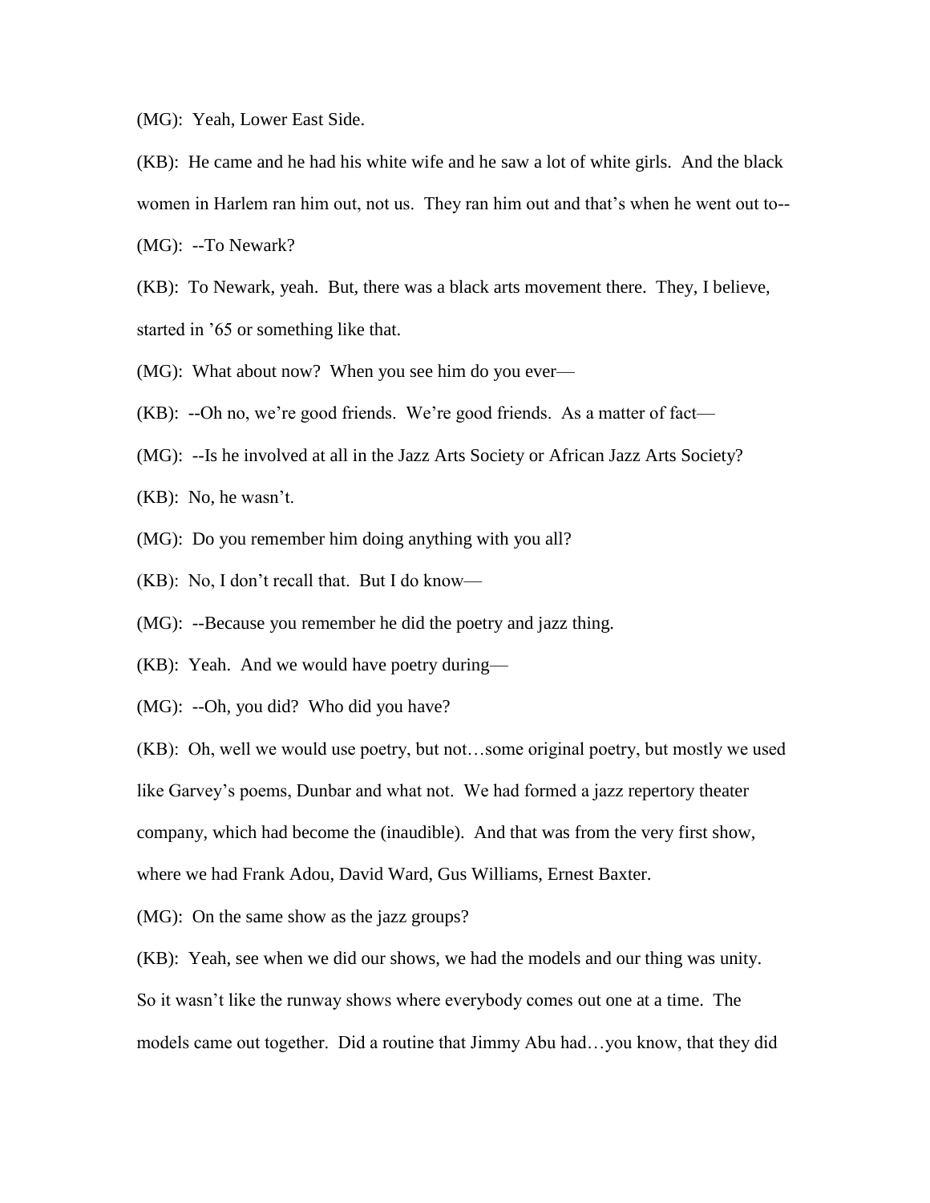(MG): Yeah, Lower East Side.

(KB): He came and he had his white wife and he saw a lot of white girls. And the black women in Harlem ran him out, not us. They ran him out and that's when he went out to--

(MG): --To Newark?

(KB): To Newark, yeah. But, there was a black arts movement there. They, I believe, started in '65 or something like that.

(MG): What about now? When you see him do you ever—

(KB): --Oh no, we're good friends. We're good friends. As a matter of fact—

(MG): --Is he involved at all in the Jazz Arts Society or African Jazz Arts Society?

(KB): No, he wasn't.

(MG): Do you remember him doing anything with you all?

(KB): No, I don't recall that. But I do know—

(MG): --Because you remember he did the poetry and jazz thing.

(KB): Yeah. And we would have poetry during—

(MG): --Oh, you did? Who did you have?

(KB): Oh, well we would use poetry, but not…some original poetry, but mostly we used like Garvey's poems, Dunbar and what not. We had formed a jazz repertory theater company, which had become the (inaudible). And that was from the very first show, where we had Frank Adou, David Ward, Gus Williams, Ernest Baxter.

(MG): On the same show as the jazz groups?

(KB): Yeah, see when we did our shows, we had the models and our thing was unity. So it wasn't like the runway shows where everybody comes out one at a time. The models came out together. Did a routine that Jimmy Abu had…you know, that they did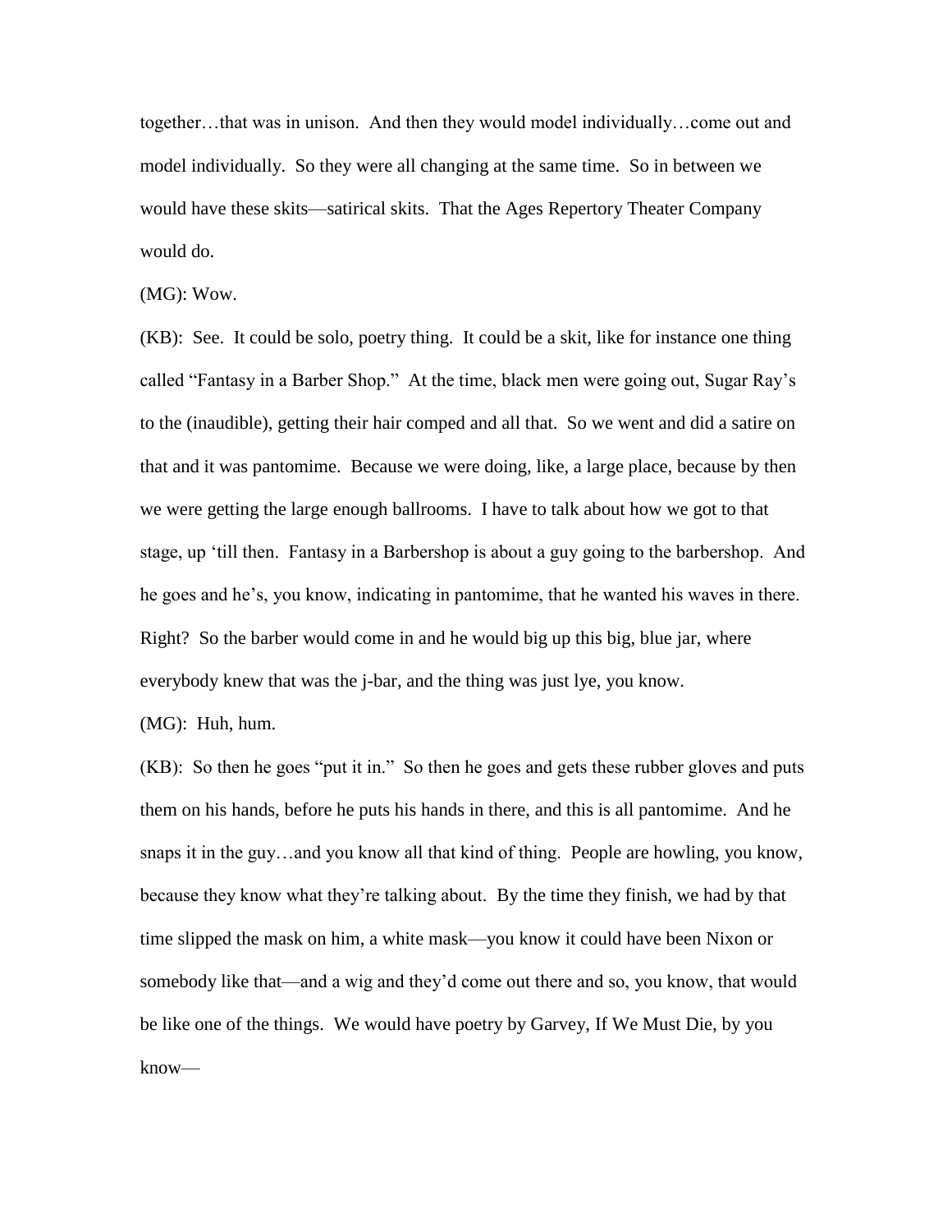together…that was in unison. And then they would model individually…come out and model individually. So they were all changing at the same time. So in between we would have these skits—satirical skits. That the Ages Repertory Theater Company would do.

(MG): Wow.

(KB): See. It could be solo, poetry thing. It could be a skit, like for instance one thing called "Fantasy in a Barber Shop." At the time, black men were going out, Sugar Ray's to the (inaudible), getting their hair comped and all that. So we went and did a satire on that and it was pantomime. Because we were doing, like, a large place, because by then we were getting the large enough ballrooms. I have to talk about how we got to that stage, up 'till then. Fantasy in a Barbershop is about a guy going to the barbershop. And he goes and he's, you know, indicating in pantomime, that he wanted his waves in there. Right? So the barber would come in and he would big up this big, blue jar, where everybody knew that was the j-bar, and the thing was just lye, you know.

(MG): Huh, hum.

(KB): So then he goes "put it in." So then he goes and gets these rubber gloves and puts them on his hands, before he puts his hands in there, and this is all pantomime. And he snaps it in the guy…and you know all that kind of thing. People are howling, you know, because they know what they're talking about. By the time they finish, we had by that time slipped the mask on him, a white mask—you know it could have been Nixon or somebody like that—and a wig and they'd come out there and so, you know, that would be like one of the things. We would have poetry by Garvey, If We Must Die, by you know—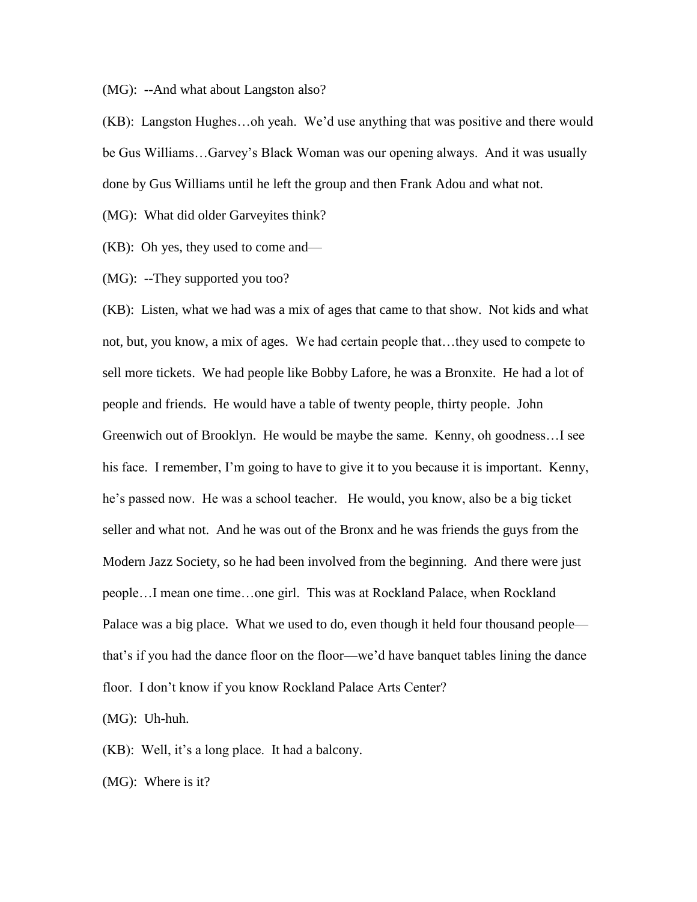(MG): --And what about Langston also?

(KB): Langston Hughes…oh yeah. We'd use anything that was positive and there would be Gus Williams…Garvey's Black Woman was our opening always. And it was usually done by Gus Williams until he left the group and then Frank Adou and what not.

(MG): What did older Garveyites think?

(KB): Oh yes, they used to come and—

(MG): --They supported you too?

(KB): Listen, what we had was a mix of ages that came to that show. Not kids and what not, but, you know, a mix of ages. We had certain people that…they used to compete to sell more tickets. We had people like Bobby Lafore, he was a Bronxite. He had a lot of people and friends. He would have a table of twenty people, thirty people. John Greenwich out of Brooklyn. He would be maybe the same. Kenny, oh goodness…I see his face. I remember, I'm going to have to give it to you because it is important. Kenny, he's passed now. He was a school teacher. He would, you know, also be a big ticket seller and what not. And he was out of the Bronx and he was friends the guys from the Modern Jazz Society, so he had been involved from the beginning. And there were just people…I mean one time…one girl. This was at Rockland Palace, when Rockland Palace was a big place. What we used to do, even though it held four thousand people—that's if you had the dance floor on the floor—we'd have banquet tables lining the dance floor. I don't know if you know Rockland Palace Arts Center?

(MG): Uh-huh.

(KB): Well, it's a long place. It had a balcony.

(MG): Where is it?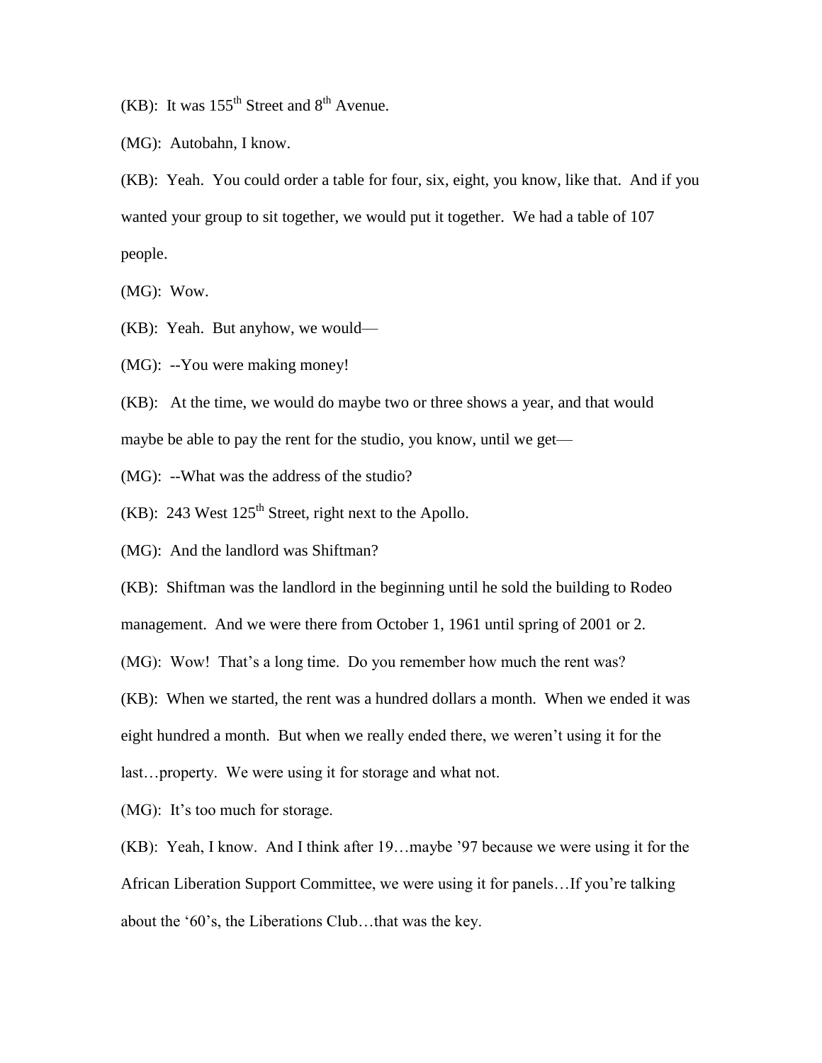(KB): It was 155th Street and 8th Avenue.

(MG): Autobahn, I know.

(KB): Yeah. You could order a table for four, six, eight, you know, like that. And if you wanted your group to sit together, we would put it together. We had a table of 107 people.

(MG): Wow.

(KB): Yeah. But anyhow, we would—

(MG): --You were making money!

(KB): At the time, we would do maybe two or three shows a year, and that would maybe be able to pay the rent for the studio, you know, until we get—

(MG): --What was the address of the studio?

(KB): 243 West 125th Street, right next to the Apollo.

(MG): And the landlord was Shiftman?

(KB): Shiftman was the landlord in the beginning until he sold the building to Rodeo management. And we were there from October 1, 1961 until spring of 2001 or 2.

(MG): Wow! That's a long time. Do you remember how much the rent was?

(KB): When we started, the rent was a hundred dollars a month. When we ended it was eight hundred a month. But when we really ended there, we weren't using it for the last…property. We were using it for storage and what not.

(MG): It's too much for storage.

(KB): Yeah, I know. And I think after 19…maybe '97 because we were using it for the African Liberation Support Committee, we were using it for panels…If you're talking about the '60's, the Liberations Club…that was the key.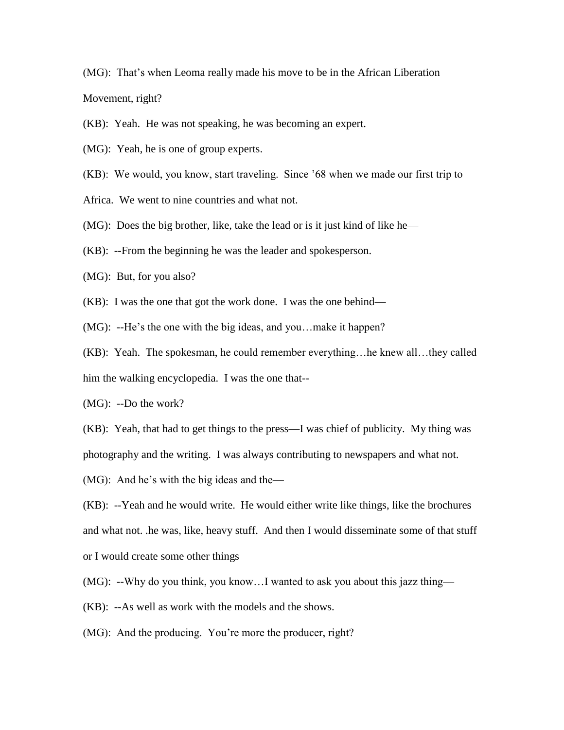(MG): That's when Leoma really made his move to be in the African Liberation Movement, right?

(KB): Yeah. He was not speaking, he was becoming an expert.

(MG): Yeah, he is one of group experts.

(KB): We would, you know, start traveling. Since '68 when we made our first trip to Africa. We went to nine countries and what not.

(MG): Does the big brother, like, take the lead or is it just kind of like he—

(KB): --From the beginning he was the leader and spokesperson.

(MG): But, for you also?

(KB): I was the one that got the work done. I was the one behind—

(MG): --He's the one with the big ideas, and you…make it happen?

(KB): Yeah. The spokesman, he could remember everything…he knew all…they called him the walking encyclopedia. I was the one that--

(MG): --Do the work?

(KB): Yeah, that had to get things to the press—I was chief of publicity. My thing was photography and the writing. I was always contributing to newspapers and what not.

(MG): And he's with the big ideas and the—

(KB): --Yeah and he would write. He would either write like things, like the brochures and what not. .he was, like, heavy stuff. And then I would disseminate some of that stuff or I would create some other things—

(MG): --Why do you think, you know…I wanted to ask you about this jazz thing—

(KB): --As well as work with the models and the shows.

(MG): And the producing. You're more the producer, right?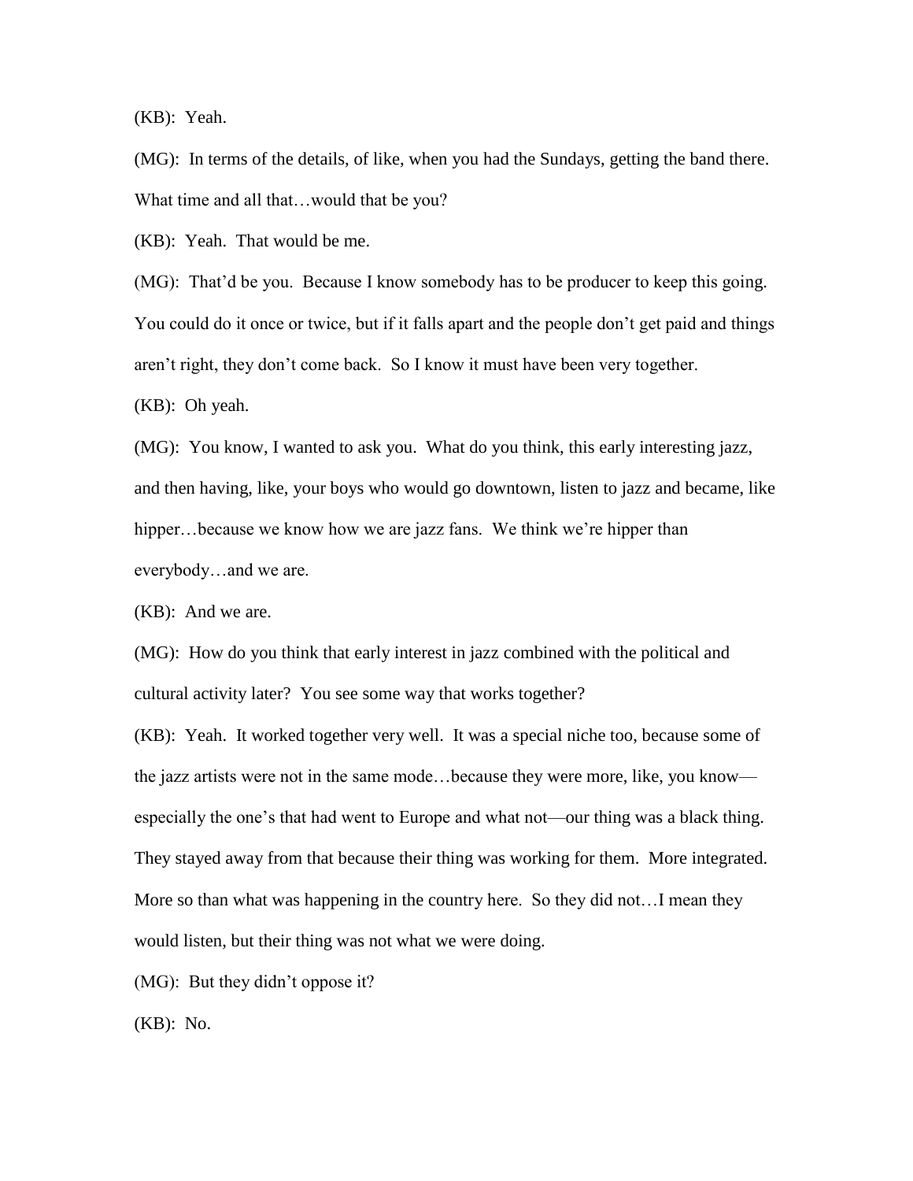(KB): Yeah.

(MG): In terms of the details, of like, when you had the Sundays, getting the band there. What time and all that…would that be you?

(KB): Yeah. That would be me.

(MG): That'd be you. Because I know somebody has to be producer to keep this going. You could do it once or twice, but if it falls apart and the people don't get paid and things aren't right, they don't come back. So I know it must have been very together.

(KB): Oh yeah.

(MG): You know, I wanted to ask you. What do you think, this early interesting jazz, and then having, like, your boys who would go downtown, listen to jazz and became, like hipper…because we know how we are jazz fans. We think we're hipper than everybody…and we are.

(KB): And we are.

(MG): How do you think that early interest in jazz combined with the political and cultural activity later? You see some way that works together?

(KB): Yeah. It worked together very well. It was a special niche too, because some of the jazz artists were not in the same mode…because they were more, like, you know—especially the one's that had went to Europe and what not—our thing was a black thing. They stayed away from that because their thing was working for them. More integrated. More so than what was happening in the country here. So they did not…I mean they would listen, but their thing was not what we were doing.

(MG): But they didn't oppose it?

(KB): No.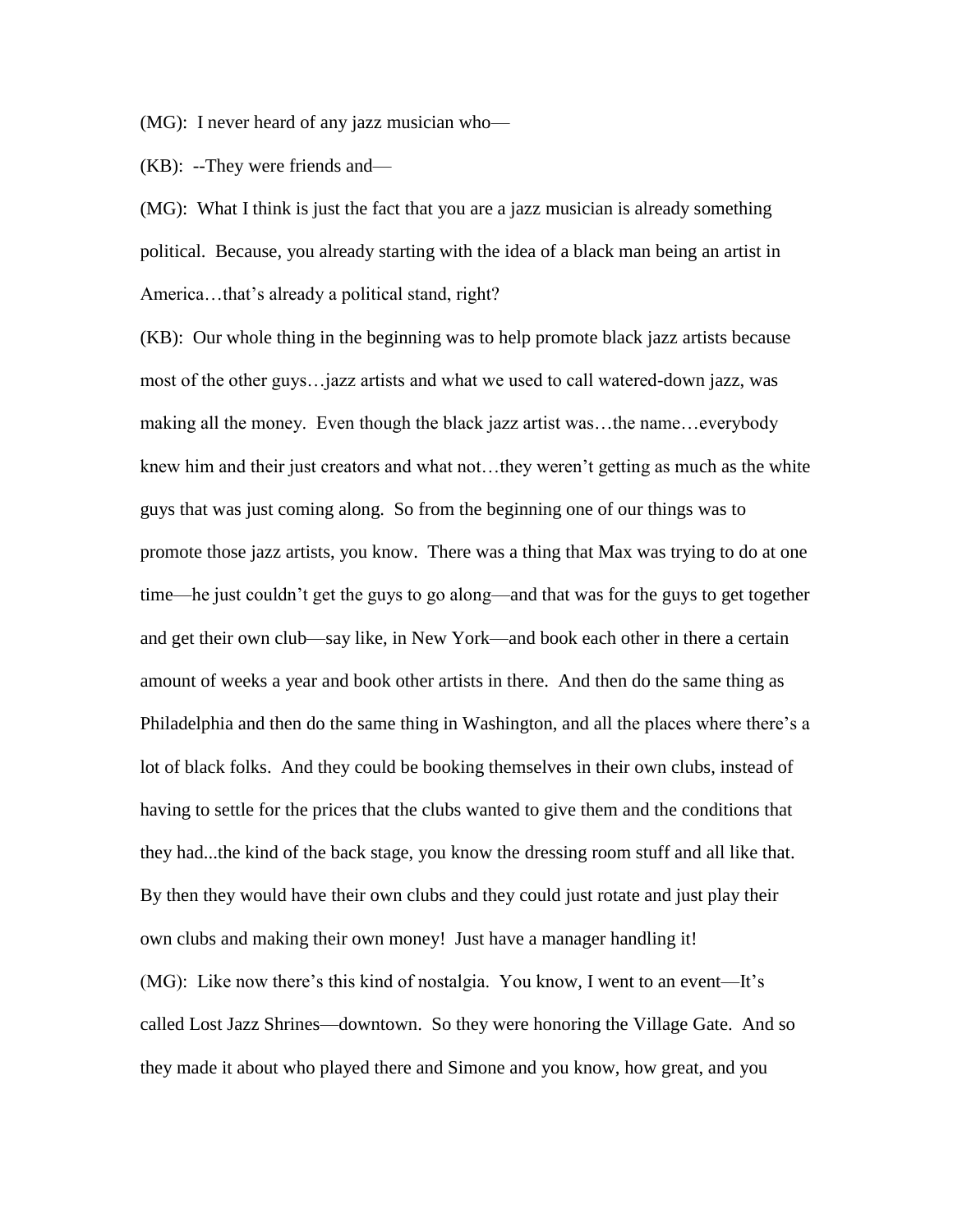(MG): I never heard of any jazz musician who—

(KB): --They were friends and—

(MG): What I think is just the fact that you are a jazz musician is already something political. Because, you already starting with the idea of a black man being an artist in America…that's already a political stand, right?

(KB): Our whole thing in the beginning was to help promote black jazz artists because most of the other guys…jazz artists and what we used to call watered-down jazz, was making all the money. Even though the black jazz artist was…the name…everybody knew him and their just creators and what not…they weren't getting as much as the white guys that was just coming along. So from the beginning one of our things was to promote those jazz artists, you know. There was a thing that Max was trying to do at one time—he just couldn't get the guys to go along—and that was for the guys to get together and get their own club—say like, in New York—and book each other in there a certain amount of weeks a year and book other artists in there. And then do the same thing as Philadelphia and then do the same thing in Washington, and all the places where there's a lot of black folks. And they could be booking themselves in their own clubs, instead of having to settle for the prices that the clubs wanted to give them and the conditions that they had...the kind of the back stage, you know the dressing room stuff and all like that. By then they would have their own clubs and they could just rotate and just play their own clubs and making their own money! Just have a manager handling it!

(MG): Like now there's this kind of nostalgia. You know, I went to an event—It's called Lost Jazz Shrines—downtown. So they were honoring the Village Gate. And so they made it about who played there and Simone and you know, how great, and you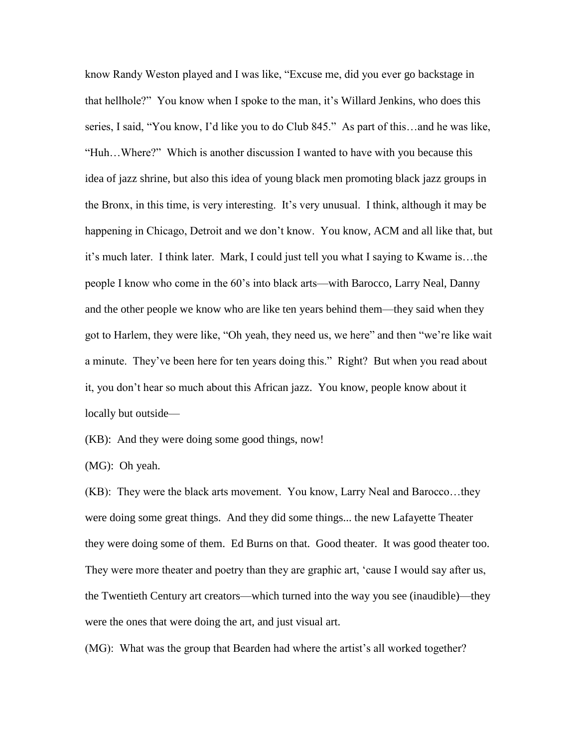know Randy Weston played and I was like, "Excuse me, did you ever go backstage in that hellhole?" You know when I spoke to the man, it's Willard Jenkins, who does this series, I said, "You know, I'd like you to do Club 845." As part of this…and he was like, "Huh…Where?" Which is another discussion I wanted to have with you because this idea of jazz shrine, but also this idea of young black men promoting black jazz groups in the Bronx, in this time, is very interesting. It's very unusual. I think, although it may be happening in Chicago, Detroit and we don't know. You know, ACM and all like that, but it's much later. I think later. Mark, I could just tell you what I saying to Kwame is…the people I know who come in the 60's into black arts—with Barocco, Larry Neal, Danny and the other people we know who are like ten years behind them—they said when they got to Harlem, they were like, "Oh yeah, they need us, we here" and then "we're like wait a minute. They've been here for ten years doing this." Right? But when you read about it, you don't hear so much about this African jazz. You know, people know about it locally but outside—

(KB): And they were doing some good things, now!

(MG): Oh yeah.

(KB): They were the black arts movement. You know, Larry Neal and Barocco…they were doing some great things. And they did some things... the new Lafayette Theater they were doing some of them. Ed Burns on that. Good theater. It was good theater too. They were more theater and poetry than they are graphic art, 'cause I would say after us, the Twentieth Century art creators—which turned into the way you see (inaudible)—they were the ones that were doing the art, and just visual art.

(MG): What was the group that Bearden had where the artist's all worked together?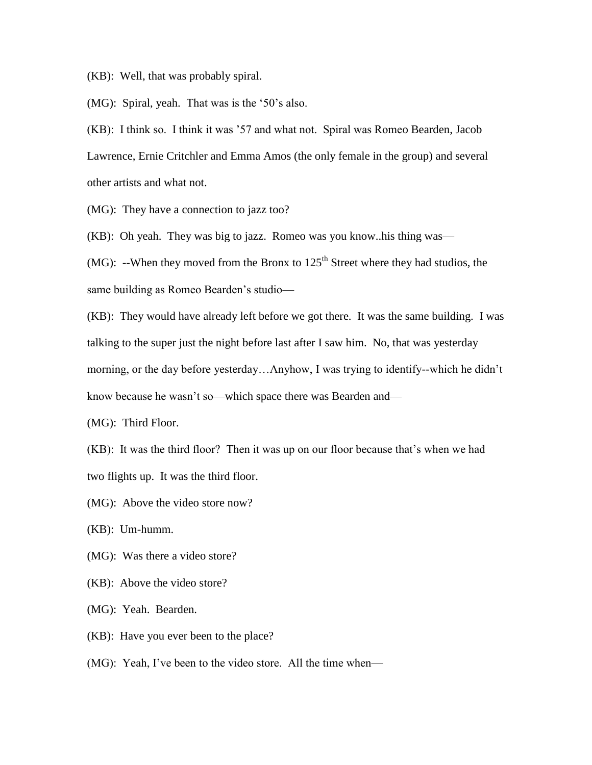(KB): Well, that was probably spiral.

(MG): Spiral, yeah. That was is the '50's also.

(KB): I think so. I think it was '57 and what not. Spiral was Romeo Bearden, Jacob Lawrence, Ernie Critchler and Emma Amos (the only female in the group) and several other artists and what not.

(MG): They have a connection to jazz too?

(KB): Oh yeah. They was big to jazz. Romeo was you know..his thing was—

(MG): --When they moved from the Bronx to 125th Street where they had studios, the same building as Romeo Bearden's studio—

(KB): They would have already left before we got there. It was the same building. I was talking to the super just the night before last after I saw him. No, that was yesterday morning, or the day before yesterday…Anyhow, I was trying to identify--which he didn't know because he wasn't so—which space there was Bearden and—

(MG): Third Floor.

(KB): It was the third floor? Then it was up on our floor because that's when we had two flights up. It was the third floor.

(MG): Above the video store now?

(KB): Um-humm.

(MG): Was there a video store?

(KB): Above the video store?

(MG): Yeah. Bearden.

(KB): Have you ever been to the place?

(MG): Yeah, I've been to the video store. All the time when—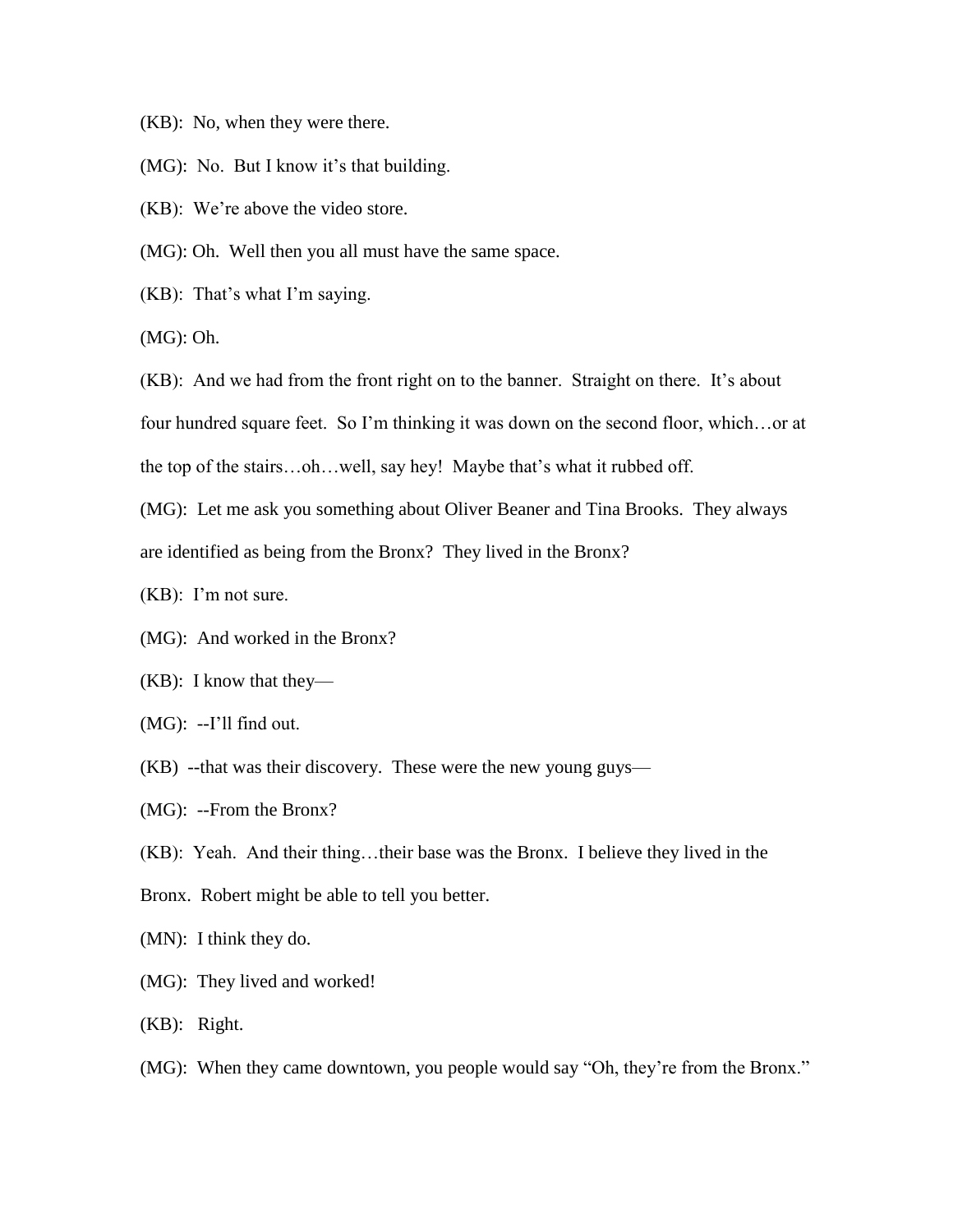(KB): No, when they were there.

(MG): No. But I know it's that building.

(KB): We're above the video store.

(MG): Oh. Well then you all must have the same space.

(KB): That's what I'm saying.

(MG): Oh.

(KB): And we had from the front right on to the banner. Straight on there. It's about four hundred square feet. So I'm thinking it was down on the second floor, which…or at the top of the stairs…oh…well, say hey! Maybe that's what it rubbed off.

(MG): Let me ask you something about Oliver Beaner and Tina Brooks. They always are identified as being from the Bronx? They lived in the Bronx?

(KB): I'm not sure.

(MG): And worked in the Bronx?

(KB): I know that they—

(MG): --I'll find out.

(KB) --that was their discovery. These were the new young guys—

(MG): --From the Bronx?

(KB): Yeah. And their thing…their base was the Bronx. I believe they lived in the Bronx. Robert might be able to tell you better.

(MN): I think they do.

(MG): They lived and worked!

(KB): Right.

(MG): When they came downtown, you people would say "Oh, they're from the Bronx."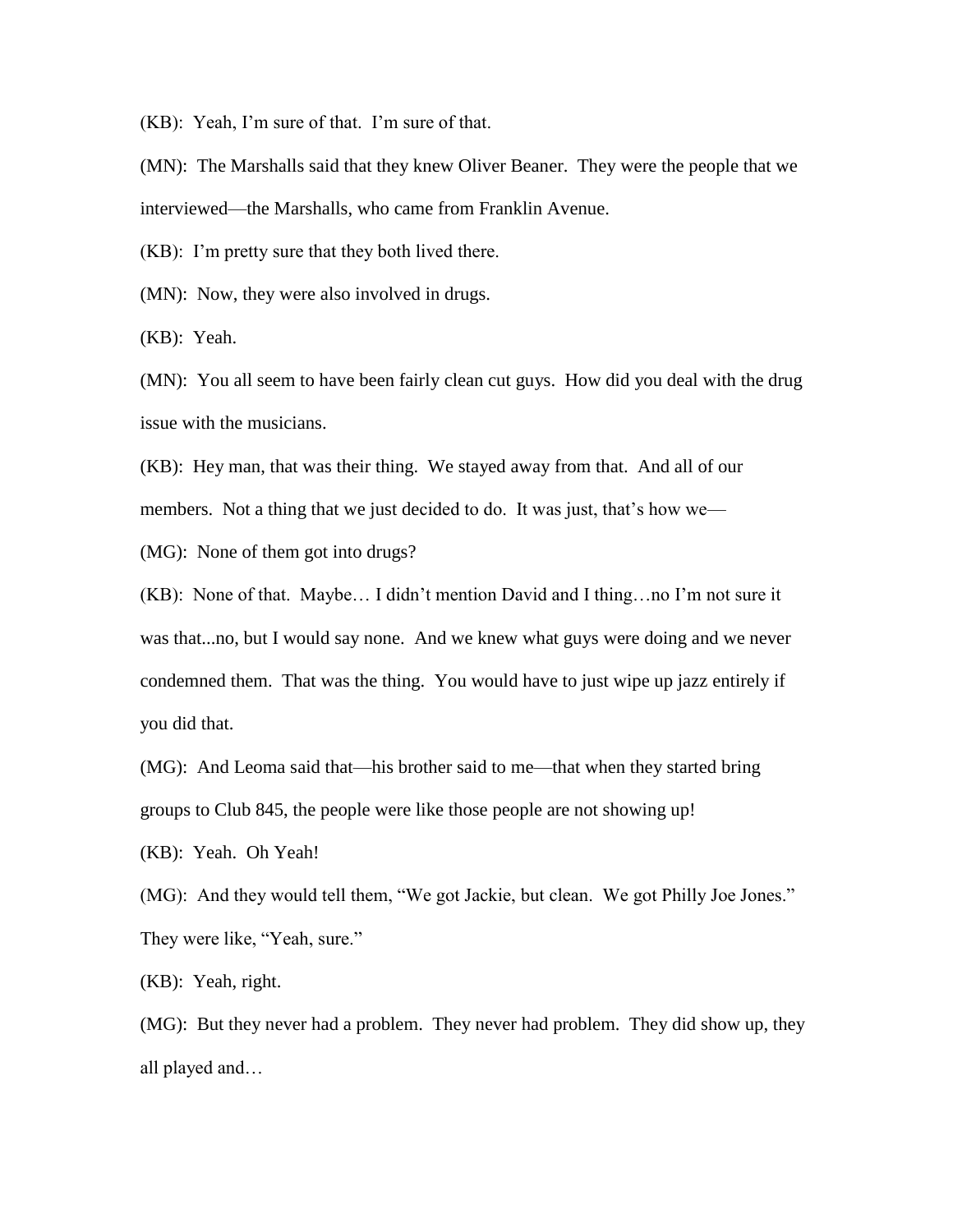(KB): Yeah, I'm sure of that. I'm sure of that.

(MN): The Marshalls said that they knew Oliver Beaner. They were the people that we interviewed—the Marshalls, who came from Franklin Avenue.

(KB): I'm pretty sure that they both lived there.

(MN): Now, they were also involved in drugs.

(KB): Yeah.

(MN): You all seem to have been fairly clean cut guys. How did you deal with the drug issue with the musicians.

(KB): Hey man, that was their thing. We stayed away from that. And all of our members. Not a thing that we just decided to do. It was just, that's how we—

(MG): None of them got into drugs?

(KB): None of that. Maybe… I didn't mention David and I thing…no I'm not sure it was that...no, but I would say none. And we knew what guys were doing and we never condemned them. That was the thing. You would have to just wipe up jazz entirely if you did that.

(MG): And Leoma said that—his brother said to me—that when they started bring groups to Club 845, the people were like those people are not showing up!

(KB): Yeah. Oh Yeah!

(MG): And they would tell them, "We got Jackie, but clean. We got Philly Joe Jones." They were like, "Yeah, sure."

(KB): Yeah, right.

(MG): But they never had a problem. They never had problem. They did show up, they all played and…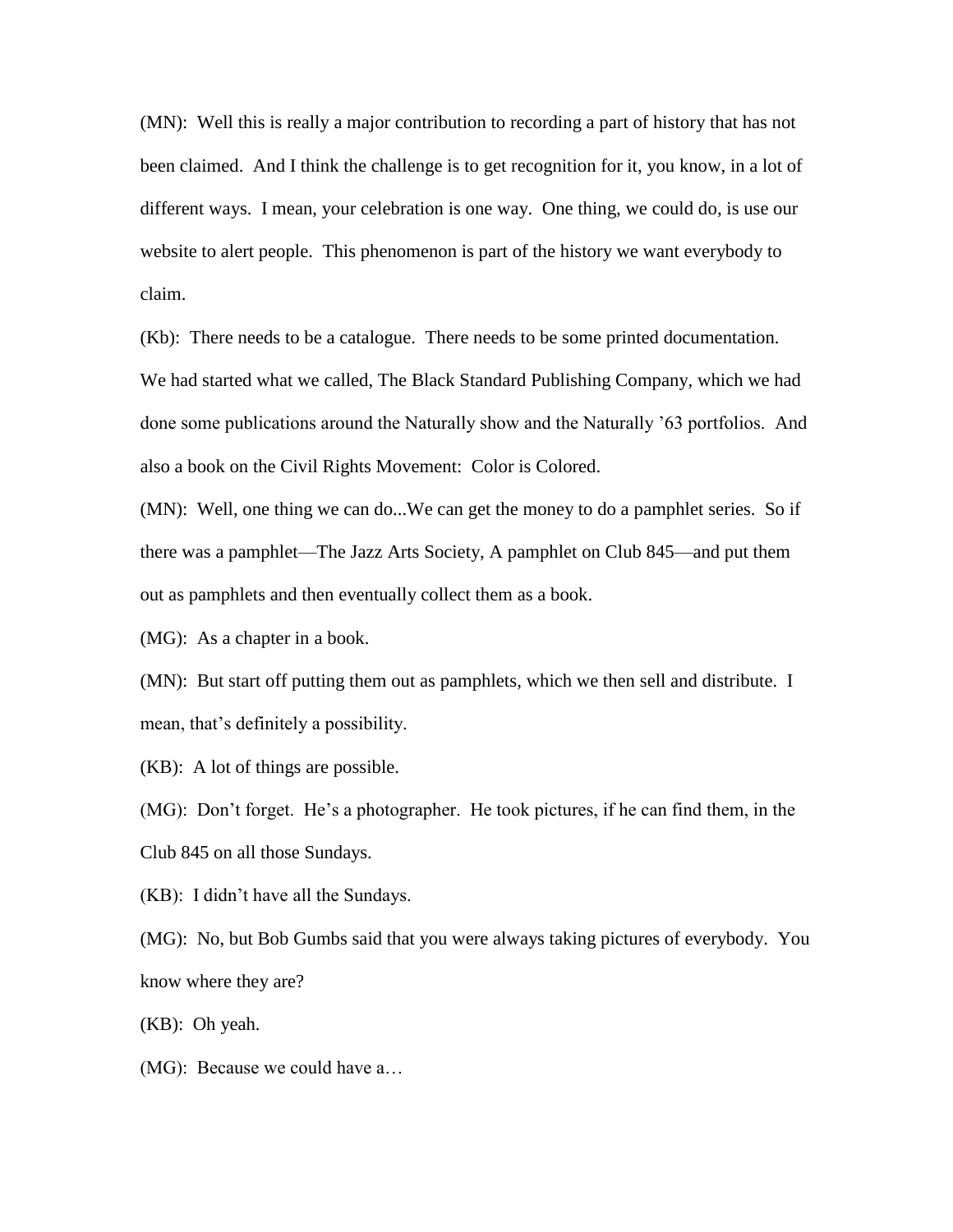(MN): Well this is really a major contribution to recording a part of history that has not been claimed. And I think the challenge is to get recognition for it, you know, in a lot of different ways. I mean, your celebration is one way. One thing, we could do, is use our website to alert people. This phenomenon is part of the history we want everybody to claim.

(Kb): There needs to be a catalogue. There needs to be some printed documentation. We had started what we called, The Black Standard Publishing Company, which we had done some publications around the Naturally show and the Naturally '63 portfolios. And also a book on the Civil Rights Movement: Color is Colored.

(MN): Well, one thing we can do...We can get the money to do a pamphlet series. So if there was a pamphlet—The Jazz Arts Society, A pamphlet on Club 845—and put them out as pamphlets and then eventually collect them as a book.

(MG): As a chapter in a book.

(MN): But start off putting them out as pamphlets, which we then sell and distribute. I mean, that's definitely a possibility.

(KB): A lot of things are possible.

(MG): Don't forget. He's a photographer. He took pictures, if he can find them, in the Club 845 on all those Sundays.

(KB): I didn't have all the Sundays.

(MG): No, but Bob Gumbs said that you were always taking pictures of everybody. You know where they are?

(KB): Oh yeah.

(MG): Because we could have a…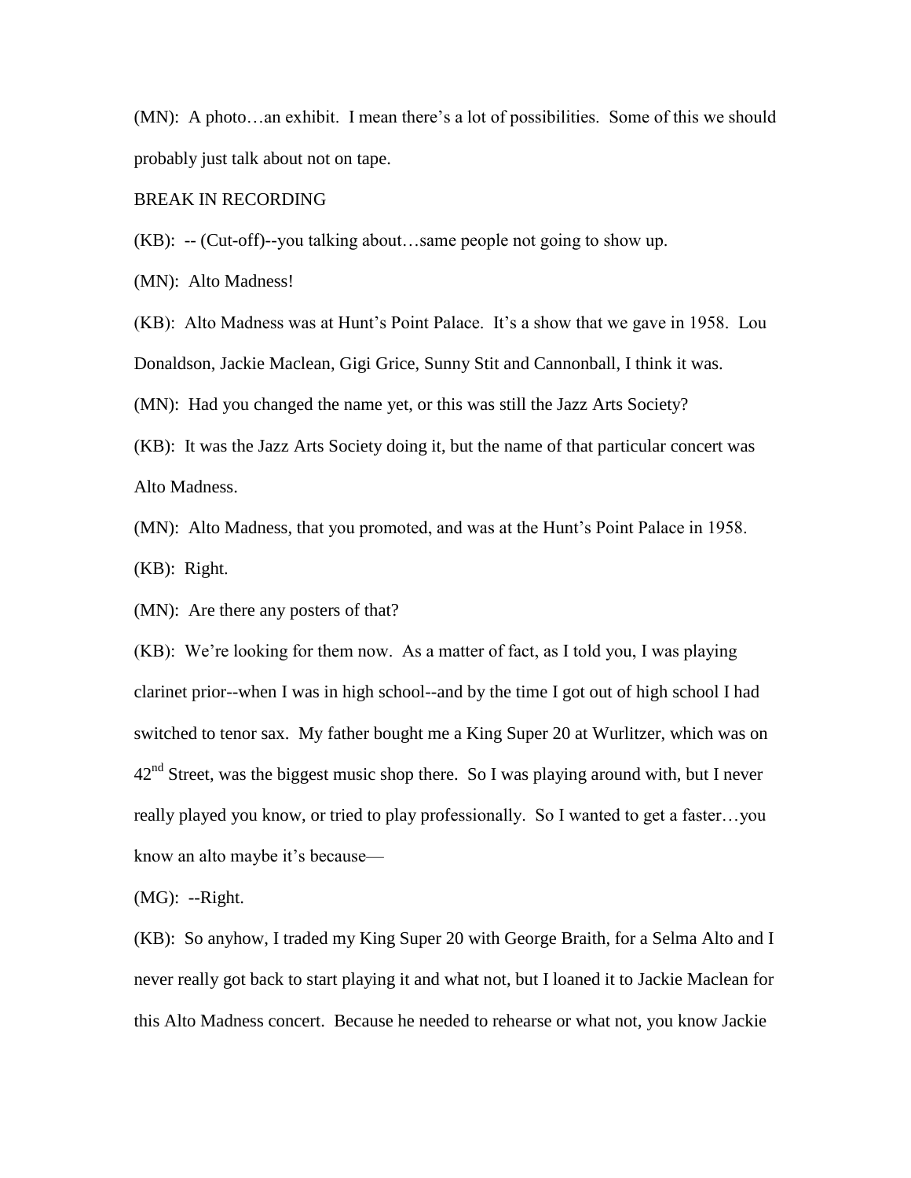(MN): A photo…an exhibit. I mean there's a lot of possibilities. Some of this we should probably just talk about not on tape.

BREAK IN RECORDING

(KB): -- (Cut-off)--you talking about…same people not going to show up.

(MN): Alto Madness!

(KB): Alto Madness was at Hunt's Point Palace. It's a show that we gave in 1958. Lou Donaldson, Jackie Maclean, Gigi Grice, Sunny Stit and Cannonball, I think it was.

(MN): Had you changed the name yet, or this was still the Jazz Arts Society?

(KB): It was the Jazz Arts Society doing it, but the name of that particular concert was Alto Madness.

(MN): Alto Madness, that you promoted, and was at the Hunt's Point Palace in 1958.

(KB): Right.

(MN): Are there any posters of that?

(KB): We're looking for them now. As a matter of fact, as I told you, I was playing clarinet prior--when I was in high school--and by the time I got out of high school I had switched to tenor sax. My father bought me a King Super 20 at Wurlitzer, which was on 42nd Street, was the biggest music shop there. So I was playing around with, but I never really played you know, or tried to play professionally. So I wanted to get a faster…you know an alto maybe it's because—

(MG): --Right.

(KB): So anyhow, I traded my King Super 20 with George Braith, for a Selma Alto and I never really got back to start playing it and what not, but I loaned it to Jackie Maclean for this Alto Madness concert. Because he needed to rehearse or what not, you know Jackie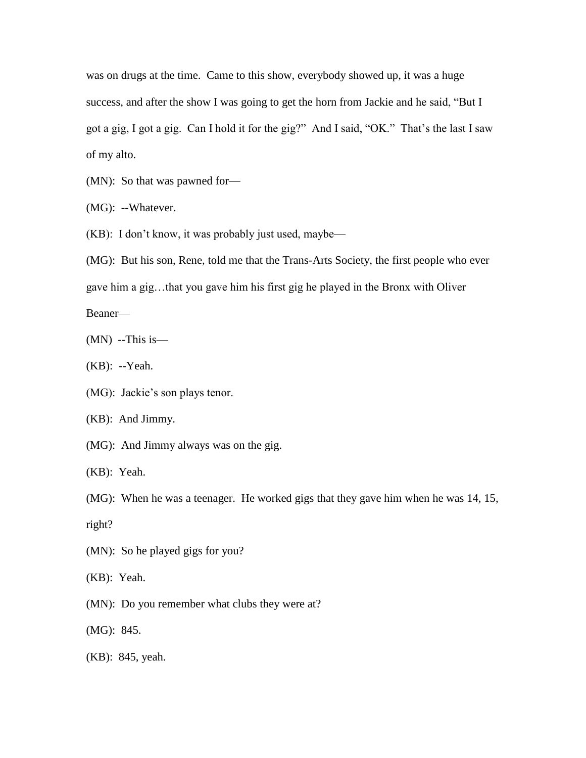was on drugs at the time. Came to this show, everybody showed up, it was a huge success, and after the show I was going to get the horn from Jackie and he said, "But I got a gig, I got a gig. Can I hold it for the gig?" And I said, "OK." That's the last I saw of my alto.

(MN): So that was pawned for—

(MG): --Whatever.

(KB): I don't know, it was probably just used, maybe—

(MG): But his son, Rene, told me that the Trans-Arts Society, the first people who ever gave him a gig…that you gave him his first gig he played in the Bronx with Oliver Beaner—

(MN) --This is—

(KB): --Yeah.

(MG): Jackie's son plays tenor.

(KB): And Jimmy.

(MG): And Jimmy always was on the gig.

(KB): Yeah.

(MG): When he was a teenager. He worked gigs that they gave him when he was 14, 15, right?

(MN): So he played gigs for you?

(KB): Yeah.

(MN): Do you remember what clubs they were at?

(MG): 845.

(KB): 845, yeah.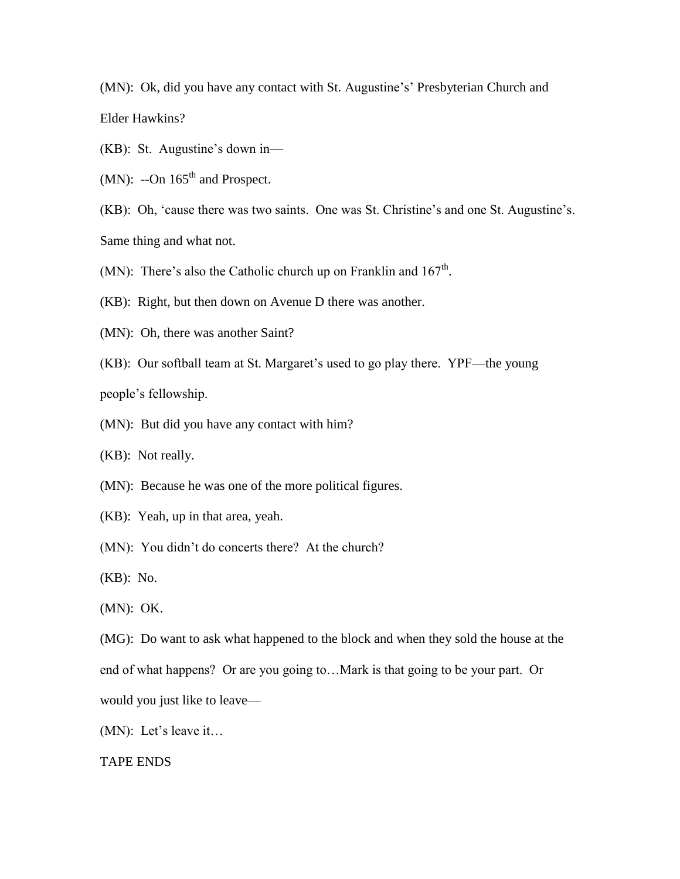(MN): Ok, did you have any contact with St. Augustine's' Presbyterian Church and Elder Hawkins?

(KB): St. Augustine's down in—

(MN): --On 165th and Prospect.

(KB): Oh, 'cause there was two saints. One was St. Christine's and one St. Augustine's. Same thing and what not.

(MN): There's also the Catholic church up on Franklin and 167th.

(KB): Right, but then down on Avenue D there was another.

(MN): Oh, there was another Saint?

(KB): Our softball team at St. Margaret's used to go play there. YPF—the young people's fellowship.

(MN): But did you have any contact with him?

(KB): Not really.

(MN): Because he was one of the more political figures.

(KB): Yeah, up in that area, yeah.

(MN): You didn't do concerts there? At the church?

(KB): No.

(MN): OK.

(MG): Do want to ask what happened to the block and when they sold the house at the end of what happens? Or are you going to…Mark is that going to be your part. Or would you just like to leave—

(MN): Let's leave it…

TAPE ENDS